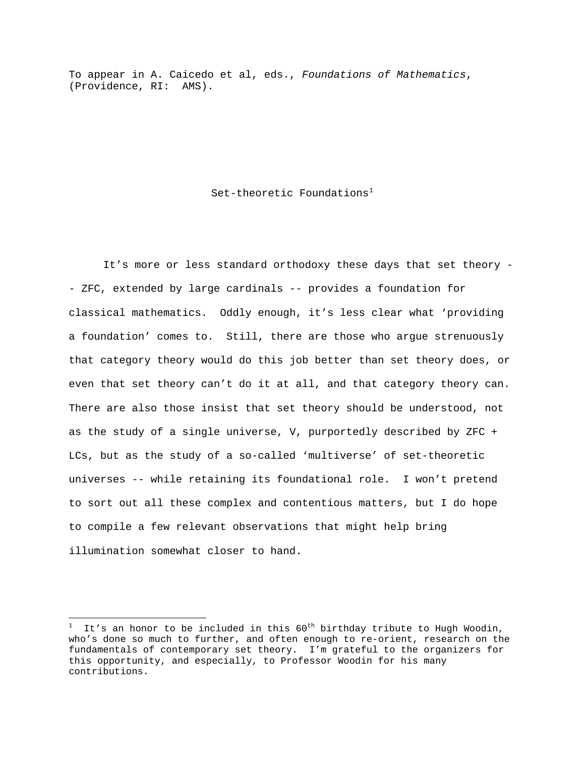To appear in A. Caicedo et al, eds., *Foundations of Mathematics*, (Providence, RI: AMS).

# Set-theoretic Foundations[1]

It's more or less standard orthodoxy these days that set theory -- ZFC, extended by large cardinals -- provides a foundation for classical mathematics. Oddly enough, it's less clear what 'providing a foundation' comes to. Still, there are those who argue strenuously that category theory would do this job better than set theory does, or even that set theory can't do it at all, and that category theory can. There are also those insist that set theory should be understood, not as the study of a single universe, V, purportedly described by ZFC + LCs, but as the study of a so-called 'multiverse' of set-theoretic universes -- while retaining its foundational role. I won't pretend to sort out all these complex and contentious matters, but I do hope to compile a few relevant observations that might help bring illumination somewhat closer to hand.

---

[1] It's an honor to be included in this 60th birthday tribute to Hugh Woodin, who's done so much to further, and often enough to re-orient, research on the fundamentals of contemporary set theory. I'm grateful to the organizers for this opportunity, and especially, to Professor Woodin for his many contributions.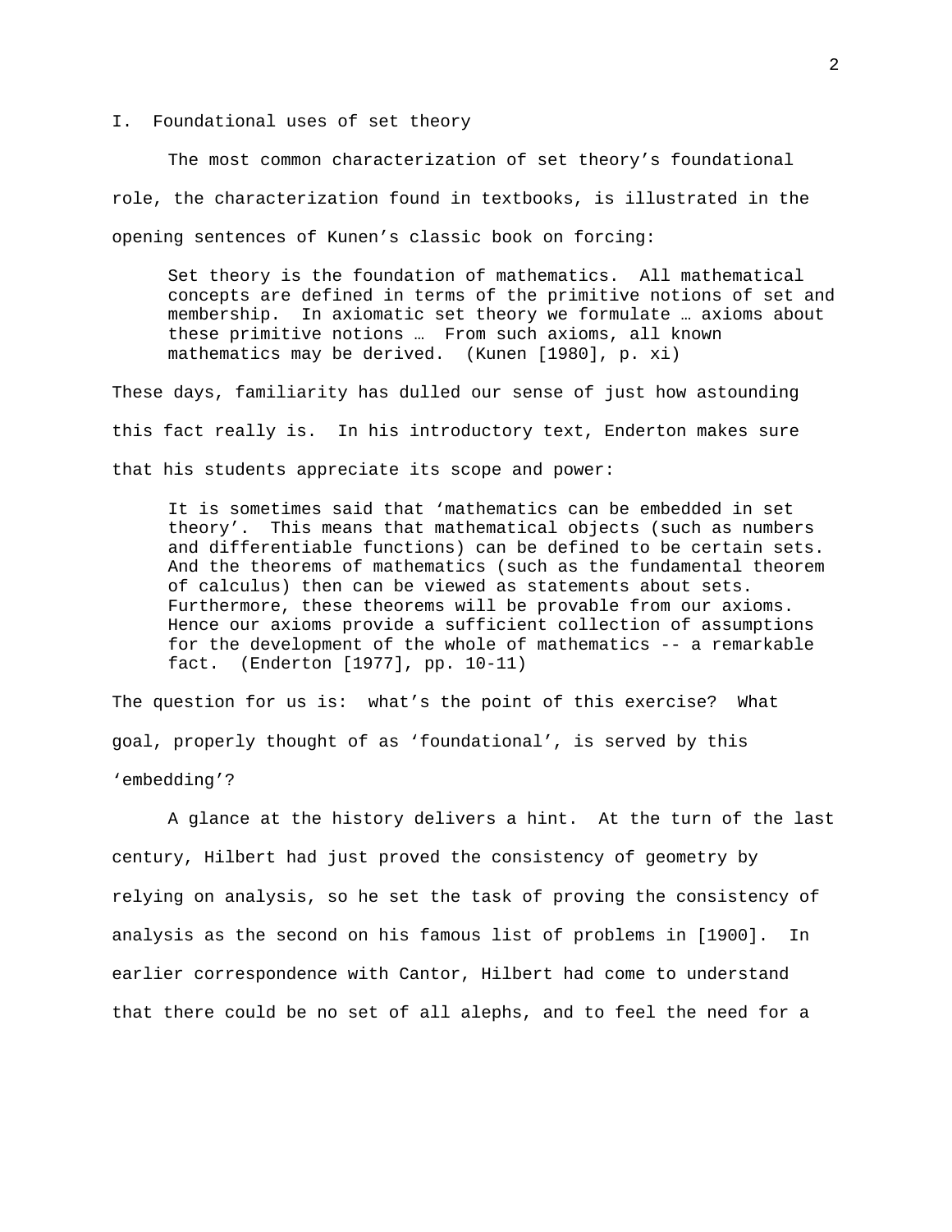## I. Foundational uses of set theory

The most common characterization of set theory's foundational role, the characterization found in textbooks, is illustrated in the opening sentences of Kunen's classic book on forcing:

> Set theory is the foundation of mathematics. All mathematical concepts are defined in terms of the primitive notions of set and membership. In axiomatic set theory we formulate … axioms about these primitive notions … From such axioms, all known mathematics may be derived. (Kunen [1980], p. xi)

These days, familiarity has dulled our sense of just how astounding this fact really is. In his introductory text, Enderton makes sure that his students appreciate its scope and power:

> It is sometimes said that 'mathematics can be embedded in set theory'. This means that mathematical objects (such as numbers and differentiable functions) can be defined to be certain sets. And the theorems of mathematics (such as the fundamental theorem of calculus) then can be viewed as statements about sets. Furthermore, these theorems will be provable from our axioms. Hence our axioms provide a sufficient collection of assumptions for the development of the whole of mathematics -- a remarkable fact. (Enderton [1977], pp. 10-11)

The question for us is: what's the point of this exercise? What goal, properly thought of as 'foundational', is served by this 'embedding'?

A glance at the history delivers a hint. At the turn of the last century, Hilbert had just proved the consistency of geometry by relying on analysis, so he set the task of proving the consistency of analysis as the second on his famous list of problems in [1900]. In earlier correspondence with Cantor, Hilbert had come to understand that there could be no set of all alephs, and to feel the need for a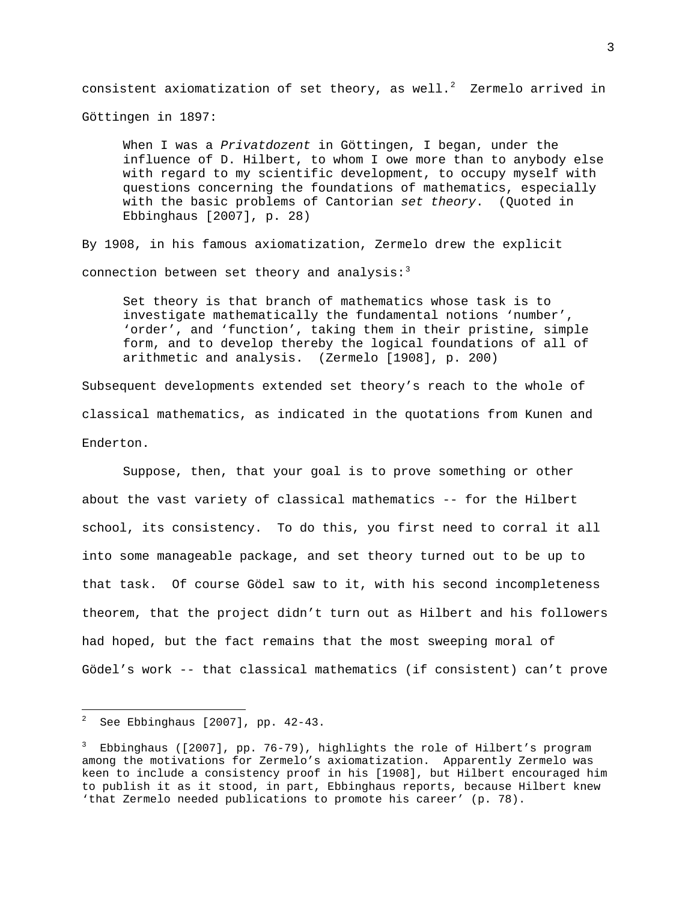consistent axiomatization of set theory, as well.[2] Zermelo arrived in Göttingen in 1897:

> When I was a *Privatdozent* in Göttingen, I began, under the influence of D. Hilbert, to whom I owe more than to anybody else with regard to my scientific development, to occupy myself with questions concerning the foundations of mathematics, especially with the basic problems of Cantorian *set theory*. (Quoted in Ebbinghaus [2007], p. 28)

By 1908, in his famous axiomatization, Zermelo drew the explicit connection between set theory and analysis:[3]

> Set theory is that branch of mathematics whose task is to investigate mathematically the fundamental notions 'number', 'order', and 'function', taking them in their pristine, simple form, and to develop thereby the logical foundations of all of arithmetic and analysis. (Zermelo [1908], p. 200)

Subsequent developments extended set theory's reach to the whole of classical mathematics, as indicated in the quotations from Kunen and Enderton.

Suppose, then, that your goal is to prove something or other about the vast variety of classical mathematics -- for the Hilbert school, its consistency. To do this, you first need to corral it all into some manageable package, and set theory turned out to be up to that task. Of course Gödel saw to it, with his second incompleteness theorem, that the project didn't turn out as Hilbert and his followers had hoped, but the fact remains that the most sweeping moral of Gödel's work -- that classical mathematics (if consistent) can't prove

---

[2] See Ebbinghaus [2007], pp. 42-43.

[3] Ebbinghaus ([2007], pp. 76-79), highlights the role of Hilbert's program among the motivations for Zermelo's axiomatization. Apparently Zermelo was keen to include a consistency proof in his [1908], but Hilbert encouraged him to publish it as it stood, in part, Ebbinghaus reports, because Hilbert knew 'that Zermelo needed publications to promote his career' (p. 78).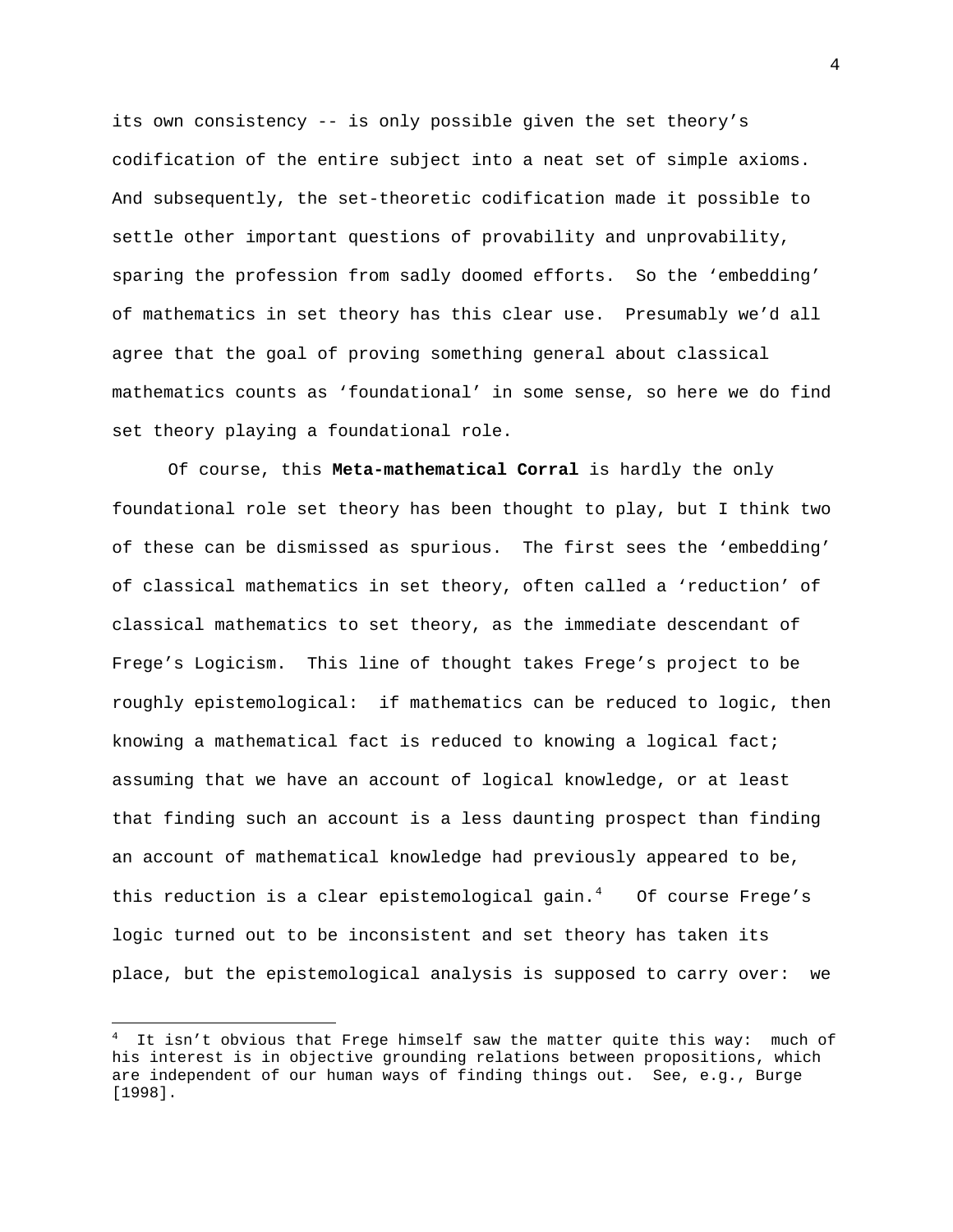its own consistency -- is only possible given the set theory's codification of the entire subject into a neat set of simple axioms. And subsequently, the set-theoretic codification made it possible to settle other important questions of provability and unprovability, sparing the profession from sadly doomed efforts. So the 'embedding' of mathematics in set theory has this clear use. Presumably we'd all agree that the goal of proving something general about classical mathematics counts as 'foundational' in some sense, so here we do find set theory playing a foundational role.

Of course, this **Meta-mathematical Corral** is hardly the only foundational role set theory has been thought to play, but I think two of these can be dismissed as spurious. The first sees the 'embedding' of classical mathematics in set theory, often called a 'reduction' of classical mathematics to set theory, as the immediate descendant of Frege's Logicism. This line of thought takes Frege's project to be roughly epistemological: if mathematics can be reduced to logic, then knowing a mathematical fact is reduced to knowing a logical fact; assuming that we have an account of logical knowledge, or at least that finding such an account is a less daunting prospect than finding an account of mathematical knowledge had previously appeared to be, this reduction is a clear epistemological gain.[4] Of course Frege's logic turned out to be inconsistent and set theory has taken its place, but the epistemological analysis is supposed to carry over: we

[4] It isn't obvious that Frege himself saw the matter quite this way: much of his interest is in objective grounding relations between propositions, which are independent of our human ways of finding things out. See, e.g., Burge [1998].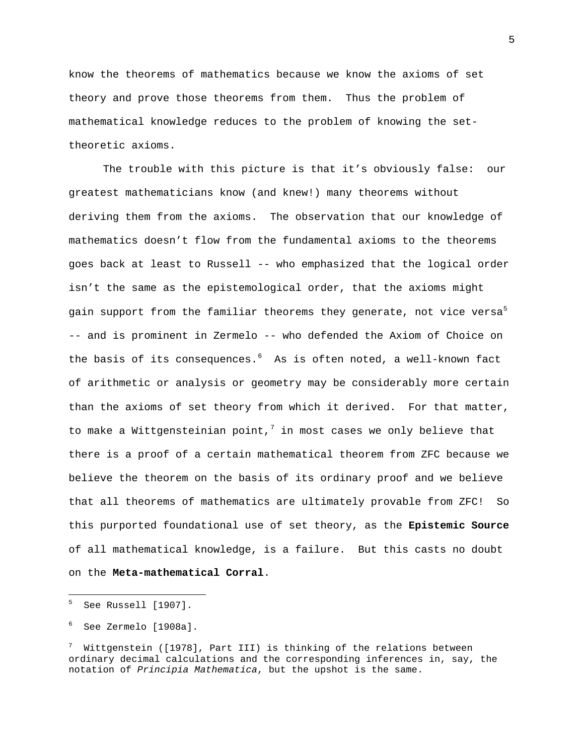know the theorems of mathematics because we know the axioms of set theory and prove those theorems from them. Thus the problem of mathematical knowledge reduces to the problem of knowing the set-theoretic axioms.

The trouble with this picture is that it's obviously false: our greatest mathematicians know (and knew!) many theorems without deriving them from the axioms. The observation that our knowledge of mathematics doesn't flow from the fundamental axioms to the theorems goes back at least to Russell -- who emphasized that the logical order isn't the same as the epistemological order, that the axioms might gain support from the familiar theorems they generate, not vice versa[5] -- and is prominent in Zermelo -- who defended the Axiom of Choice on the basis of its consequences.[6] As is often noted, a well-known fact of arithmetic or analysis or geometry may be considerably more certain than the axioms of set theory from which it derived. For that matter, to make a Wittgensteinian point,[7] in most cases we only believe that there is a proof of a certain mathematical theorem from ZFC because we believe the theorem on the basis of its ordinary proof and we believe that all theorems of mathematics are ultimately provable from ZFC! So this purported foundational use of set theory, as the **Epistemic Source** of all mathematical knowledge, is a failure. But this casts no doubt on the **Meta-mathematical Corral**.

---

[5] See Russell [1907].

[6] See Zermelo [1908a].

[7] Wittgenstein ([1978], Part III) is thinking of the relations between ordinary decimal calculations and the corresponding inferences in, say, the notation of *Principia Mathematica*, but the upshot is the same.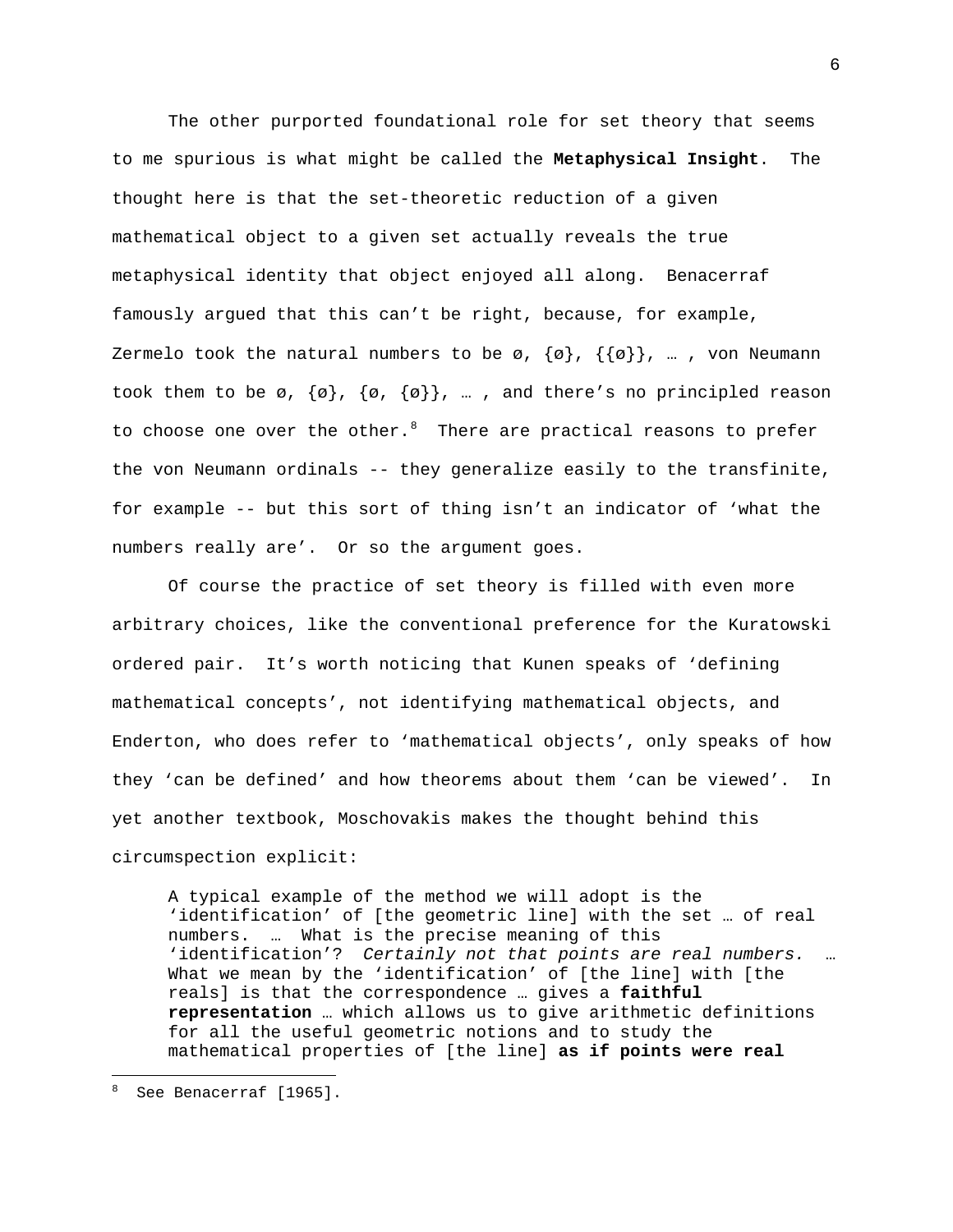The other purported foundational role for set theory that seems to me spurious is what might be called the **Metaphysical Insight**. The thought here is that the set-theoretic reduction of a given mathematical object to a given set actually reveals the true metaphysical identity that object enjoyed all along. Benacerraf famously argued that this can't be right, because, for example, Zermelo took the natural numbers to be ø, {ø}, {{ø}}, … , von Neumann took them to be ø, {ø}, {ø, {ø}}, … , and there's no principled reason to choose one over the other.[8] There are practical reasons to prefer the von Neumann ordinals -- they generalize easily to the transfinite, for example -- but this sort of thing isn't an indicator of 'what the numbers really are'. Or so the argument goes.

Of course the practice of set theory is filled with even more arbitrary choices, like the conventional preference for the Kuratowski ordered pair. It's worth noticing that Kunen speaks of 'defining mathematical concepts', not identifying mathematical objects, and Enderton, who does refer to 'mathematical objects', only speaks of how they 'can be defined' and how theorems about them 'can be viewed'. In yet another textbook, Moschovakis makes the thought behind this circumspection explicit:

> A typical example of the method we will adopt is the 'identification' of [the geometric line] with the set … of real numbers. … What is the precise meaning of this 'identification'? *Certainly not that points are real numbers.* … What we mean by the 'identification' of [the line] with [the reals] is that the correspondence … gives a **faithful representation** … which allows us to give arithmetic definitions for all the useful geometric notions and to study the mathematical properties of [the line] **as if points were real**

---

[8] See Benacerraf [1965].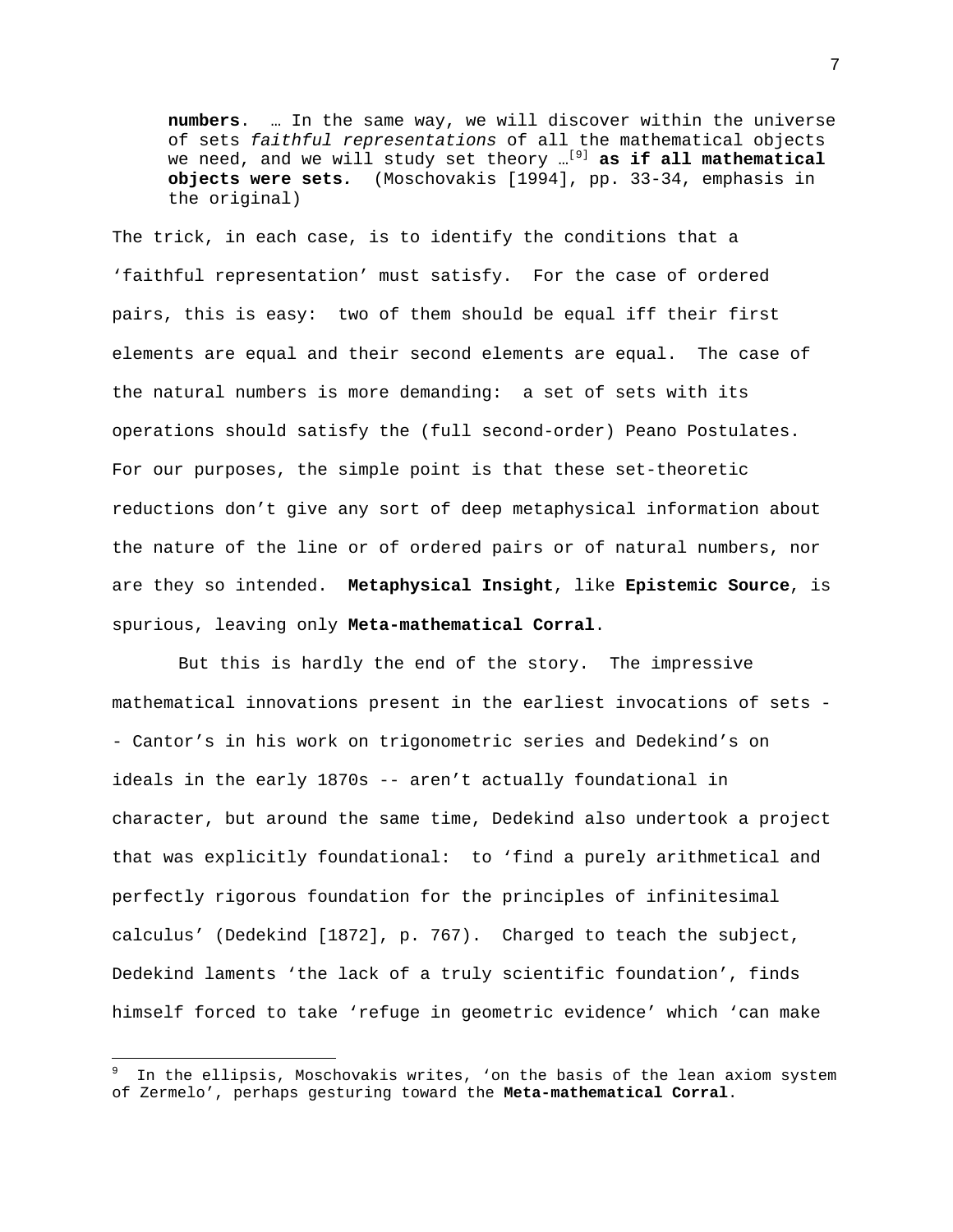> **numbers**. … In the same way, we will discover within the universe of sets *faithful representations* of all the mathematical objects we need, and we will study set theory …[9] **as if all mathematical objects were sets.** (Moschovakis [1994], pp. 33-34, emphasis in the original)

The trick, in each case, is to identify the conditions that a 'faithful representation' must satisfy. For the case of ordered pairs, this is easy: two of them should be equal iff their first elements are equal and their second elements are equal. The case of the natural numbers is more demanding: a set of sets with its operations should satisfy the (full second-order) Peano Postulates. For our purposes, the simple point is that these set-theoretic reductions don't give any sort of deep metaphysical information about the nature of the line or of ordered pairs or of natural numbers, nor are they so intended. **Metaphysical Insight**, like **Epistemic Source**, is spurious, leaving only **Meta-mathematical Corral**.

But this is hardly the end of the story. The impressive mathematical innovations present in the earliest invocations of sets -- Cantor's in his work on trigonometric series and Dedekind's on ideals in the early 1870s -- aren't actually foundational in character, but around the same time, Dedekind also undertook a project that was explicitly foundational: to 'find a purely arithmetical and perfectly rigorous foundation for the principles of infinitesimal calculus' (Dedekind [1872], p. 767). Charged to teach the subject, Dedekind laments 'the lack of a truly scientific foundation', finds himself forced to take 'refuge in geometric evidence' which 'can make

---

[9] In the ellipsis, Moschovakis writes, 'on the basis of the lean axiom system of Zermelo', perhaps gesturing toward the **Meta-mathematical Corral**.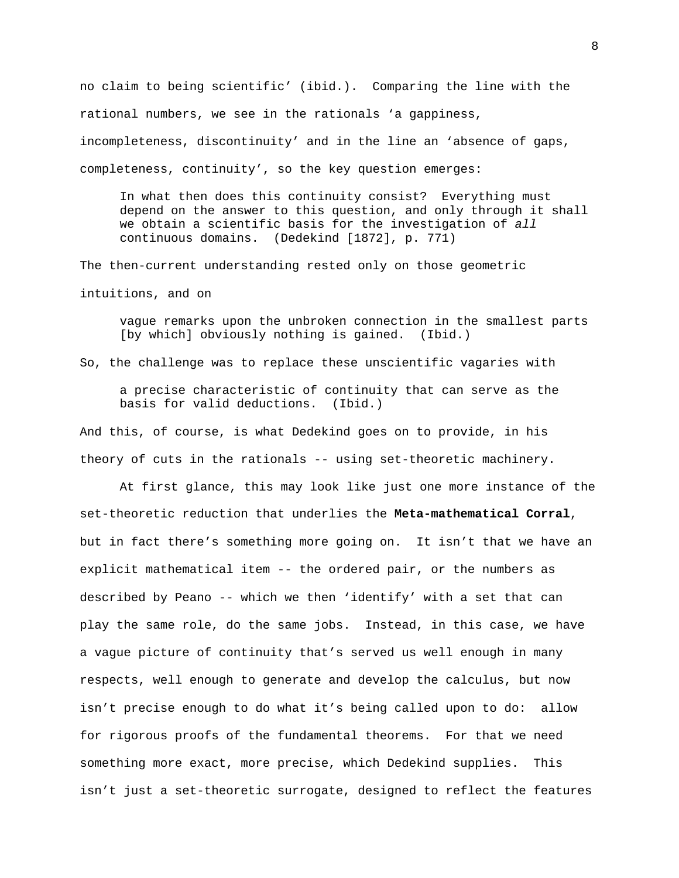no claim to being scientific' (ibid.). Comparing the line with the rational numbers, we see in the rationals 'a gappiness, incompleteness, discontinuity' and in the line an 'absence of gaps, completeness, continuity', so the key question emerges:

> In what then does this continuity consist? Everything must depend on the answer to this question, and only through it shall we obtain a scientific basis for the investigation of *all* continuous domains. (Dedekind [1872], p. 771)

The then-current understanding rested only on those geometric intuitions, and on

> vague remarks upon the unbroken connection in the smallest parts [by which] obviously nothing is gained. (Ibid.)

So, the challenge was to replace these unscientific vagaries with

> a precise characteristic of continuity that can serve as the basis for valid deductions. (Ibid.)

And this, of course, is what Dedekind goes on to provide, in his theory of cuts in the rationals -- using set-theoretic machinery.

At first glance, this may look like just one more instance of the set-theoretic reduction that underlies the **Meta-mathematical Corral**, but in fact there's something more going on. It isn't that we have an explicit mathematical item -- the ordered pair, or the numbers as described by Peano -- which we then 'identify' with a set that can play the same role, do the same jobs. Instead, in this case, we have a vague picture of continuity that's served us well enough in many respects, well enough to generate and develop the calculus, but now isn't precise enough to do what it's being called upon to do: allow for rigorous proofs of the fundamental theorems. For that we need something more exact, more precise, which Dedekind supplies. This isn't just a set-theoretic surrogate, designed to reflect the features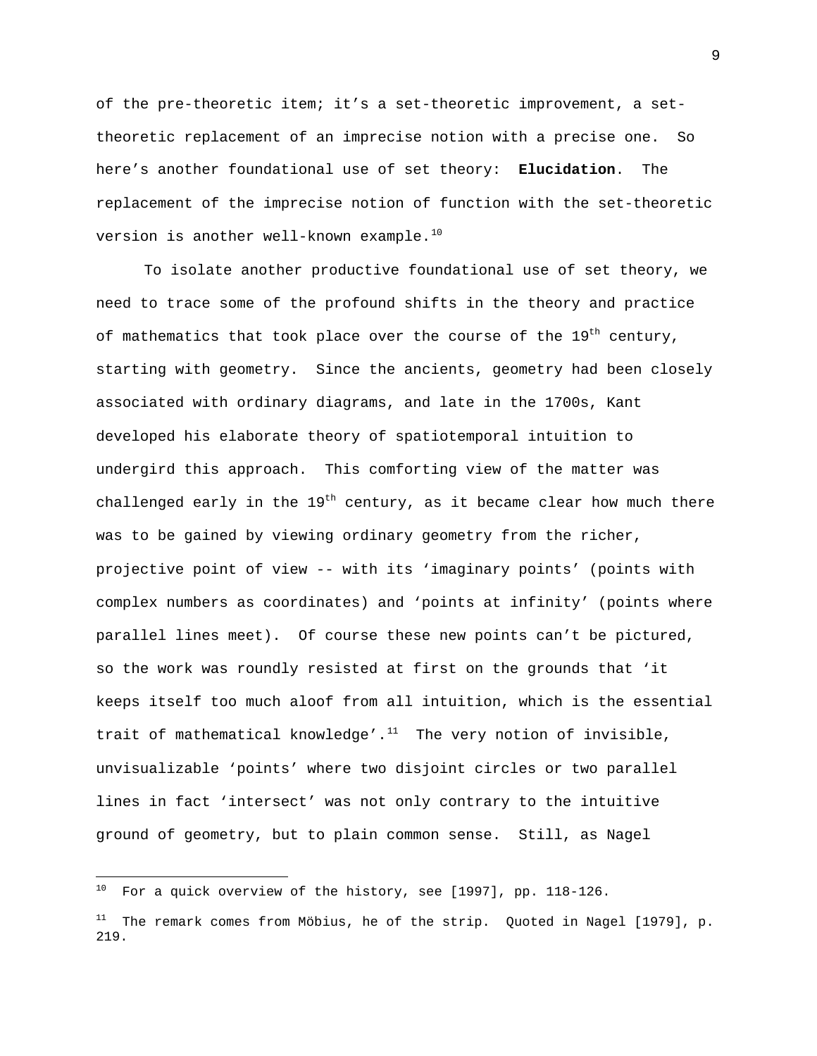of the pre-theoretic item; it's a set-theoretic improvement, a set-theoretic replacement of an imprecise notion with a precise one. So here's another foundational use of set theory: **Elucidation**. The replacement of the imprecise notion of function with the set-theoretic version is another well-known example.[10]

To isolate another productive foundational use of set theory, we need to trace some of the profound shifts in the theory and practice of mathematics that took place over the course of the 19th century, starting with geometry. Since the ancients, geometry had been closely associated with ordinary diagrams, and late in the 1700s, Kant developed his elaborate theory of spatiotemporal intuition to undergird this approach. This comforting view of the matter was challenged early in the 19th century, as it became clear how much there was to be gained by viewing ordinary geometry from the richer, projective point of view -- with its 'imaginary points' (points with complex numbers as coordinates) and 'points at infinity' (points where parallel lines meet). Of course these new points can't be pictured, so the work was roundly resisted at first on the grounds that 'it keeps itself too much aloof from all intuition, which is the essential trait of mathematical knowledge'.[11] The very notion of invisible, unvisualizable 'points' where two disjoint circles or two parallel lines in fact 'intersect' was not only contrary to the intuitive ground of geometry, but to plain common sense. Still, as Nagel

---

[10] For a quick overview of the history, see [1997], pp. 118-126.

[11] The remark comes from Möbius, he of the strip. Quoted in Nagel [1979], p. 219.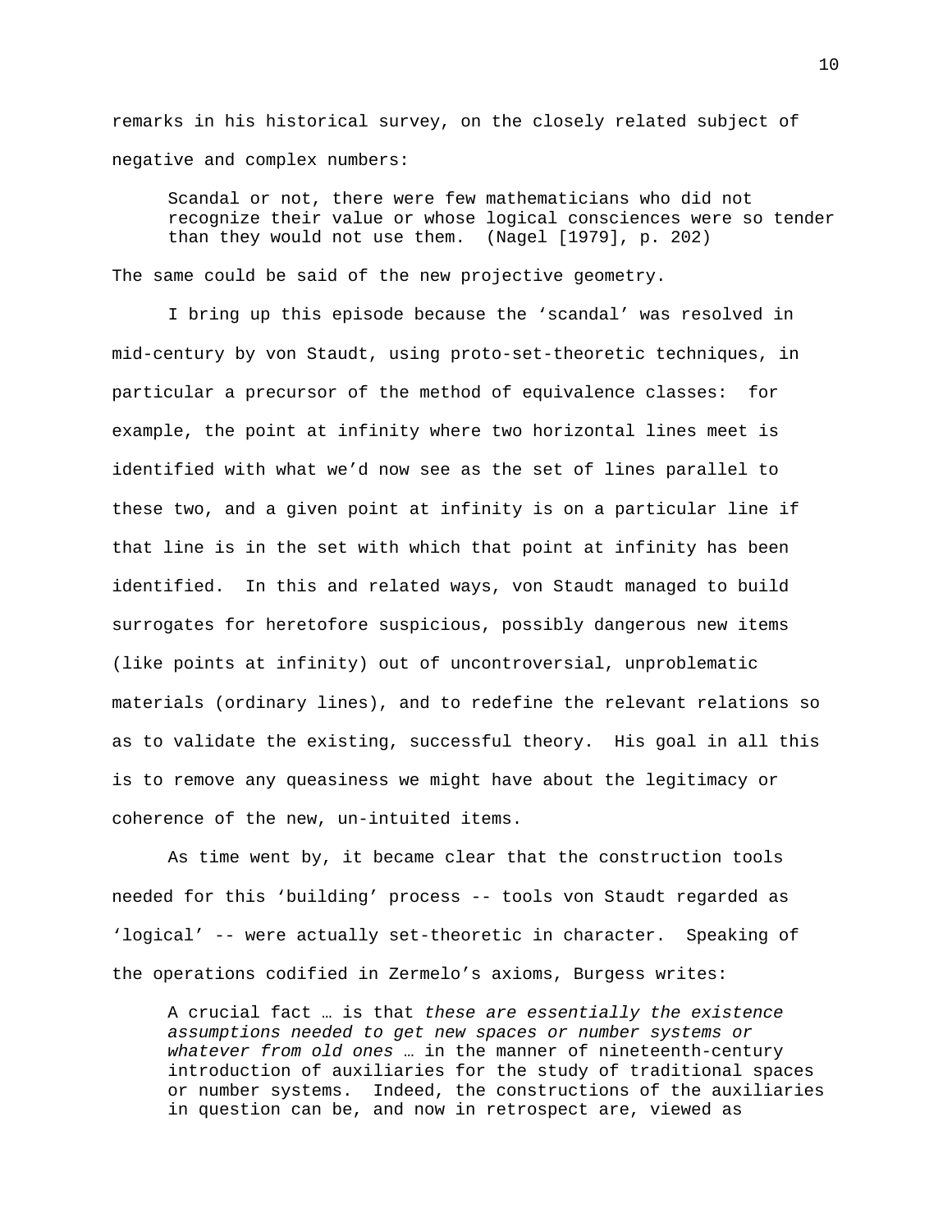remarks in his historical survey, on the closely related subject of negative and complex numbers:

> Scandal or not, there were few mathematicians who did not recognize their value or whose logical consciences were so tender than they would not use them. (Nagel [1979], p. 202)

The same could be said of the new projective geometry.

I bring up this episode because the 'scandal' was resolved in mid-century by von Staudt, using proto-set-theoretic techniques, in particular a precursor of the method of equivalence classes: for example, the point at infinity where two horizontal lines meet is identified with what we'd now see as the set of lines parallel to these two, and a given point at infinity is on a particular line if that line is in the set with which that point at infinity has been identified. In this and related ways, von Staudt managed to build surrogates for heretofore suspicious, possibly dangerous new items (like points at infinity) out of uncontroversial, unproblematic materials (ordinary lines), and to redefine the relevant relations so as to validate the existing, successful theory. His goal in all this is to remove any queasiness we might have about the legitimacy or coherence of the new, un-intuited items.

As time went by, it became clear that the construction tools needed for this 'building' process -- tools von Staudt regarded as 'logical' -- were actually set-theoretic in character. Speaking of the operations codified in Zermelo's axioms, Burgess writes:

> A crucial fact … is that *these are essentially the existence assumptions needed to get new spaces or number systems or whatever from old ones* … in the manner of nineteenth-century introduction of auxiliaries for the study of traditional spaces or number systems. Indeed, the constructions of the auxiliaries in question can be, and now in retrospect are, viewed as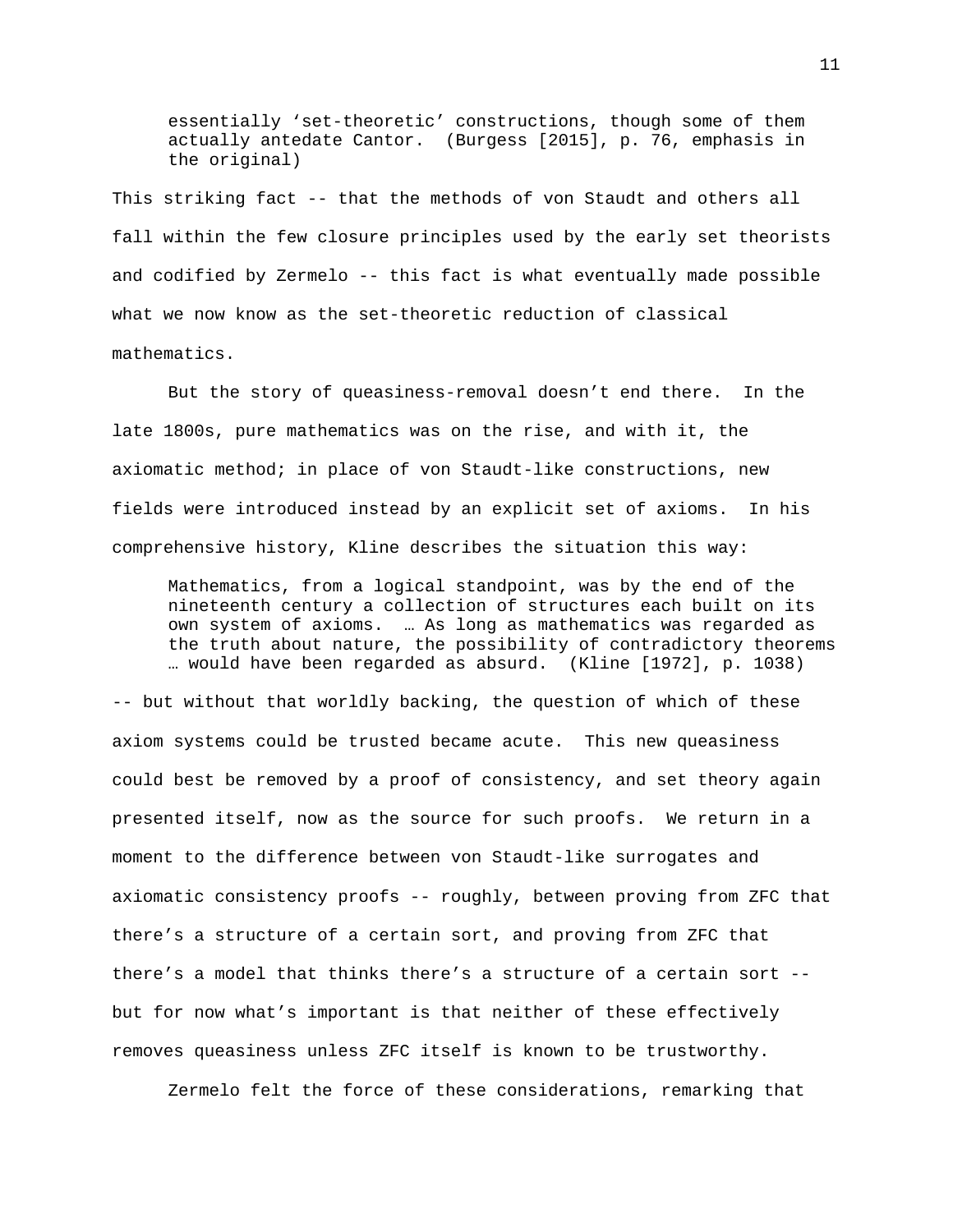> essentially 'set-theoretic' constructions, though some of them actually antedate Cantor. (Burgess [2015], p. 76, emphasis in the original)

This striking fact -- that the methods of von Staudt and others all fall within the few closure principles used by the early set theorists and codified by Zermelo -- this fact is what eventually made possible what we now know as the set-theoretic reduction of classical mathematics.

But the story of queasiness-removal doesn't end there. In the late 1800s, pure mathematics was on the rise, and with it, the axiomatic method; in place of von Staudt-like constructions, new fields were introduced instead by an explicit set of axioms. In his comprehensive history, Kline describes the situation this way:

> Mathematics, from a logical standpoint, was by the end of the nineteenth century a collection of structures each built on its own system of axioms. … As long as mathematics was regarded as the truth about nature, the possibility of contradictory theorems … would have been regarded as absurd. (Kline [1972], p. 1038)

-- but without that worldly backing, the question of which of these axiom systems could be trusted became acute. This new queasiness could best be removed by a proof of consistency, and set theory again presented itself, now as the source for such proofs. We return in a moment to the difference between von Staudt-like surrogates and axiomatic consistency proofs -- roughly, between proving from ZFC that there's a structure of a certain sort, and proving from ZFC that there's a model that thinks there's a structure of a certain sort -- but for now what's important is that neither of these effectively removes queasiness unless ZFC itself is known to be trustworthy.

Zermelo felt the force of these considerations, remarking that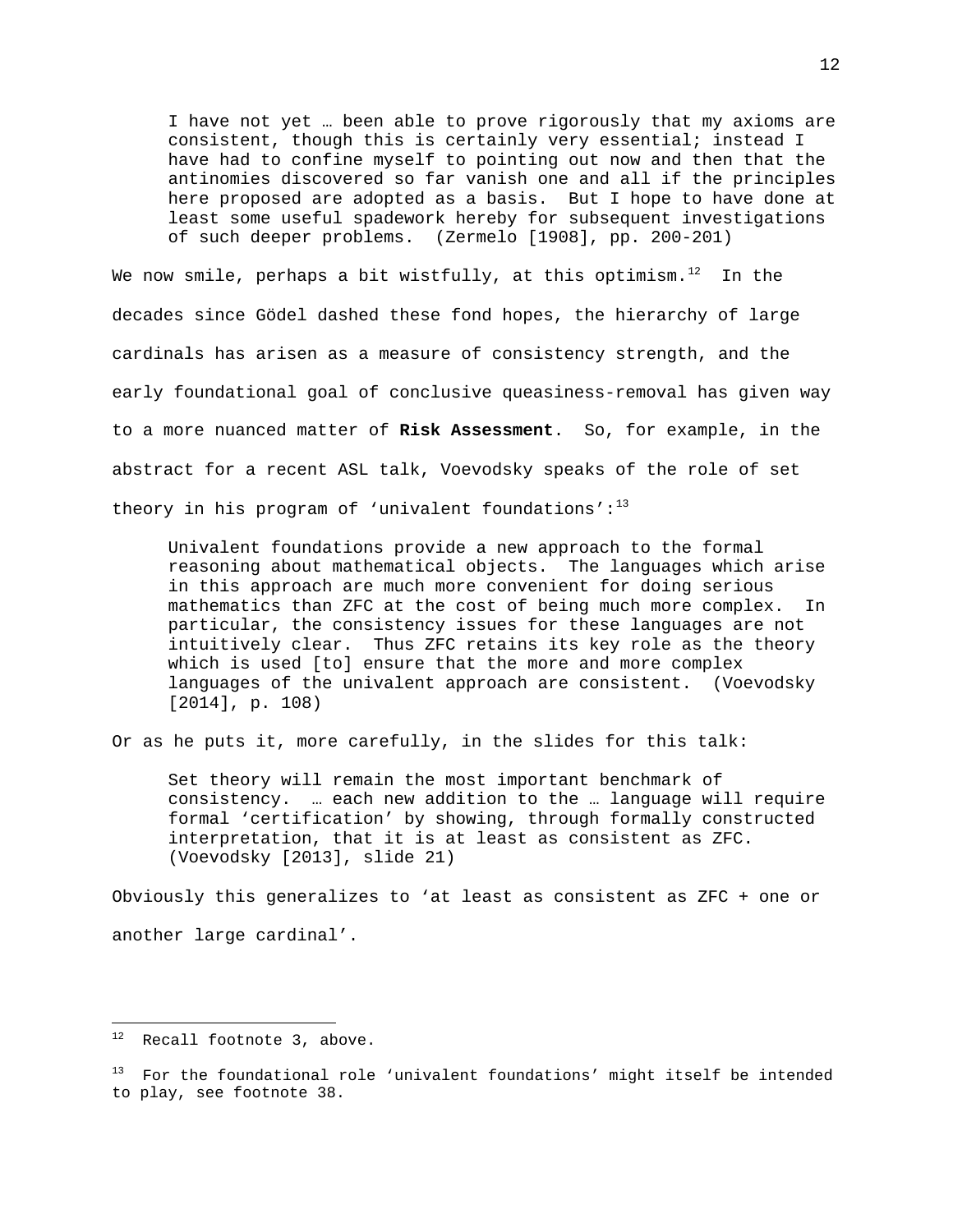> I have not yet … been able to prove rigorously that my axioms are consistent, though this is certainly very essential; instead I have had to confine myself to pointing out now and then that the antinomies discovered so far vanish one and all if the principles here proposed are adopted as a basis. But I hope to have done at least some useful spadework hereby for subsequent investigations of such deeper problems. (Zermelo [1908], pp. 200-201)

We now smile, perhaps a bit wistfully, at this optimism.[12] In the decades since Gödel dashed these fond hopes, the hierarchy of large cardinals has arisen as a measure of consistency strength, and the early foundational goal of conclusive queasiness-removal has given way to a more nuanced matter of **Risk Assessment**. So, for example, in the abstract for a recent ASL talk, Voevodsky speaks of the role of set theory in his program of 'univalent foundations':[13]

> Univalent foundations provide a new approach to the formal reasoning about mathematical objects. The languages which arise in this approach are much more convenient for doing serious mathematics than ZFC at the cost of being much more complex. In particular, the consistency issues for these languages are not intuitively clear. Thus ZFC retains its key role as the theory which is used [to] ensure that the more and more complex languages of the univalent approach are consistent. (Voevodsky [2014], p. 108)

Or as he puts it, more carefully, in the slides for this talk:

> Set theory will remain the most important benchmark of consistency. … each new addition to the … language will require formal 'certification' by showing, through formally constructed interpretation, that it is at least as consistent as ZFC. (Voevodsky [2013], slide 21)

Obviously this generalizes to 'at least as consistent as ZFC + one or another large cardinal'.

---

[12] Recall footnote 3, above.

[13] For the foundational role 'univalent foundations' might itself be intended to play, see footnote 38.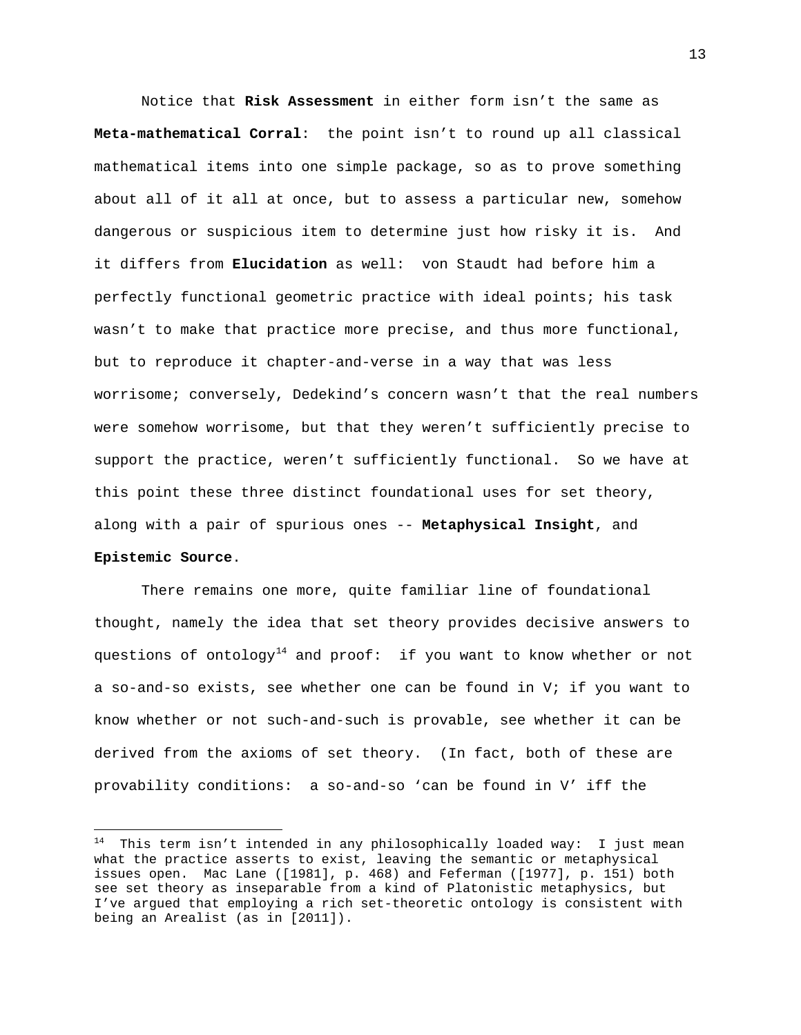Notice that **Risk Assessment** in either form isn't the same as **Meta-mathematical Corral**: the point isn't to round up all classical mathematical items into one simple package, so as to prove something about all of it all at once, but to assess a particular new, somehow dangerous or suspicious item to determine just how risky it is. And it differs from **Elucidation** as well: von Staudt had before him a perfectly functional geometric practice with ideal points; his task wasn't to make that practice more precise, and thus more functional, but to reproduce it chapter-and-verse in a way that was less worrisome; conversely, Dedekind's concern wasn't that the real numbers were somehow worrisome, but that they weren't sufficiently precise to support the practice, weren't sufficiently functional. So we have at this point these three distinct foundational uses for set theory, along with a pair of spurious ones -- **Metaphysical Insight**, and **Epistemic Source**.

There remains one more, quite familiar line of foundational thought, namely the idea that set theory provides decisive answers to questions of ontology[14] and proof: if you want to know whether or not a so-and-so exists, see whether one can be found in V; if you want to know whether or not such-and-such is provable, see whether it can be derived from the axioms of set theory. (In fact, both of these are provability conditions: a so-and-so 'can be found in V' iff the

---

[14] This term isn't intended in any philosophically loaded way: I just mean what the practice asserts to exist, leaving the semantic or metaphysical issues open. Mac Lane ([1981], p. 468) and Feferman ([1977], p. 151) both see set theory as inseparable from a kind of Platonistic metaphysics, but I've argued that employing a rich set-theoretic ontology is consistent with being an Arealist (as in [2011]).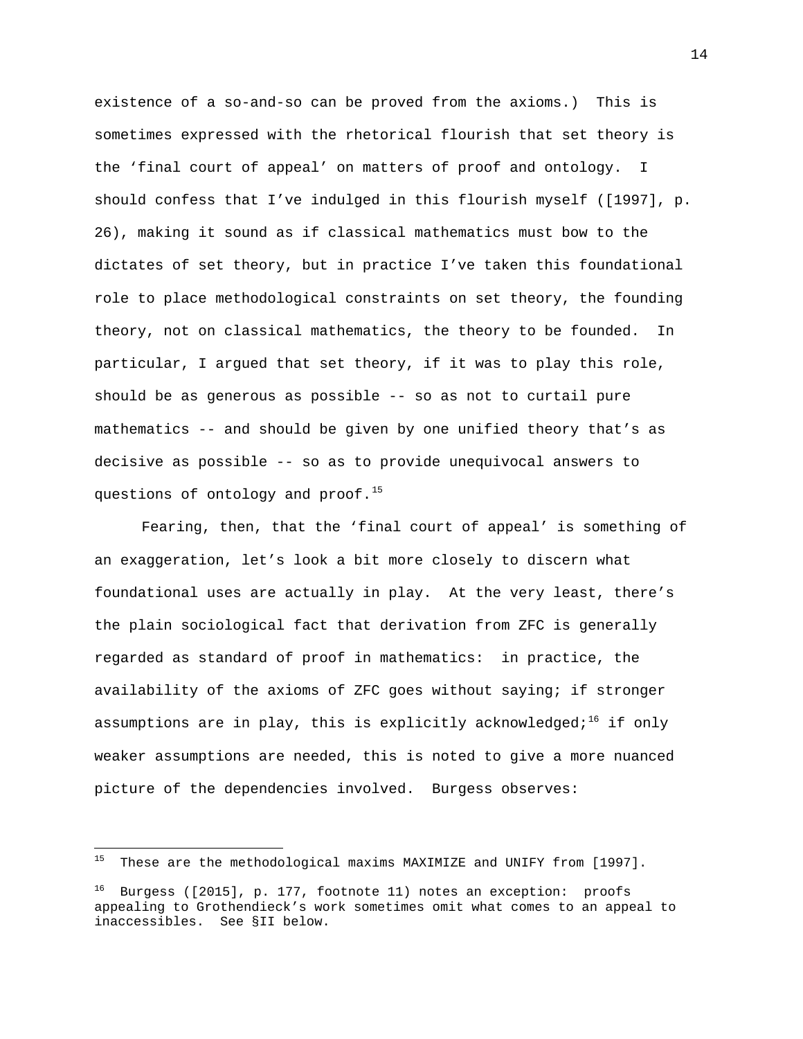existence of a so-and-so can be proved from the axioms.) This is sometimes expressed with the rhetorical flourish that set theory is the 'final court of appeal' on matters of proof and ontology. I should confess that I've indulged in this flourish myself ([1997], p. 26), making it sound as if classical mathematics must bow to the dictates of set theory, but in practice I've taken this foundational role to place methodological constraints on set theory, the founding theory, not on classical mathematics, the theory to be founded. In particular, I argued that set theory, if it was to play this role, should be as generous as possible -- so as not to curtail pure mathematics -- and should be given by one unified theory that's as decisive as possible -- so as to provide unequivocal answers to questions of ontology and proof.[15]

Fearing, then, that the 'final court of appeal' is something of an exaggeration, let's look a bit more closely to discern what foundational uses are actually in play. At the very least, there's the plain sociological fact that derivation from ZFC is generally regarded as standard of proof in mathematics: in practice, the availability of the axioms of ZFC goes without saying; if stronger assumptions are in play, this is explicitly acknowledged;[16] if only weaker assumptions are needed, this is noted to give a more nuanced picture of the dependencies involved. Burgess observes:

---

[15] These are the methodological maxims MAXIMIZE and UNIFY from [1997].

[16] Burgess ([2015], p. 177, footnote 11) notes an exception: proofs appealing to Grothendieck's work sometimes omit what comes to an appeal to inaccessibles. See §II below.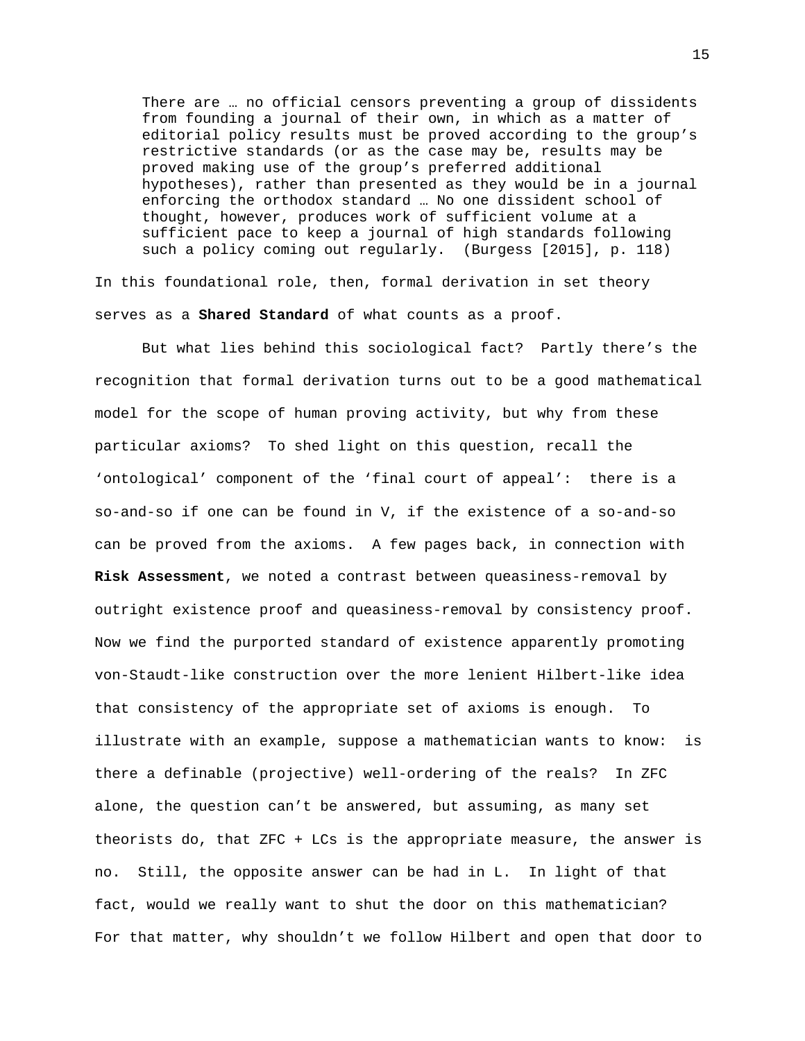> There are … no official censors preventing a group of dissidents from founding a journal of their own, in which as a matter of editorial policy results must be proved according to the group's restrictive standards (or as the case may be, results may be proved making use of the group's preferred additional hypotheses), rather than presented as they would be in a journal enforcing the orthodox standard … No one dissident school of thought, however, produces work of sufficient volume at a sufficient pace to keep a journal of high standards following such a policy coming out regularly. (Burgess [2015], p. 118)

In this foundational role, then, formal derivation in set theory serves as a **Shared Standard** of what counts as a proof.

But what lies behind this sociological fact? Partly there's the recognition that formal derivation turns out to be a good mathematical model for the scope of human proving activity, but why from these particular axioms? To shed light on this question, recall the 'ontological' component of the 'final court of appeal': there is a so-and-so if one can be found in V, if the existence of a so-and-so can be proved from the axioms. A few pages back, in connection with **Risk Assessment**, we noted a contrast between queasiness-removal by outright existence proof and queasiness-removal by consistency proof. Now we find the purported standard of existence apparently promoting von-Staudt-like construction over the more lenient Hilbert-like idea that consistency of the appropriate set of axioms is enough. To illustrate with an example, suppose a mathematician wants to know: is there a definable (projective) well-ordering of the reals? In ZFC alone, the question can't be answered, but assuming, as many set theorists do, that ZFC + LCs is the appropriate measure, the answer is no. Still, the opposite answer can be had in L. In light of that fact, would we really want to shut the door on this mathematician? For that matter, why shouldn't we follow Hilbert and open that door to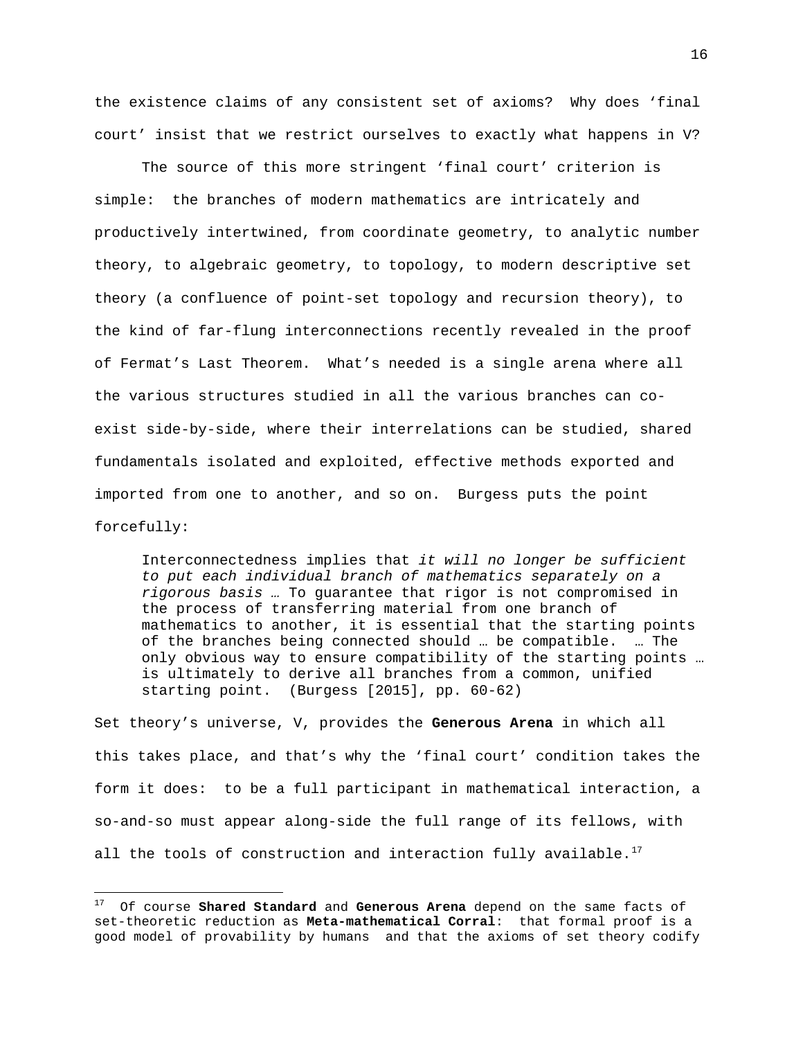the existence claims of any consistent set of axioms? Why does 'final court' insist that we restrict ourselves to exactly what happens in V?

The source of this more stringent 'final court' criterion is simple: the branches of modern mathematics are intricately and productively intertwined, from coordinate geometry, to analytic number theory, to algebraic geometry, to topology, to modern descriptive set theory (a confluence of point-set topology and recursion theory), to the kind of far-flung interconnections recently revealed in the proof of Fermat's Last Theorem. What's needed is a single arena where all the various structures studied in all the various branches can co-exist side-by-side, where their interrelations can be studied, shared fundamentals isolated and exploited, effective methods exported and imported from one to another, and so on. Burgess puts the point forcefully:

> Interconnectedness implies that *it will no longer be sufficient to put each individual branch of mathematics separately on a rigorous basis* … To guarantee that rigor is not compromised in the process of transferring material from one branch of mathematics to another, it is essential that the starting points of the branches being connected should … be compatible. … The only obvious way to ensure compatibility of the starting points … is ultimately to derive all branches from a common, unified starting point. (Burgess [2015], pp. 60-62)

Set theory's universe, V, provides the **Generous Arena** in which all this takes place, and that's why the 'final court' condition takes the form it does: to be a full participant in mathematical interaction, a so-and-so must appear along-side the full range of its fellows, with all the tools of construction and interaction fully available.[17]

[17] Of course **Shared Standard** and **Generous Arena** depend on the same facts of set-theoretic reduction as **Meta-mathematical Corral**: that formal proof is a good model of provability by humans and that the axioms of set theory codify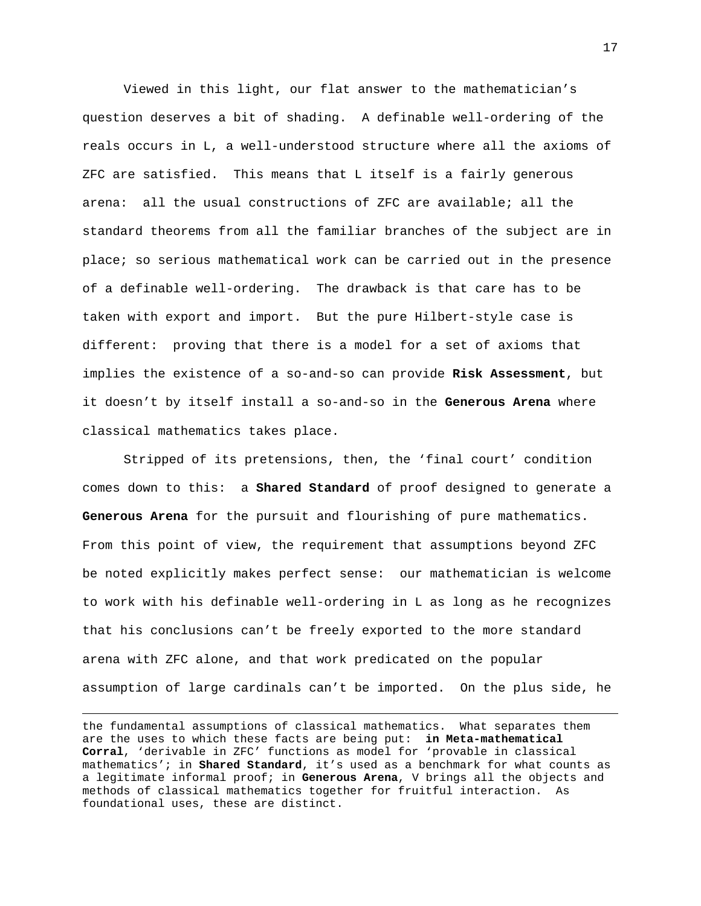Viewed in this light, our flat answer to the mathematician's question deserves a bit of shading. A definable well-ordering of the reals occurs in L, a well-understood structure where all the axioms of ZFC are satisfied. This means that L itself is a fairly generous arena: all the usual constructions of ZFC are available; all the standard theorems from all the familiar branches of the subject are in place; so serious mathematical work can be carried out in the presence of a definable well-ordering. The drawback is that care has to be taken with export and import. But the pure Hilbert-style case is different: proving that there is a model for a set of axioms that implies the existence of a so-and-so can provide **Risk Assessment**, but it doesn't by itself install a so-and-so in the **Generous Arena** where classical mathematics takes place.

Stripped of its pretensions, then, the 'final court' condition comes down to this: a **Shared Standard** of proof designed to generate a **Generous Arena** for the pursuit and flourishing of pure mathematics. From this point of view, the requirement that assumptions beyond ZFC be noted explicitly makes perfect sense: our mathematician is welcome to work with his definable well-ordering in L as long as he recognizes that his conclusions can't be freely exported to the more standard arena with ZFC alone, and that work predicated on the popular assumption of large cardinals can't be imported. On the plus side, he

---

the fundamental assumptions of classical mathematics. What separates them are the uses to which these facts are being put: **in Meta-mathematical Corral**, 'derivable in ZFC' functions as model for 'provable in classical mathematics'; in **Shared Standard**, it's used as a benchmark for what counts as a legitimate informal proof; in **Generous Arena**, V brings all the objects and methods of classical mathematics together for fruitful interaction. As foundational uses, these are distinct.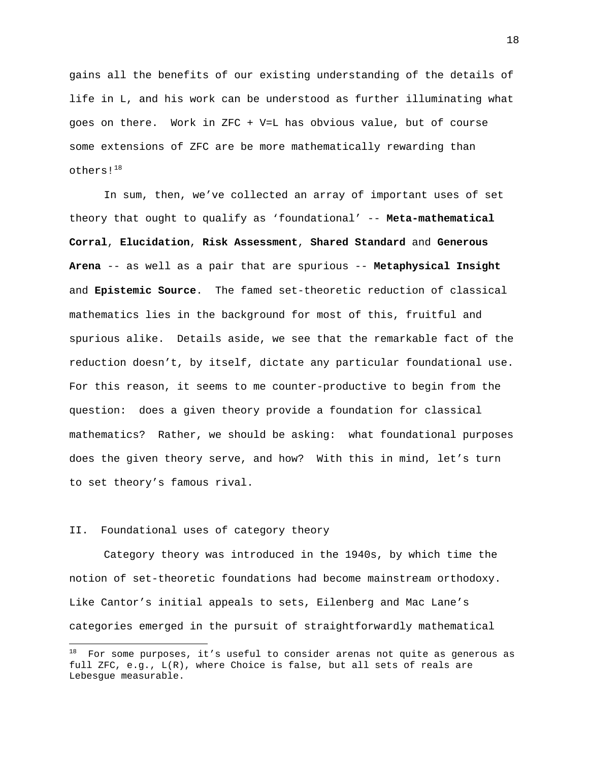gains all the benefits of our existing understanding of the details of life in L, and his work can be understood as further illuminating what goes on there. Work in ZFC + V=L has obvious value, but of course some extensions of ZFC are be more mathematically rewarding than others![18]

In sum, then, we've collected an array of important uses of set theory that ought to qualify as 'foundational' -- **Meta-mathematical Corral**, **Elucidation**, **Risk Assessment**, **Shared Standard** and **Generous Arena** -- as well as a pair that are spurious -- **Metaphysical Insight** and **Epistemic Source**. The famed set-theoretic reduction of classical mathematics lies in the background for most of this, fruitful and spurious alike. Details aside, we see that the remarkable fact of the reduction doesn't, by itself, dictate any particular foundational use. For this reason, it seems to me counter-productive to begin from the question: does a given theory provide a foundation for classical mathematics? Rather, we should be asking: what foundational purposes does the given theory serve, and how? With this in mind, let's turn to set theory's famous rival.

## II. Foundational uses of category theory

Category theory was introduced in the 1940s, by which time the notion of set-theoretic foundations had become mainstream orthodoxy. Like Cantor's initial appeals to sets, Eilenberg and Mac Lane's categories emerged in the pursuit of straightforwardly mathematical

[18] For some purposes, it's useful to consider arenas not quite as generous as full ZFC, e.g., L(R), where Choice is false, but all sets of reals are Lebesgue measurable.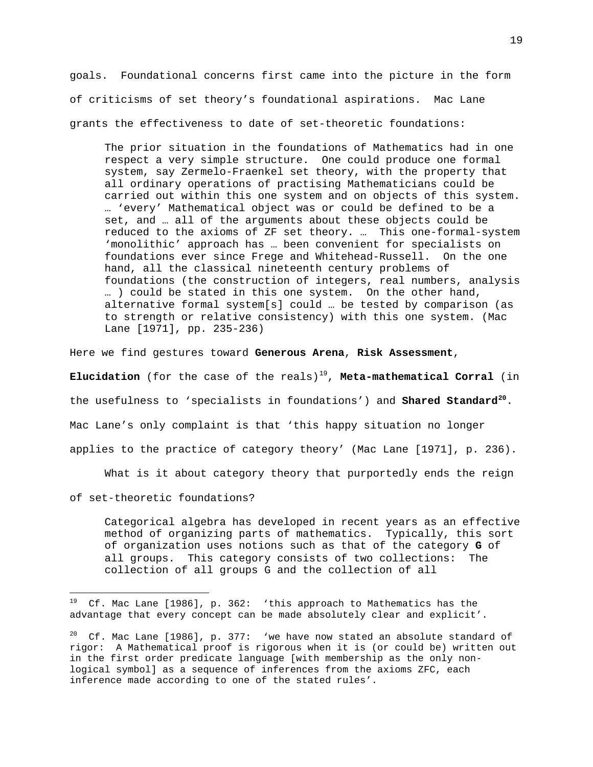goals. Foundational concerns first came into the picture in the form of criticisms of set theory's foundational aspirations. Mac Lane grants the effectiveness to date of set-theoretic foundations:

> The prior situation in the foundations of Mathematics had in one respect a very simple structure. One could produce one formal system, say Zermelo-Fraenkel set theory, with the property that all ordinary operations of practising Mathematicians could be carried out within this one system and on objects of this system. … 'every' Mathematical object was or could be defined to be a set, and … all of the arguments about these objects could be reduced to the axioms of ZF set theory. … This one-formal-system 'monolithic' approach has … been convenient for specialists on foundations ever since Frege and Whitehead-Russell. On the one hand, all the classical nineteenth century problems of foundations (the construction of integers, real numbers, analysis … ) could be stated in this one system. On the other hand, alternative formal system[s] could … be tested by comparison (as to strength or relative consistency) with this one system. (Mac Lane [1971], pp. 235-236)

Here we find gestures toward **Generous Arena**, **Risk Assessment**, **Elucidation** (for the case of the reals)[19], **Meta-mathematical Corral** (in the usefulness to 'specialists in foundations') and **Shared Standard**[20]. Mac Lane's only complaint is that 'this happy situation no longer applies to the practice of category theory' (Mac Lane [1971], p. 236).

What is it about category theory that purportedly ends the reign of set-theoretic foundations?

> Categorical algebra has developed in recent years as an effective method of organizing parts of mathematics. Typically, this sort of organization uses notions such as that of the category **G** of all groups. This category consists of two collections: The collection of all groups G and the collection of all

---

[19] Cf. Mac Lane [1986], p. 362: 'this approach to Mathematics has the advantage that every concept can be made absolutely clear and explicit'.

[20] Cf. Mac Lane [1986], p. 377: 'we have now stated an absolute standard of rigor: A Mathematical proof is rigorous when it is (or could be) written out in the first order predicate language [with membership as the only non-logical symbol] as a sequence of inferences from the axioms ZFC, each inference made according to one of the stated rules'.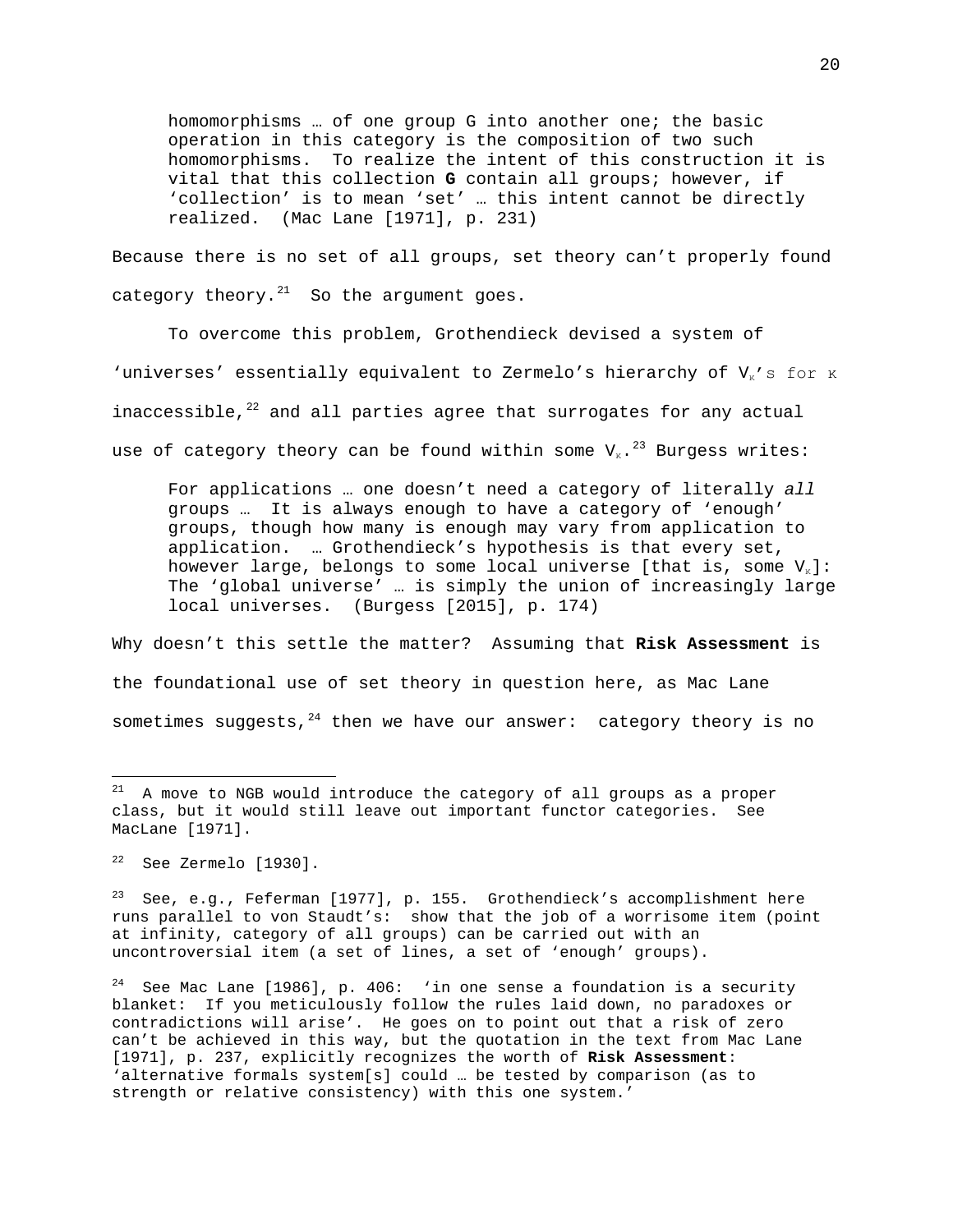> homomorphisms … of one group G into another one; the basic operation in this category is the composition of two such homomorphisms. To realize the intent of this construction it is vital that this collection **G** contain all groups; however, if 'collection' is to mean 'set' … this intent cannot be directly realized. (Mac Lane [1971], p. 231)

Because there is no set of all groups, set theory can't properly found category theory.[21] So the argument goes.

To overcome this problem, Grothendieck devised a system of 'universes' essentially equivalent to Zermelo's hierarchy of $V_\kappa$'s for $\kappa$ inaccessible,[22] and all parties agree that surrogates for any actual use of category theory can be found within some $V_\kappa$.[23] Burgess writes:

> For applications … one doesn't need a category of literally *all* groups … It is always enough to have a category of 'enough' groups, though how many is enough may vary from application to application. … Grothendieck's hypothesis is that every set, however large, belongs to some local universe [that is, some $V_\kappa$]: The 'global universe' … is simply the union of increasingly large local universes. (Burgess [2015], p. 174)

Why doesn't this settle the matter? Assuming that **Risk Assessment** is the foundational use of set theory in question here, as Mac Lane sometimes suggests,[24] then we have our answer: category theory is no

---

[21] A move to NGB would introduce the category of all groups as a proper class, but it would still leave out important functor categories. See MacLane [1971].

[22] See Zermelo [1930].

[23] See, e.g., Feferman [1977], p. 155. Grothendieck's accomplishment here runs parallel to von Staudt's: show that the job of a worrisome item (point at infinity, category of all groups) can be carried out with an uncontroversial item (a set of lines, a set of 'enough' groups).

[24] See Mac Lane [1986], p. 406: 'in one sense a foundation is a security blanket: If you meticulously follow the rules laid down, no paradoxes or contradictions will arise'. He goes on to point out that a risk of zero can't be achieved in this way, but the quotation in the text from Mac Lane [1971], p. 237, explicitly recognizes the worth of **Risk Assessment**: 'alternative formals system[s] could … be tested by comparison (as to strength or relative consistency) with this one system.'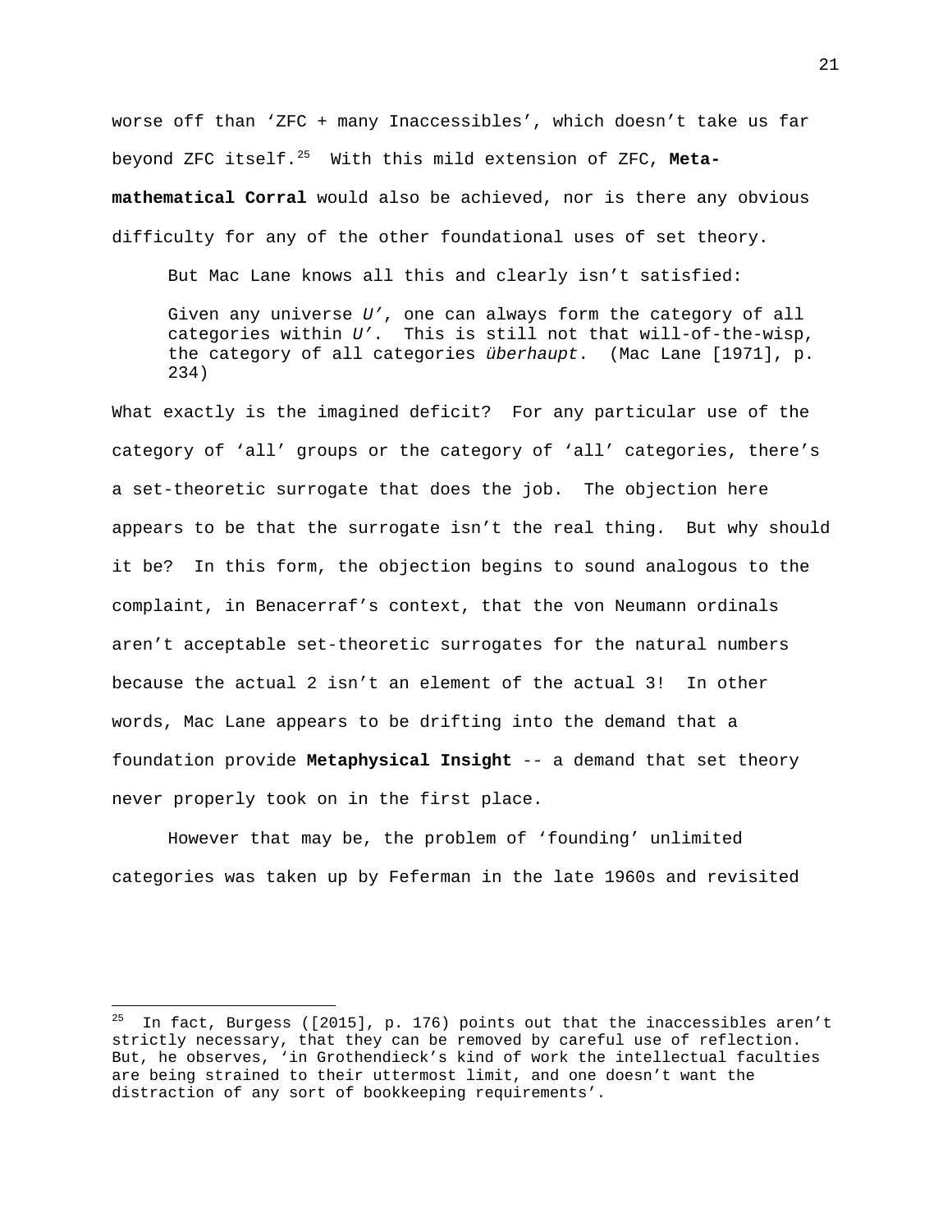worse off than 'ZFC + many Inaccessibles', which doesn't take us far beyond ZFC itself.[25] With this mild extension of ZFC, **Meta-mathematical Corral** would also be achieved, nor is there any obvious difficulty for any of the other foundational uses of set theory.

But Mac Lane knows all this and clearly isn't satisfied:

> Given any universe *U'*, one can always form the category of all categories within *U'*. This is still not that will-of-the-wisp, the category of all categories *überhaupt*. (Mac Lane [1971], p. 234)

What exactly is the imagined deficit? For any particular use of the category of 'all' groups or the category of 'all' categories, there's a set-theoretic surrogate that does the job. The objection here appears to be that the surrogate isn't the real thing. But why should it be? In this form, the objection begins to sound analogous to the complaint, in Benacerraf's context, that the von Neumann ordinals aren't acceptable set-theoretic surrogates for the natural numbers because the actual 2 isn't an element of the actual 3! In other words, Mac Lane appears to be drifting into the demand that a foundation provide **Metaphysical Insight** -- a demand that set theory never properly took on in the first place.

However that may be, the problem of 'founding' unlimited categories was taken up by Feferman in the late 1960s and revisited

---

[25] In fact, Burgess ([2015], p. 176) points out that the inaccessibles aren't strictly necessary, that they can be removed by careful use of reflection. But, he observes, 'in Grothendieck's kind of work the intellectual faculties are being strained to their uttermost limit, and one doesn't want the distraction of any sort of bookkeeping requirements'.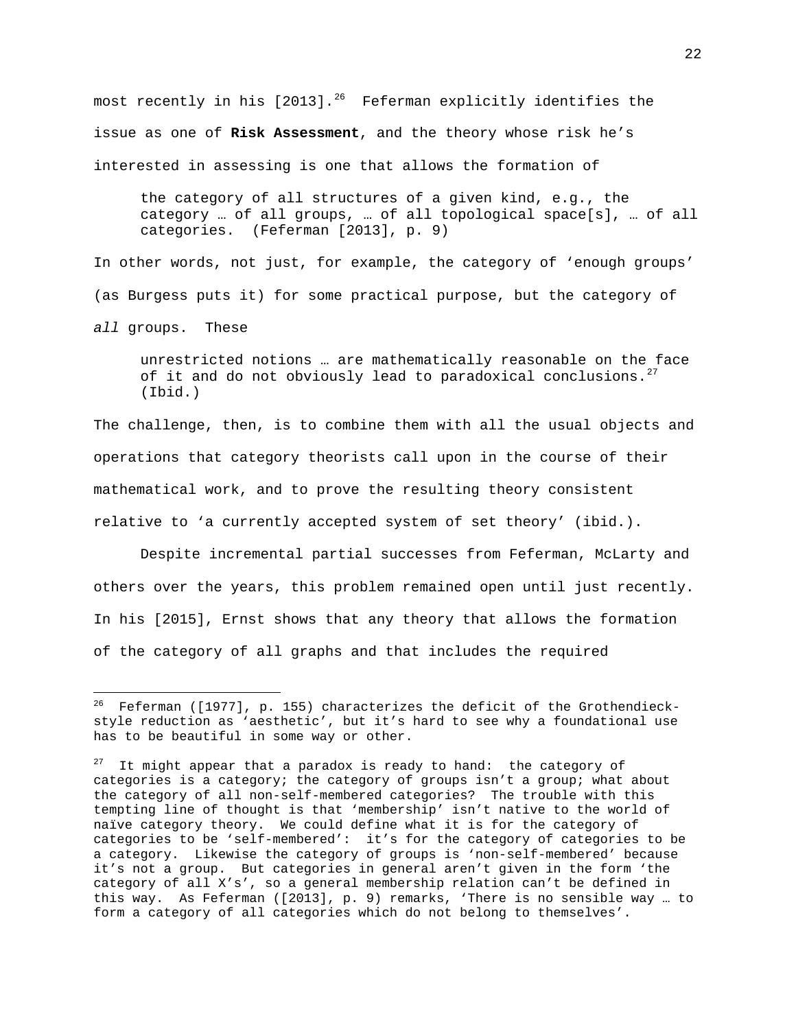most recently in his [2013].[26] Feferman explicitly identifies the issue as one of **Risk Assessment**, and the theory whose risk he's interested in assessing is one that allows the formation of

> the category of all structures of a given kind, e.g., the category … of all groups, … of all topological space[s], … of all categories. (Feferman [2013], p. 9)

In other words, not just, for example, the category of 'enough groups' (as Burgess puts it) for some practical purpose, but the category of *all* groups. These

> unrestricted notions … are mathematically reasonable on the face of it and do not obviously lead to paradoxical conclusions.[27] (Ibid.)

The challenge, then, is to combine them with all the usual objects and operations that category theorists call upon in the course of their mathematical work, and to prove the resulting theory consistent relative to 'a currently accepted system of set theory' (ibid.).

Despite incremental partial successes from Feferman, McLarty and others over the years, this problem remained open until just recently. In his [2015], Ernst shows that any theory that allows the formation of the category of all graphs and that includes the required

---

[26] Feferman ([1977], p. 155) characterizes the deficit of the Grothendieck-style reduction as 'aesthetic', but it's hard to see why a foundational use has to be beautiful in some way or other.

[27] It might appear that a paradox is ready to hand: the category of categories is a category; the category of groups isn't a group; what about the category of all non-self-membered categories? The trouble with this tempting line of thought is that 'membership' isn't native to the world of naïve category theory. We could define what it is for the category of categories to be 'self-membered': it's for the category of categories to be a category. Likewise the category of groups is 'non-self-membered' because it's not a group. But categories in general aren't given in the form 'the category of all X's', so a general membership relation can't be defined in this way. As Feferman ([2013], p. 9) remarks, 'There is no sensible way … to form a category of all categories which do not belong to themselves'.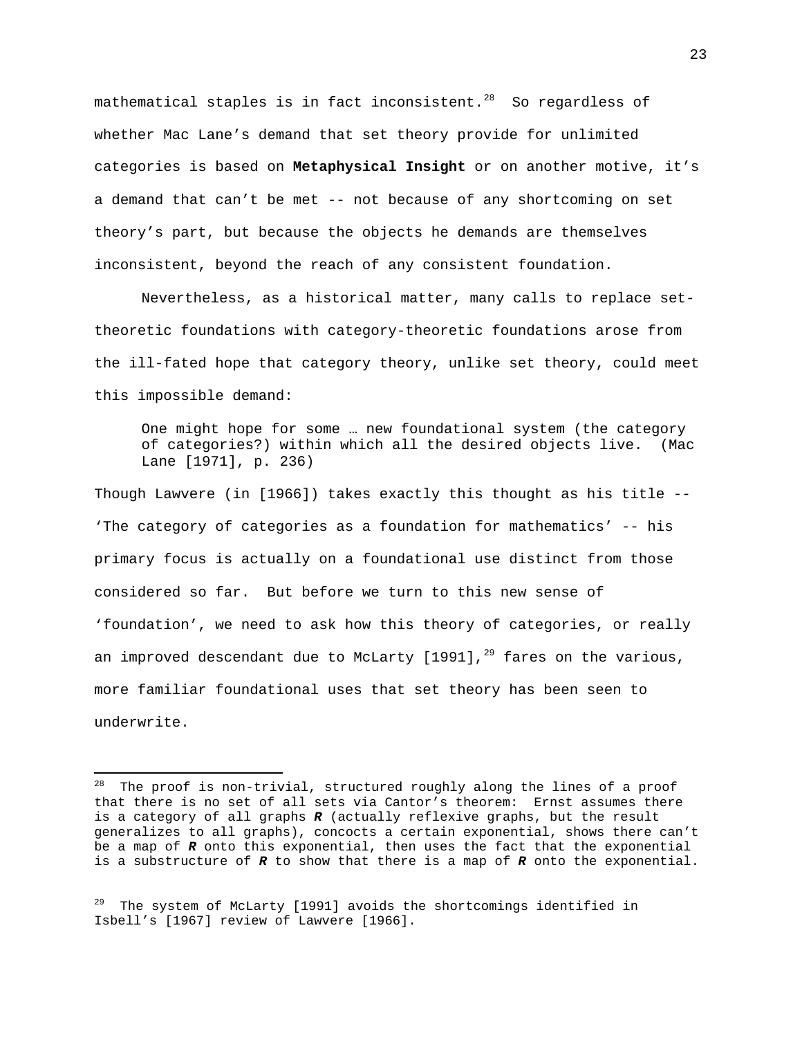mathematical staples is in fact inconsistent.[28] So regardless of whether Mac Lane's demand that set theory provide for unlimited categories is based on **Metaphysical Insight** or on another motive, it's a demand that can't be met -- not because of any shortcoming on set theory's part, but because the objects he demands are themselves inconsistent, beyond the reach of any consistent foundation.

Nevertheless, as a historical matter, many calls to replace set-theoretic foundations with category-theoretic foundations arose from the ill-fated hope that category theory, unlike set theory, could meet this impossible demand:

> One might hope for some … new foundational system (the category of categories?) within which all the desired objects live. (Mac Lane [1971], p. 236)

Though Lawvere (in [1966]) takes exactly this thought as his title -- 'The category of categories as a foundation for mathematics' -- his primary focus is actually on a foundational use distinct from those considered so far. But before we turn to this new sense of 'foundation', we need to ask how this theory of categories, or really an improved descendant due to McLarty [1991],[29] fares on the various, more familiar foundational uses that set theory has been seen to underwrite.

---

[28] The proof is non-trivial, structured roughly along the lines of a proof that there is no set of all sets via Cantor's theorem: Ernst assumes there is a category of all graphs ***R*** (actually reflexive graphs, but the result generalizes to all graphs), concocts a certain exponential, shows there can't be a map of ***R*** onto this exponential, then uses the fact that the exponential is a substructure of ***R*** to show that there is a map of ***R*** onto the exponential.

[29] The system of McLarty [1991] avoids the shortcomings identified in Isbell's [1967] review of Lawvere [1966].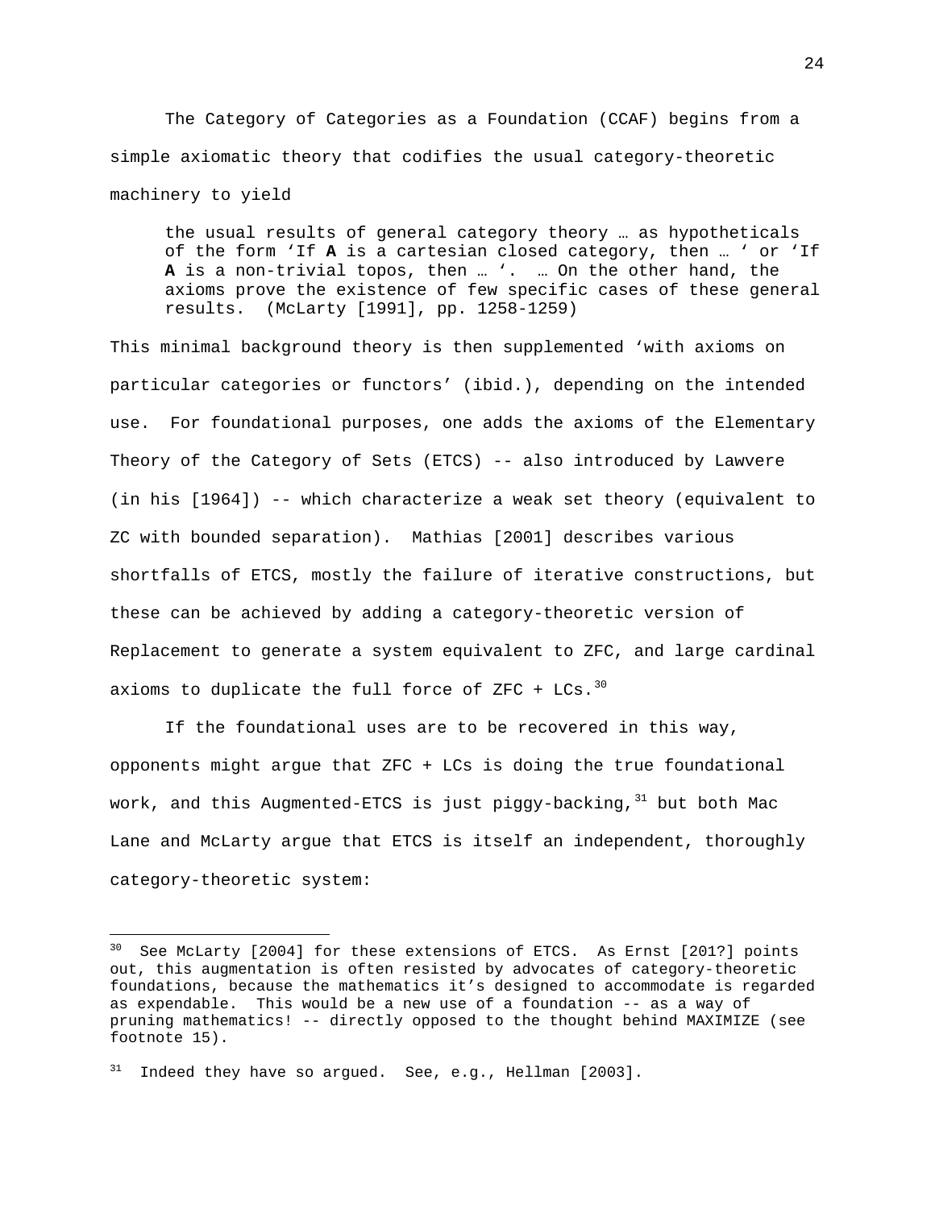The Category of Categories as a Foundation (CCAF) begins from a simple axiomatic theory that codifies the usual category-theoretic machinery to yield

> the usual results of general category theory … as hypotheticals of the form 'If **A** is a cartesian closed category, then … ' or 'If **A** is a non-trivial topos, then … '. … On the other hand, the axioms prove the existence of few specific cases of these general results. (McLarty [1991], pp. 1258-1259)

This minimal background theory is then supplemented 'with axioms on particular categories or functors' (ibid.), depending on the intended use. For foundational purposes, one adds the axioms of the Elementary Theory of the Category of Sets (ETCS) -- also introduced by Lawvere (in his [1964]) -- which characterize a weak set theory (equivalent to ZC with bounded separation). Mathias [2001] describes various shortfalls of ETCS, mostly the failure of iterative constructions, but these can be achieved by adding a category-theoretic version of Replacement to generate a system equivalent to ZFC, and large cardinal axioms to duplicate the full force of ZFC + LCs.[30]

If the foundational uses are to be recovered in this way, opponents might argue that ZFC + LCs is doing the true foundational work, and this Augmented-ETCS is just piggy-backing,[31] but both Mac Lane and McLarty argue that ETCS is itself an independent, thoroughly category-theoretic system:

---

[30] See McLarty [2004] for these extensions of ETCS. As Ernst [201?] points out, this augmentation is often resisted by advocates of category-theoretic foundations, because the mathematics it's designed to accommodate is regarded as expendable. This would be a new use of a foundation -- as a way of pruning mathematics! -- directly opposed to the thought behind MAXIMIZE (see footnote 15).

[31] Indeed they have so argued. See, e.g., Hellman [2003].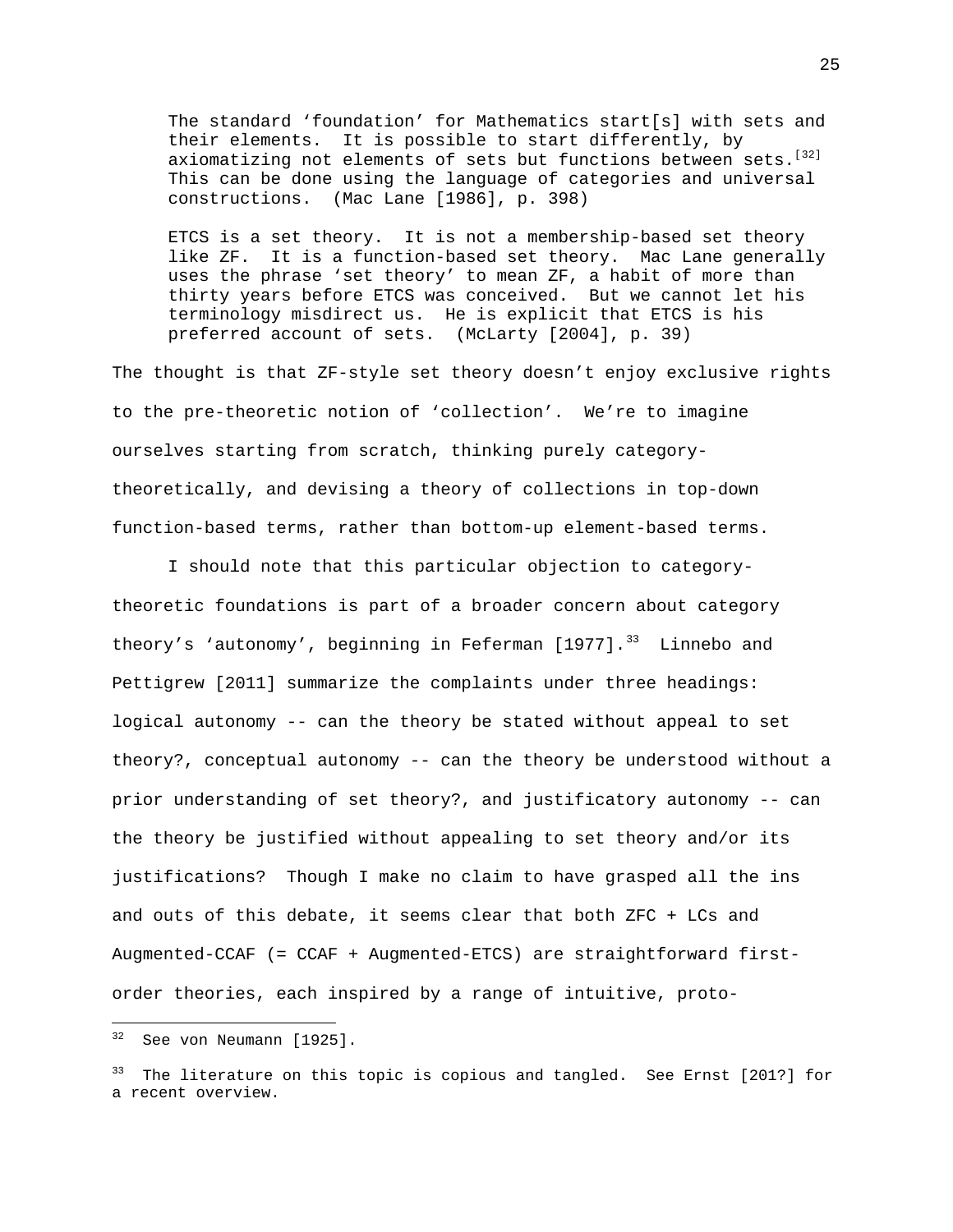> The standard 'foundation' for Mathematics start[s] with sets and their elements. It is possible to start differently, by axiomatizing not elements of sets but functions between sets.[32] This can be done using the language of categories and universal constructions. (Mac Lane [1986], p. 398)

> ETCS is a set theory. It is not a membership-based set theory like ZF. It is a function-based set theory. Mac Lane generally uses the phrase 'set theory' to mean ZF, a habit of more than thirty years before ETCS was conceived. But we cannot let his terminology misdirect us. He is explicit that ETCS is his preferred account of sets. (McLarty [2004], p. 39)

The thought is that ZF-style set theory doesn't enjoy exclusive rights to the pre-theoretic notion of 'collection'. We're to imagine ourselves starting from scratch, thinking purely category-theoretically, and devising a theory of collections in top-down function-based terms, rather than bottom-up element-based terms.

I should note that this particular objection to category-theoretic foundations is part of a broader concern about category theory's 'autonomy', beginning in Feferman [1977].[33] Linnebo and Pettigrew [2011] summarize the complaints under three headings: logical autonomy -- can the theory be stated without appeal to set theory?, conceptual autonomy -- can the theory be understood without a prior understanding of set theory?, and justificatory autonomy -- can the theory be justified without appealing to set theory and/or its justifications? Though I make no claim to have grasped all the ins and outs of this debate, it seems clear that both ZFC + LCs and Augmented-CCAF (= CCAF + Augmented-ETCS) are straightforward first-order theories, each inspired by a range of intuitive, proto-

---

[32] See von Neumann [1925].

[33] The literature on this topic is copious and tangled. See Ernst [201?] for a recent overview.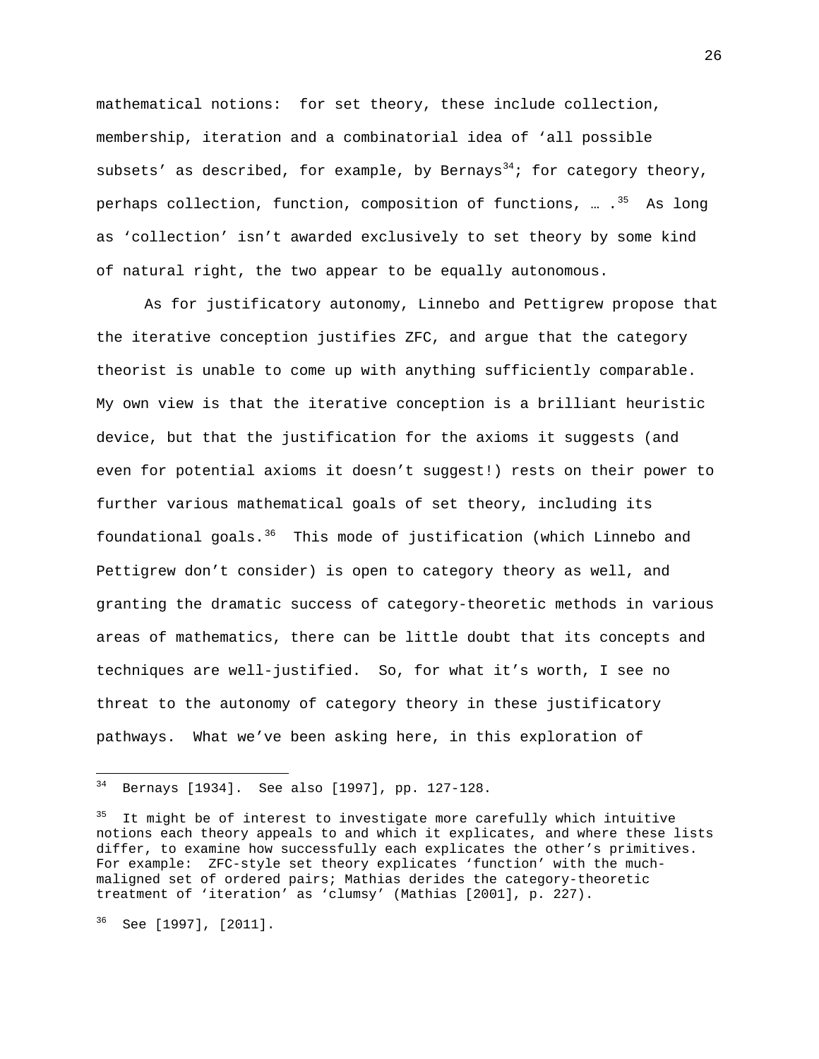mathematical notions: for set theory, these include collection, membership, iteration and a combinatorial idea of 'all possible subsets' as described, for example, by Bernays[34]; for category theory, perhaps collection, function, composition of functions, … .[35] As long as 'collection' isn't awarded exclusively to set theory by some kind of natural right, the two appear to be equally autonomous.

As for justificatory autonomy, Linnebo and Pettigrew propose that the iterative conception justifies ZFC, and argue that the category theorist is unable to come up with anything sufficiently comparable. My own view is that the iterative conception is a brilliant heuristic device, but that the justification for the axioms it suggests (and even for potential axioms it doesn't suggest!) rests on their power to further various mathematical goals of set theory, including its foundational goals.[36] This mode of justification (which Linnebo and Pettigrew don't consider) is open to category theory as well, and granting the dramatic success of category-theoretic methods in various areas of mathematics, there can be little doubt that its concepts and techniques are well-justified. So, for what it's worth, I see no threat to the autonomy of category theory in these justificatory pathways. What we've been asking here, in this exploration of

---

[34] Bernays [1934]. See also [1997], pp. 127-128.

[35] It might be of interest to investigate more carefully which intuitive notions each theory appeals to and which it explicates, and where these lists differ, to examine how successfully each explicates the other's primitives. For example: ZFC-style set theory explicates 'function' with the much-maligned set of ordered pairs; Mathias derides the category-theoretic treatment of 'iteration' as 'clumsy' (Mathias [2001], p. 227).

[36] See [1997], [2011].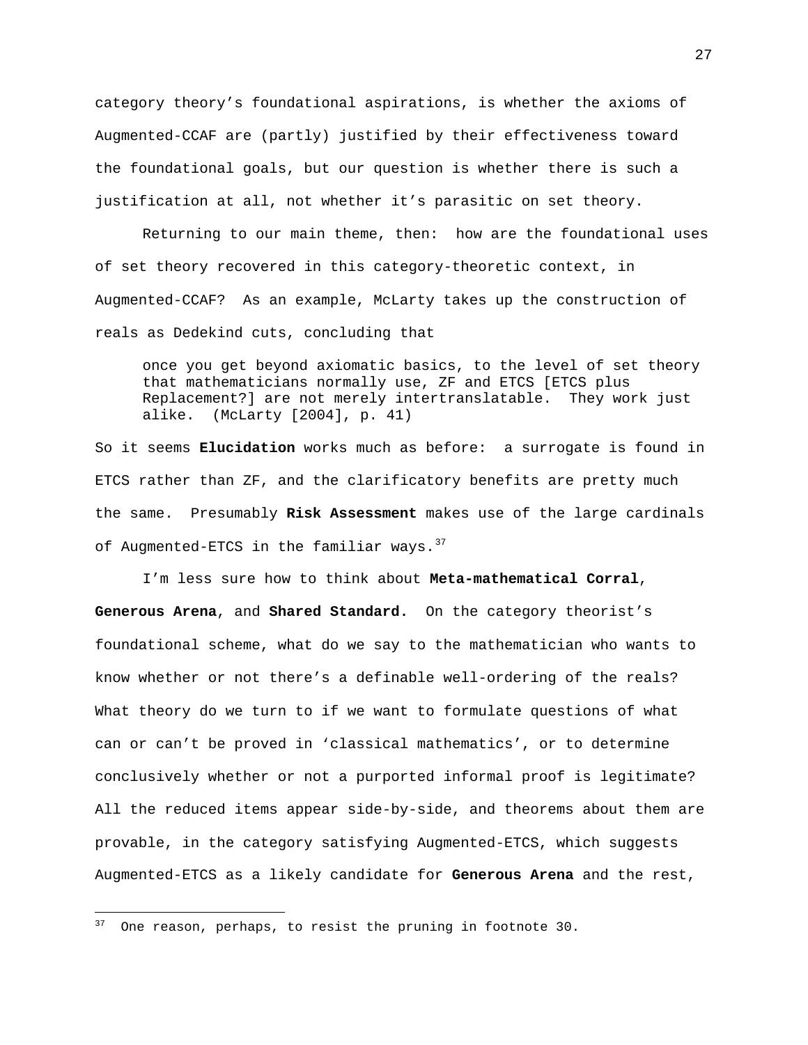category theory's foundational aspirations, is whether the axioms of Augmented-CCAF are (partly) justified by their effectiveness toward the foundational goals, but our question is whether there is such a justification at all, not whether it's parasitic on set theory.

Returning to our main theme, then: how are the foundational uses of set theory recovered in this category-theoretic context, in Augmented-CCAF? As an example, McLarty takes up the construction of reals as Dedekind cuts, concluding that

> once you get beyond axiomatic basics, to the level of set theory that mathematicians normally use, ZF and ETCS [ETCS plus Replacement?] are not merely intertranslatable. They work just alike. (McLarty [2004], p. 41)

So it seems **Elucidation** works much as before: a surrogate is found in ETCS rather than ZF, and the clarificatory benefits are pretty much the same. Presumably **Risk Assessment** makes use of the large cardinals of Augmented-ETCS in the familiar ways.[37]

I'm less sure how to think about **Meta-mathematical Corral**, **Generous Arena**, and **Shared Standard.** On the category theorist's foundational scheme, what do we say to the mathematician who wants to know whether or not there's a definable well-ordering of the reals? What theory do we turn to if we want to formulate questions of what can or can't be proved in 'classical mathematics', or to determine conclusively whether or not a purported informal proof is legitimate? All the reduced items appear side-by-side, and theorems about them are provable, in the category satisfying Augmented-ETCS, which suggests Augmented-ETCS as a likely candidate for **Generous Arena** and the rest,

---

[37] One reason, perhaps, to resist the pruning in footnote 30.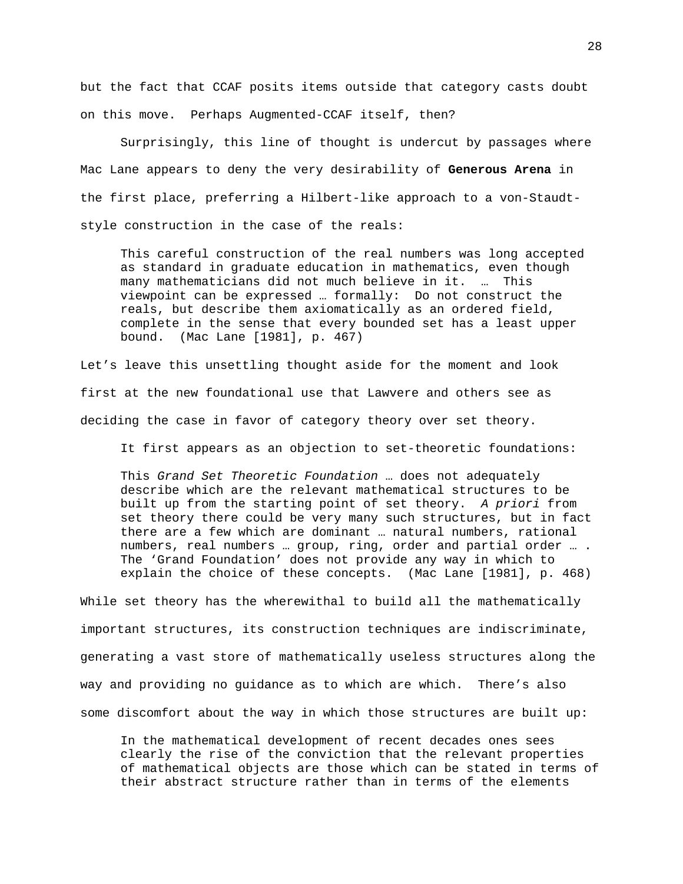but the fact that CCAF posits items outside that category casts doubt on this move. Perhaps Augmented-CCAF itself, then?

Surprisingly, this line of thought is undercut by passages where Mac Lane appears to deny the very desirability of **Generous Arena** in the first place, preferring a Hilbert-like approach to a von-Staudt-style construction in the case of the reals:

> This careful construction of the real numbers was long accepted as standard in graduate education in mathematics, even though many mathematicians did not much believe in it. … This viewpoint can be expressed … formally: Do not construct the reals, but describe them axiomatically as an ordered field, complete in the sense that every bounded set has a least upper bound. (Mac Lane [1981], p. 467)

Let's leave this unsettling thought aside for the moment and look first at the new foundational use that Lawvere and others see as deciding the case in favor of category theory over set theory.

It first appears as an objection to set-theoretic foundations:

> This *Grand Set Theoretic Foundation* … does not adequately describe which are the relevant mathematical structures to be built up from the starting point of set theory. *A priori* from set theory there could be very many such structures, but in fact there are a few which are dominant … natural numbers, rational numbers, real numbers … group, ring, order and partial order … . The 'Grand Foundation' does not provide any way in which to explain the choice of these concepts. (Mac Lane [1981], p. 468)

While set theory has the wherewithal to build all the mathematically important structures, its construction techniques are indiscriminate, generating a vast store of mathematically useless structures along the way and providing no guidance as to which are which. There's also some discomfort about the way in which those structures are built up:

> In the mathematical development of recent decades ones sees clearly the rise of the conviction that the relevant properties of mathematical objects are those which can be stated in terms of their abstract structure rather than in terms of the elements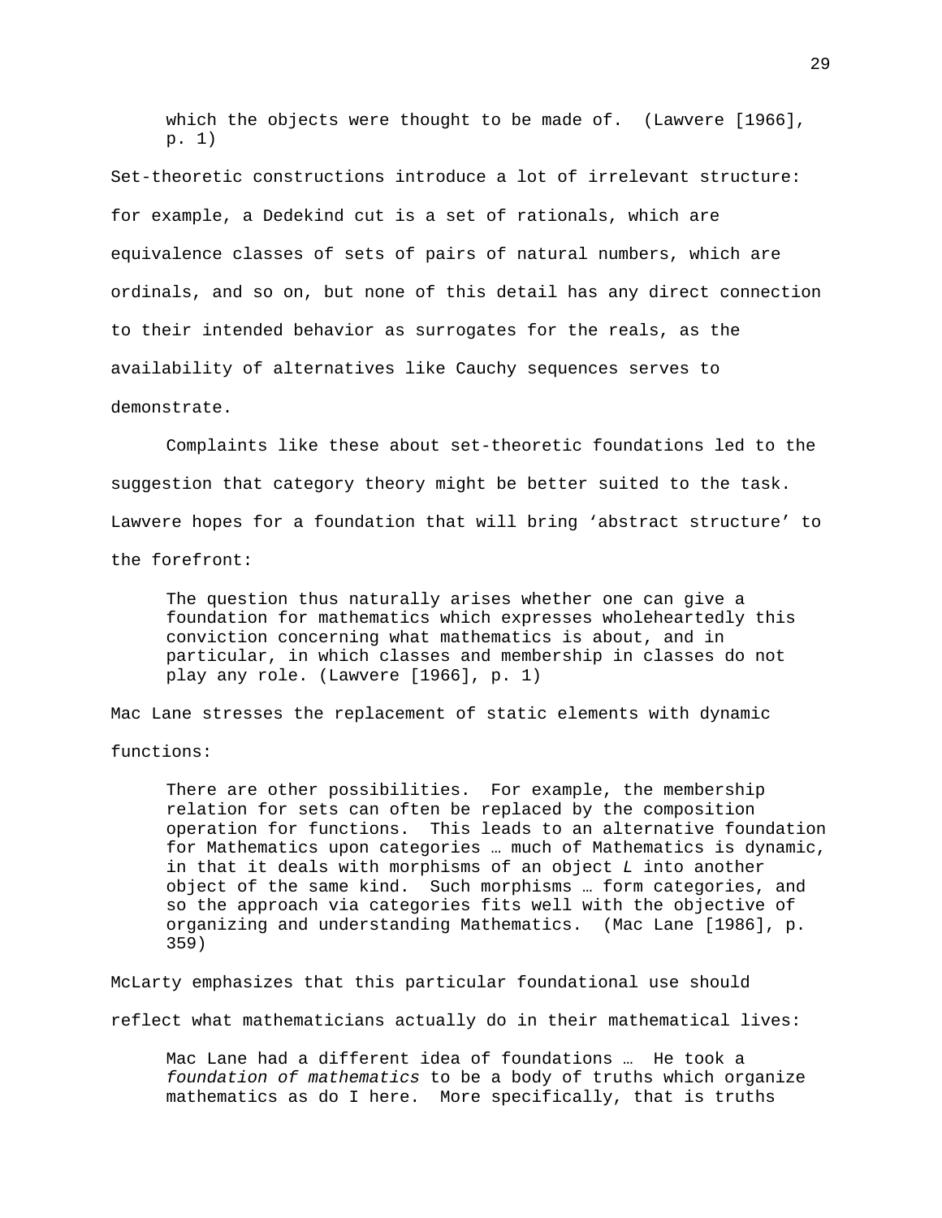> which the objects were thought to be made of. (Lawvere [1966], p. 1)

Set-theoretic constructions introduce a lot of irrelevant structure: for example, a Dedekind cut is a set of rationals, which are equivalence classes of sets of pairs of natural numbers, which are ordinals, and so on, but none of this detail has any direct connection to their intended behavior as surrogates for the reals, as the availability of alternatives like Cauchy sequences serves to demonstrate.

Complaints like these about set-theoretic foundations led to the suggestion that category theory might be better suited to the task. Lawvere hopes for a foundation that will bring 'abstract structure' to the forefront:

> The question thus naturally arises whether one can give a foundation for mathematics which expresses wholeheartedly this conviction concerning what mathematics is about, and in particular, in which classes and membership in classes do not play any role. (Lawvere [1966], p. 1)

Mac Lane stresses the replacement of static elements with dynamic functions:

> There are other possibilities. For example, the membership relation for sets can often be replaced by the composition operation for functions. This leads to an alternative foundation for Mathematics upon categories … much of Mathematics is dynamic, in that it deals with morphisms of an object *L* into another object of the same kind. Such morphisms … form categories, and so the approach via categories fits well with the objective of organizing and understanding Mathematics. (Mac Lane [1986], p. 359)

McLarty emphasizes that this particular foundational use should reflect what mathematicians actually do in their mathematical lives:

> Mac Lane had a different idea of foundations … He took a *foundation of mathematics* to be a body of truths which organize mathematics as do I here. More specifically, that is truths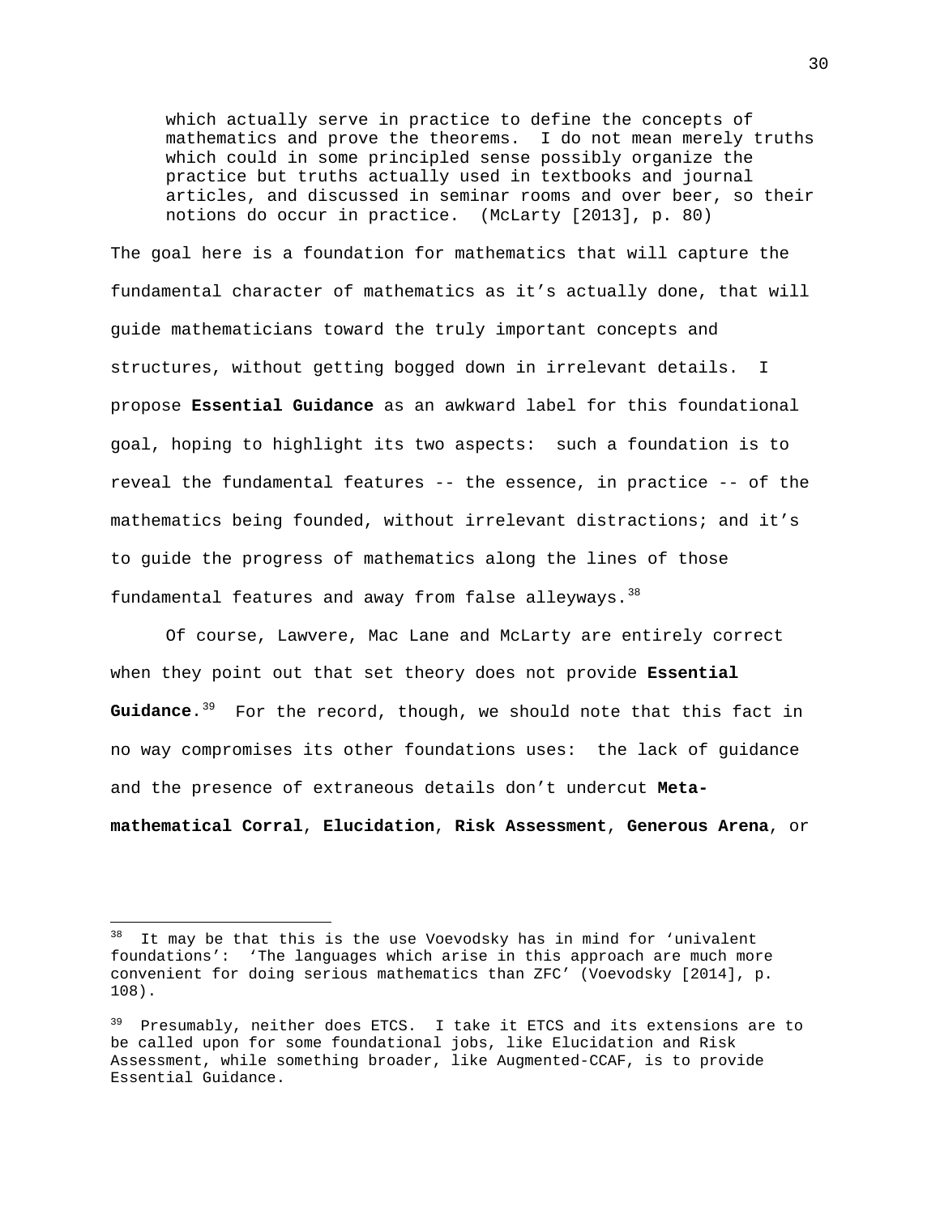> which actually serve in practice to define the concepts of mathematics and prove the theorems. I do not mean merely truths which could in some principled sense possibly organize the practice but truths actually used in textbooks and journal articles, and discussed in seminar rooms and over beer, so their notions do occur in practice. (McLarty [2013], p. 80)

The goal here is a foundation for mathematics that will capture the fundamental character of mathematics as it's actually done, that will guide mathematicians toward the truly important concepts and structures, without getting bogged down in irrelevant details. I propose **Essential Guidance** as an awkward label for this foundational goal, hoping to highlight its two aspects: such a foundation is to reveal the fundamental features -- the essence, in practice -- of the mathematics being founded, without irrelevant distractions; and it's to guide the progress of mathematics along the lines of those fundamental features and away from false alleyways.[38]

Of course, Lawvere, Mac Lane and McLarty are entirely correct when they point out that set theory does not provide **Essential Guidance**.[39] For the record, though, we should note that this fact in no way compromises its other foundations uses: the lack of guidance and the presence of extraneous details don't undercut **Meta-mathematical Corral**, **Elucidation**, **Risk Assessment**, **Generous Arena**, or

---

[38] It may be that this is the use Voevodsky has in mind for 'univalent foundations': 'The languages which arise in this approach are much more convenient for doing serious mathematics than ZFC' (Voevodsky [2014], p. 108).

[39] Presumably, neither does ETCS. I take it ETCS and its extensions are to be called upon for some foundational jobs, like Elucidation and Risk Assessment, while something broader, like Augmented-CCAF, is to provide Essential Guidance.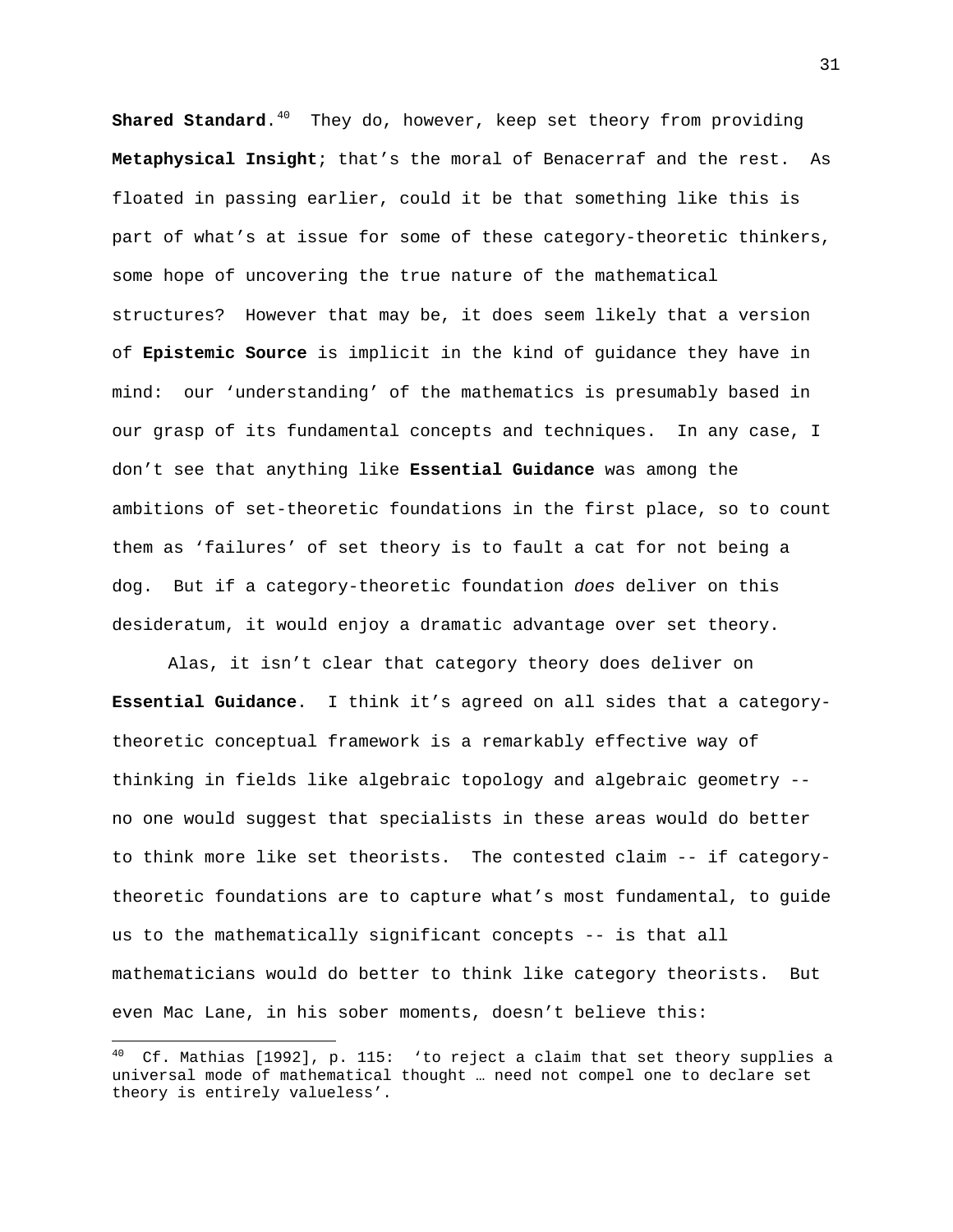**Shared Standard**.[40] They do, however, keep set theory from providing **Metaphysical Insight**; that's the moral of Benacerraf and the rest. As floated in passing earlier, could it be that something like this is part of what's at issue for some of these category-theoretic thinkers, some hope of uncovering the true nature of the mathematical structures? However that may be, it does seem likely that a version of **Epistemic Source** is implicit in the kind of guidance they have in mind: our 'understanding' of the mathematics is presumably based in our grasp of its fundamental concepts and techniques. In any case, I don't see that anything like **Essential Guidance** was among the ambitions of set-theoretic foundations in the first place, so to count them as 'failures' of set theory is to fault a cat for not being a dog. But if a category-theoretic foundation *does* deliver on this desideratum, it would enjoy a dramatic advantage over set theory.

Alas, it isn't clear that category theory does deliver on **Essential Guidance**. I think it's agreed on all sides that a category-theoretic conceptual framework is a remarkably effective way of thinking in fields like algebraic topology and algebraic geometry -- no one would suggest that specialists in these areas would do better to think more like set theorists. The contested claim -- if category-theoretic foundations are to capture what's most fundamental, to guide us to the mathematically significant concepts -- is that all mathematicians would do better to think like category theorists. But even Mac Lane, in his sober moments, doesn't believe this:

[40] Cf. Mathias [1992], p. 115: 'to reject a claim that set theory supplies a universal mode of mathematical thought … need not compel one to declare set theory is entirely valueless'.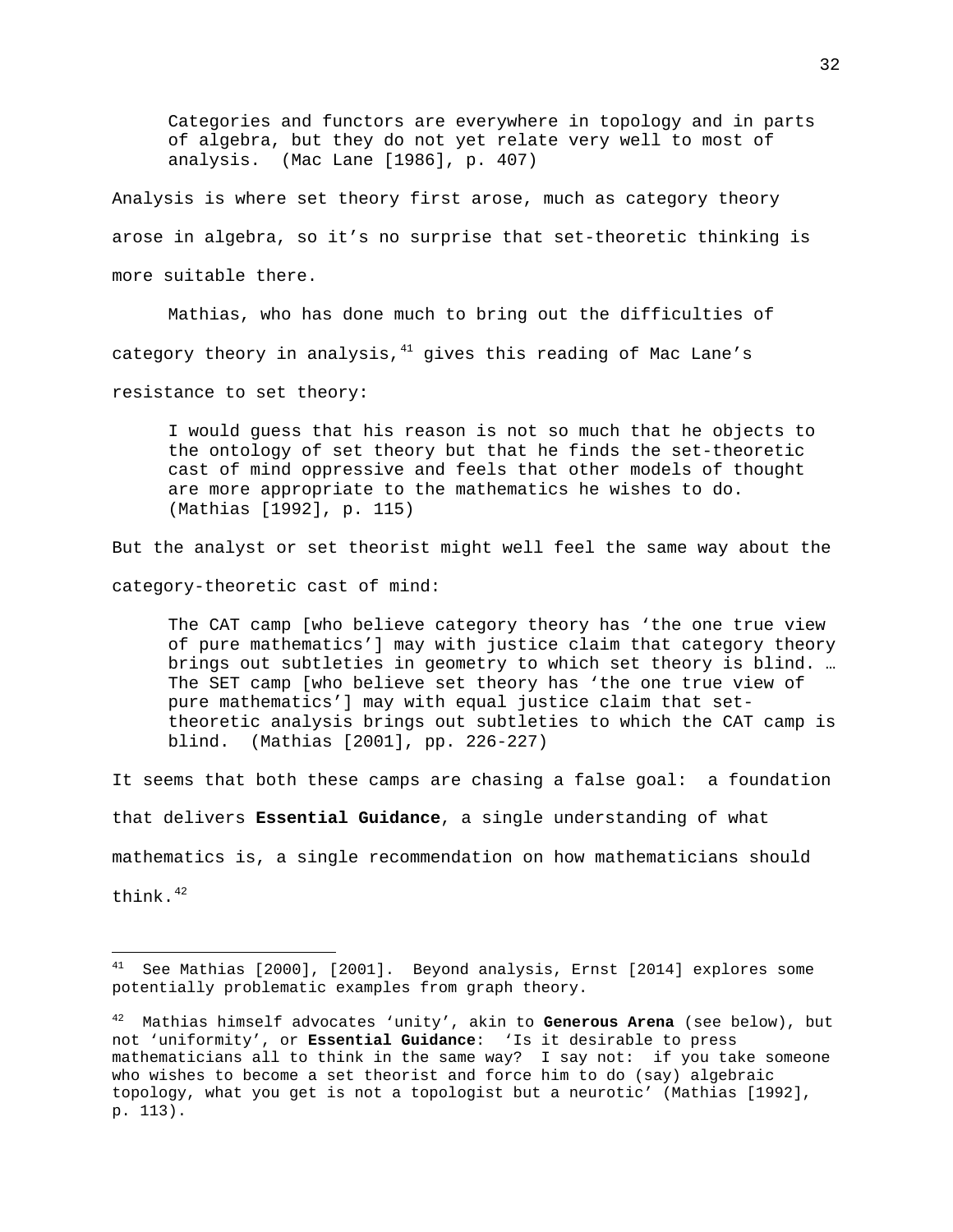> Categories and functors are everywhere in topology and in parts of algebra, but they do not yet relate very well to most of analysis. (Mac Lane [1986], p. 407)

Analysis is where set theory first arose, much as category theory arose in algebra, so it's no surprise that set-theoretic thinking is more suitable there.

Mathias, who has done much to bring out the difficulties of category theory in analysis,[41] gives this reading of Mac Lane's resistance to set theory:

> I would guess that his reason is not so much that he objects to the ontology of set theory but that he finds the set-theoretic cast of mind oppressive and feels that other models of thought are more appropriate to the mathematics he wishes to do. (Mathias [1992], p. 115)

But the analyst or set theorist might well feel the same way about the category-theoretic cast of mind:

> The CAT camp [who believe category theory has 'the one true view of pure mathematics'] may with justice claim that category theory brings out subtleties in geometry to which set theory is blind. … The SET camp [who believe set theory has 'the one true view of pure mathematics'] may with equal justice claim that set-theoretic analysis brings out subtleties to which the CAT camp is blind. (Mathias [2001], pp. 226-227)

It seems that both these camps are chasing a false goal: a foundation that delivers **Essential Guidance**, a single understanding of what mathematics is, a single recommendation on how mathematicians should think.[42]

---

[41] See Mathias [2000], [2001]. Beyond analysis, Ernst [2014] explores some potentially problematic examples from graph theory.

[42] Mathias himself advocates 'unity', akin to **Generous Arena** (see below), but not 'uniformity', or **Essential Guidance**: 'Is it desirable to press mathematicians all to think in the same way? I say not: if you take someone who wishes to become a set theorist and force him to do (say) algebraic topology, what you get is not a topologist but a neurotic' (Mathias [1992], p. 113).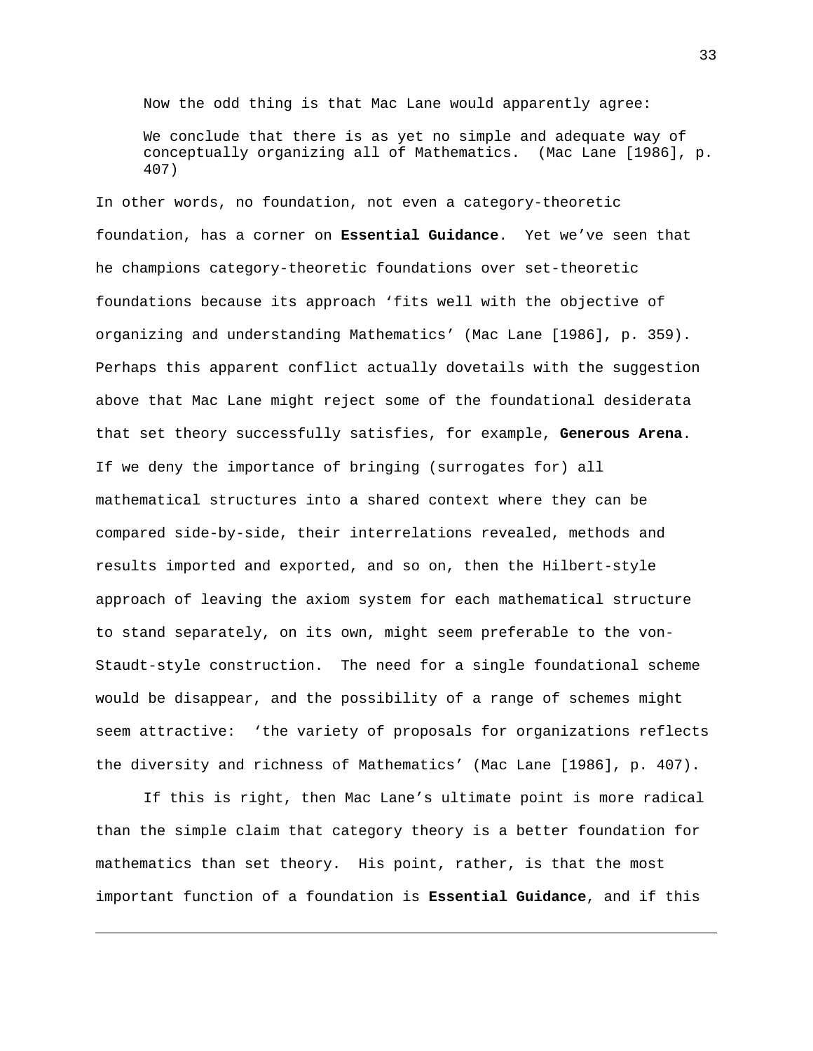Now the odd thing is that Mac Lane would apparently agree:

> We conclude that there is as yet no simple and adequate way of conceptually organizing all of Mathematics. (Mac Lane [1986], p. 407)

In other words, no foundation, not even a category-theoretic foundation, has a corner on **Essential Guidance**. Yet we've seen that he champions category-theoretic foundations over set-theoretic foundations because its approach 'fits well with the objective of organizing and understanding Mathematics' (Mac Lane [1986], p. 359). Perhaps this apparent conflict actually dovetails with the suggestion above that Mac Lane might reject some of the foundational desiderata that set theory successfully satisfies, for example, **Generous Arena**. If we deny the importance of bringing (surrogates for) all mathematical structures into a shared context where they can be compared side-by-side, their interrelations revealed, methods and results imported and exported, and so on, then the Hilbert-style approach of leaving the axiom system for each mathematical structure to stand separately, on its own, might seem preferable to the von-Staudt-style construction. The need for a single foundational scheme would be disappear, and the possibility of a range of schemes might seem attractive: 'the variety of proposals for organizations reflects the diversity and richness of Mathematics' (Mac Lane [1986], p. 407).

If this is right, then Mac Lane's ultimate point is more radical than the simple claim that category theory is a better foundation for mathematics than set theory. His point, rather, is that the most important function of a foundation is **Essential Guidance**, and if this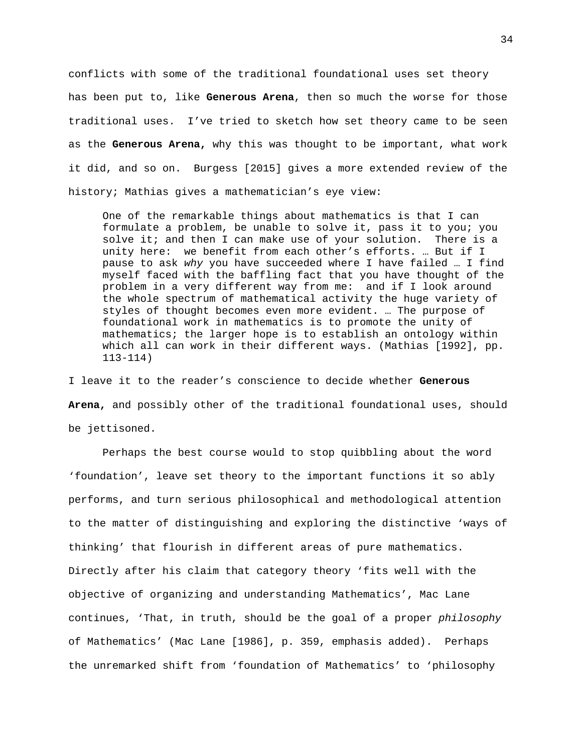conflicts with some of the traditional foundational uses set theory has been put to, like **Generous Arena**, then so much the worse for those traditional uses. I've tried to sketch how set theory came to be seen as the **Generous Arena,** why this was thought to be important, what work it did, and so on. Burgess [2015] gives a more extended review of the history; Mathias gives a mathematician's eye view:

> One of the remarkable things about mathematics is that I can formulate a problem, be unable to solve it, pass it to you; you solve it; and then I can make use of your solution. There is a unity here: we benefit from each other's efforts. … But if I pause to ask *why* you have succeeded where I have failed … I find myself faced with the baffling fact that you have thought of the problem in a very different way from me: and if I look around the whole spectrum of mathematical activity the huge variety of styles of thought becomes even more evident. … The purpose of foundational work in mathematics is to promote the unity of mathematics; the larger hope is to establish an ontology within which all can work in their different ways. (Mathias [1992], pp. 113-114)

I leave it to the reader's conscience to decide whether **Generous Arena,** and possibly other of the traditional foundational uses, should be jettisoned.

Perhaps the best course would to stop quibbling about the word 'foundation', leave set theory to the important functions it so ably performs, and turn serious philosophical and methodological attention to the matter of distinguishing and exploring the distinctive 'ways of thinking' that flourish in different areas of pure mathematics. Directly after his claim that category theory 'fits well with the objective of organizing and understanding Mathematics', Mac Lane continues, 'That, in truth, should be the goal of a proper *philosophy* of Mathematics' (Mac Lane [1986], p. 359, emphasis added). Perhaps the unremarked shift from 'foundation of Mathematics' to 'philosophy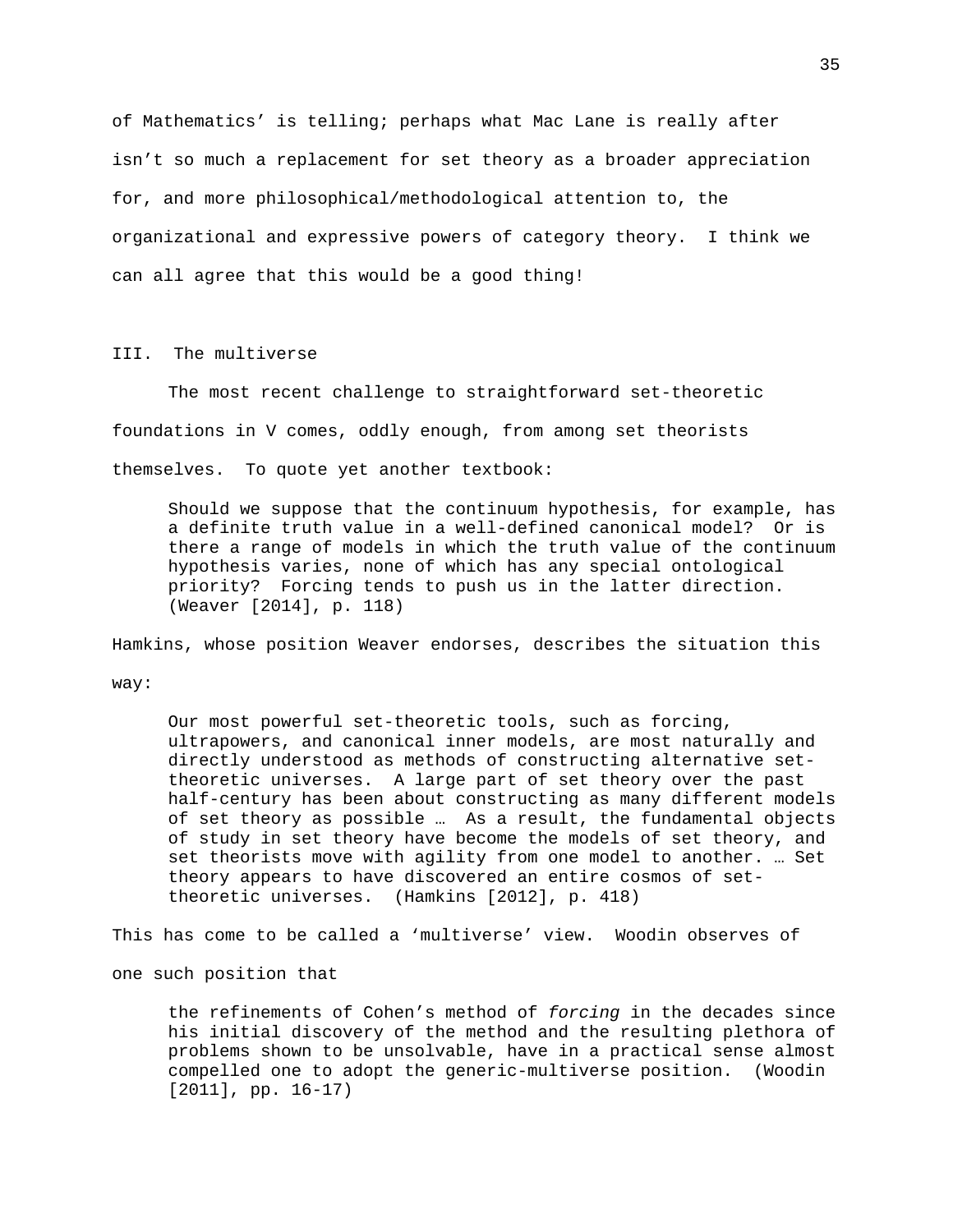of Mathematics' is telling; perhaps what Mac Lane is really after isn't so much a replacement for set theory as a broader appreciation for, and more philosophical/methodological attention to, the organizational and expressive powers of category theory. I think we can all agree that this would be a good thing!

## III. The multiverse

The most recent challenge to straightforward set-theoretic foundations in V comes, oddly enough, from among set theorists themselves. To quote yet another textbook:

> Should we suppose that the continuum hypothesis, for example, has a definite truth value in a well-defined canonical model? Or is there a range of models in which the truth value of the continuum hypothesis varies, none of which has any special ontological priority? Forcing tends to push us in the latter direction. (Weaver [2014], p. 118)

Hamkins, whose position Weaver endorses, describes the situation this way:

> Our most powerful set-theoretic tools, such as forcing, ultrapowers, and canonical inner models, are most naturally and directly understood as methods of constructing alternative set-theoretic universes. A large part of set theory over the past half-century has been about constructing as many different models of set theory as possible … As a result, the fundamental objects of study in set theory have become the models of set theory, and set theorists move with agility from one model to another. … Set theory appears to have discovered an entire cosmos of set-theoretic universes. (Hamkins [2012], p. 418)

This has come to be called a 'multiverse' view. Woodin observes of one such position that

> the refinements of Cohen's method of *forcing* in the decades since his initial discovery of the method and the resulting plethora of problems shown to be unsolvable, have in a practical sense almost compelled one to adopt the generic-multiverse position. (Woodin [2011], pp. 16-17)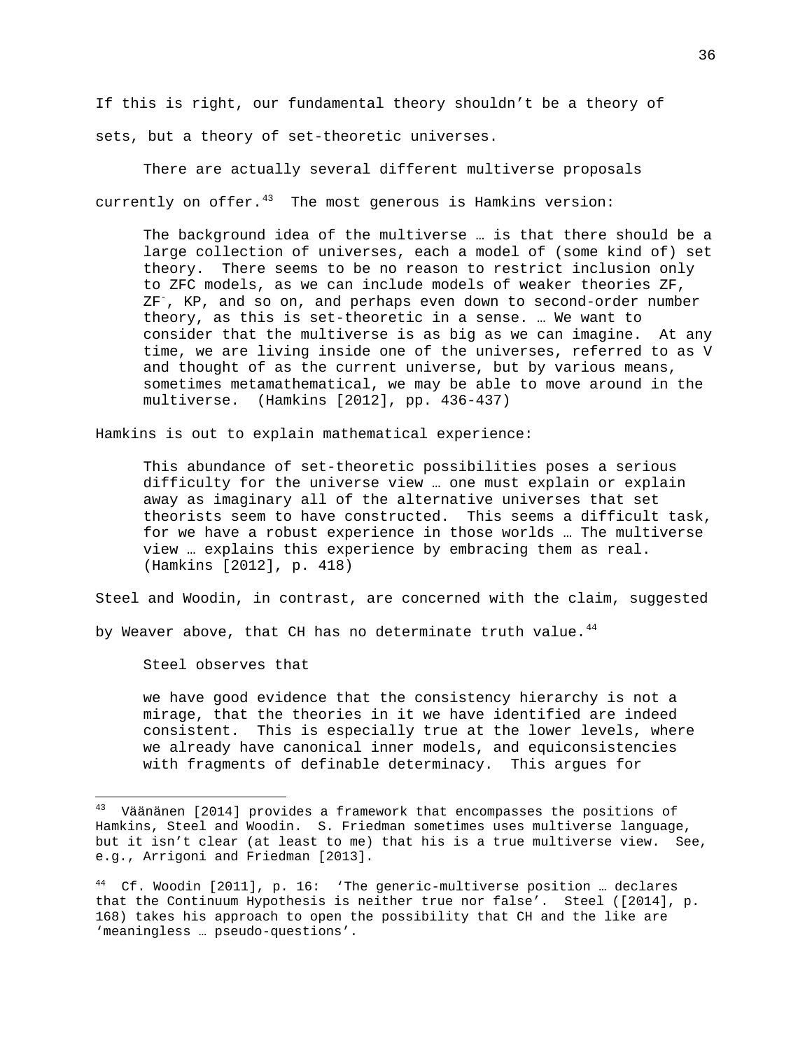If this is right, our fundamental theory shouldn't be a theory of sets, but a theory of set-theoretic universes.

There are actually several different multiverse proposals currently on offer.[43] The most generous is Hamkins version:

> The background idea of the multiverse … is that there should be a large collection of universes, each a model of (some kind of) set theory. There seems to be no reason to restrict inclusion only to ZFC models, as we can include models of weaker theories ZF, $ZF^-$, KP, and so on, and perhaps even down to second-order number theory, as this is set-theoretic in a sense. … We want to consider that the multiverse is as big as we can imagine. At any time, we are living inside one of the universes, referred to as V and thought of as the current universe, but by various means, sometimes metamathematical, we may be able to move around in the multiverse. (Hamkins [2012], pp. 436-437)

Hamkins is out to explain mathematical experience:

> This abundance of set-theoretic possibilities poses a serious difficulty for the universe view … one must explain or explain away as imaginary all of the alternative universes that set theorists seem to have constructed. This seems a difficult task, for we have a robust experience in those worlds … The multiverse view … explains this experience by embracing them as real. (Hamkins [2012], p. 418)

Steel and Woodin, in contrast, are concerned with the claim, suggested by Weaver above, that CH has no determinate truth value.[44]

Steel observes that

> we have good evidence that the consistency hierarchy is not a mirage, that the theories in it we have identified are indeed consistent. This is especially true at the lower levels, where we already have canonical inner models, and equiconsistencies with fragments of definable determinacy. This argues for

---

[43] Väänänen [2014] provides a framework that encompasses the positions of Hamkins, Steel and Woodin. S. Friedman sometimes uses multiverse language, but it isn't clear (at least to me) that his is a true multiverse view. See, e.g., Arrigoni and Friedman [2013].

[44] Cf. Woodin [2011], p. 16: 'The generic-multiverse position … declares that the Continuum Hypothesis is neither true nor false'. Steel ([2014], p. 168) takes his approach to open the possibility that CH and the like are 'meaningless … pseudo-questions'.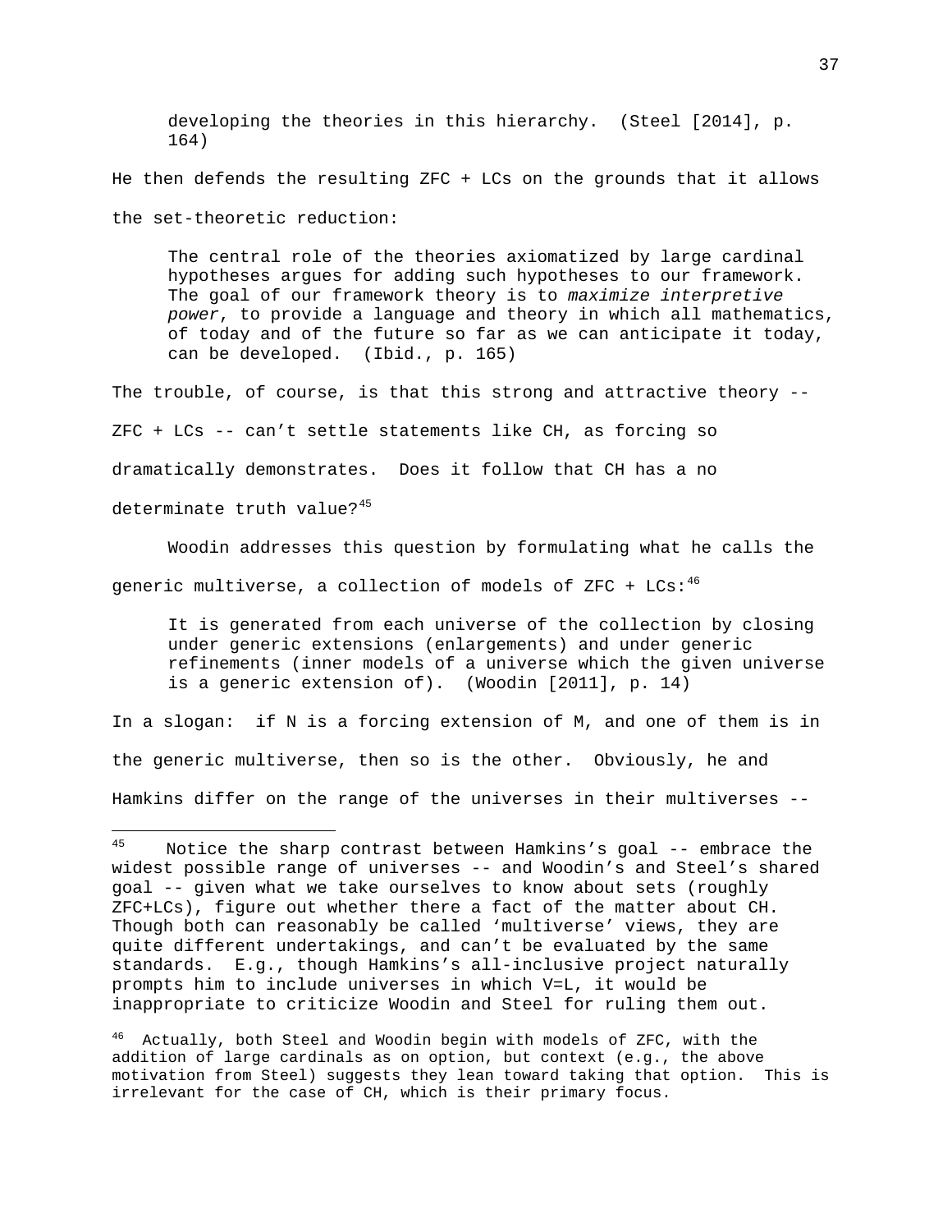> developing the theories in this hierarchy. (Steel [2014], p. 164)

He then defends the resulting ZFC + LCs on the grounds that it allows the set-theoretic reduction:

> The central role of the theories axiomatized by large cardinal hypotheses argues for adding such hypotheses to our framework. The goal of our framework theory is to *maximize interpretive power*, to provide a language and theory in which all mathematics, of today and of the future so far as we can anticipate it today, can be developed. (Ibid., p. 165)

The trouble, of course, is that this strong and attractive theory -- ZFC + LCs -- can't settle statements like CH, as forcing so dramatically demonstrates. Does it follow that CH has a no determinate truth value?[45]

Woodin addresses this question by formulating what he calls the generic multiverse, a collection of models of ZFC + LCs:[46]

> It is generated from each universe of the collection by closing under generic extensions (enlargements) and under generic refinements (inner models of a universe which the given universe is a generic extension of). (Woodin [2011], p. 14)

In a slogan: if N is a forcing extension of M, and one of them is in the generic multiverse, then so is the other. Obviously, he and Hamkins differ on the range of the universes in their multiverses --

---

[45] Notice the sharp contrast between Hamkins's goal -- embrace the widest possible range of universes -- and Woodin's and Steel's shared goal -- given what we take ourselves to know about sets (roughly ZFC+LCs), figure out whether there a fact of the matter about CH. Though both can reasonably be called 'multiverse' views, they are quite different undertakings, and can't be evaluated by the same standards. E.g., though Hamkins's all-inclusive project naturally prompts him to include universes in which V=L, it would be inappropriate to criticize Woodin and Steel for ruling them out.

[46] Actually, both Steel and Woodin begin with models of ZFC, with the addition of large cardinals as on option, but context (e.g., the above motivation from Steel) suggests they lean toward taking that option. This is irrelevant for the case of CH, which is their primary focus.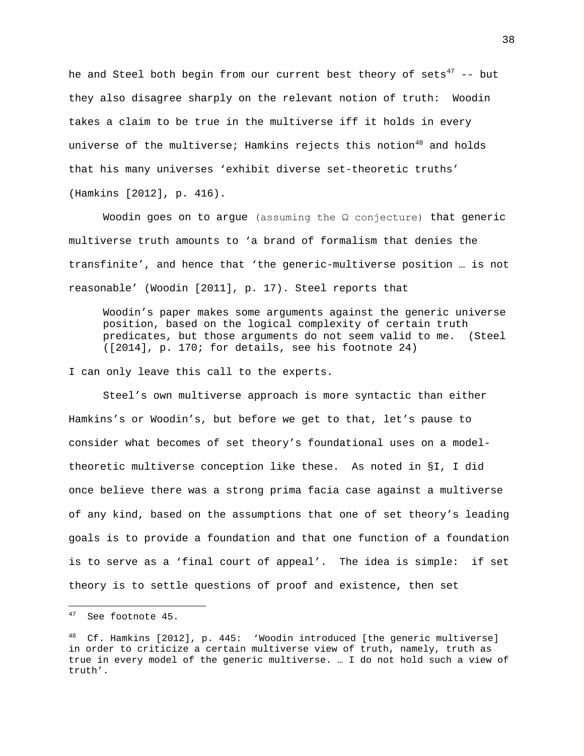he and Steel both begin from our current best theory of sets[47] -- but they also disagree sharply on the relevant notion of truth: Woodin takes a claim to be true in the multiverse iff it holds in every universe of the multiverse; Hamkins rejects this notion[48] and holds that his many universes 'exhibit diverse set-theoretic truths' (Hamkins [2012], p. 416).

Woodin goes on to argue (assuming the Ω conjecture) that generic multiverse truth amounts to 'a brand of formalism that denies the transfinite', and hence that 'the generic-multiverse position … is not reasonable' (Woodin [2011], p. 17). Steel reports that

> Woodin's paper makes some arguments against the generic universe position, based on the logical complexity of certain truth predicates, but those arguments do not seem valid to me. (Steel ([2014], p. 170; for details, see his footnote 24)

I can only leave this call to the experts.

Steel's own multiverse approach is more syntactic than either Hamkins's or Woodin's, but before we get to that, let's pause to consider what becomes of set theory's foundational uses on a model-theoretic multiverse conception like these. As noted in §I, I did once believe there was a strong prima facia case against a multiverse of any kind, based on the assumptions that one of set theory's leading goals is to provide a foundation and that one function of a foundation is to serve as a 'final court of appeal'. The idea is simple: if set theory is to settle questions of proof and existence, then set

---

[47] See footnote 45.

[48] Cf. Hamkins [2012], p. 445: 'Woodin introduced [the generic multiverse] in order to criticize a certain multiverse view of truth, namely, truth as true in every model of the generic multiverse. … I do not hold such a view of truth'.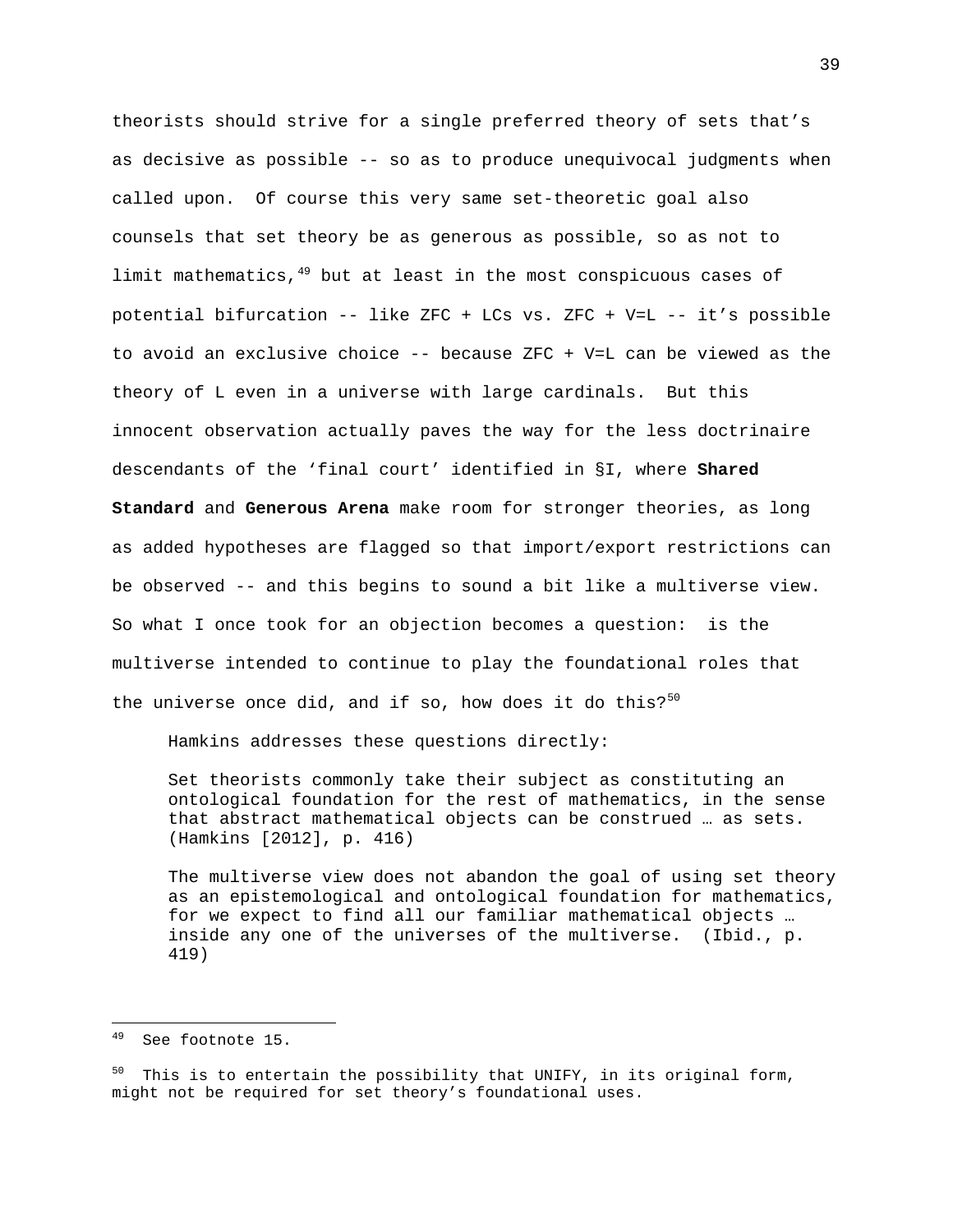theorists should strive for a single preferred theory of sets that's as decisive as possible -- so as to produce unequivocal judgments when called upon. Of course this very same set-theoretic goal also counsels that set theory be as generous as possible, so as not to limit mathematics,[49] but at least in the most conspicuous cases of potential bifurcation -- like ZFC + LCs vs. ZFC + V=L -- it's possible to avoid an exclusive choice -- because ZFC + V=L can be viewed as the theory of L even in a universe with large cardinals. But this innocent observation actually paves the way for the less doctrinaire descendants of the 'final court' identified in §I, where **Shared Standard** and **Generous Arena** make room for stronger theories, as long as added hypotheses are flagged so that import/export restrictions can be observed -- and this begins to sound a bit like a multiverse view. So what I once took for an objection becomes a question: is the multiverse intended to continue to play the foundational roles that the universe once did, and if so, how does it do this?[50]

Hamkins addresses these questions directly:

> Set theorists commonly take their subject as constituting an ontological foundation for the rest of mathematics, in the sense that abstract mathematical objects can be construed … as sets. (Hamkins [2012], p. 416)

> The multiverse view does not abandon the goal of using set theory as an epistemological and ontological foundation for mathematics, for we expect to find all our familiar mathematical objects … inside any one of the universes of the multiverse. (Ibid., p. 419)

---

[49] See footnote 15.

[50] This is to entertain the possibility that UNIFY, in its original form, might not be required for set theory's foundational uses.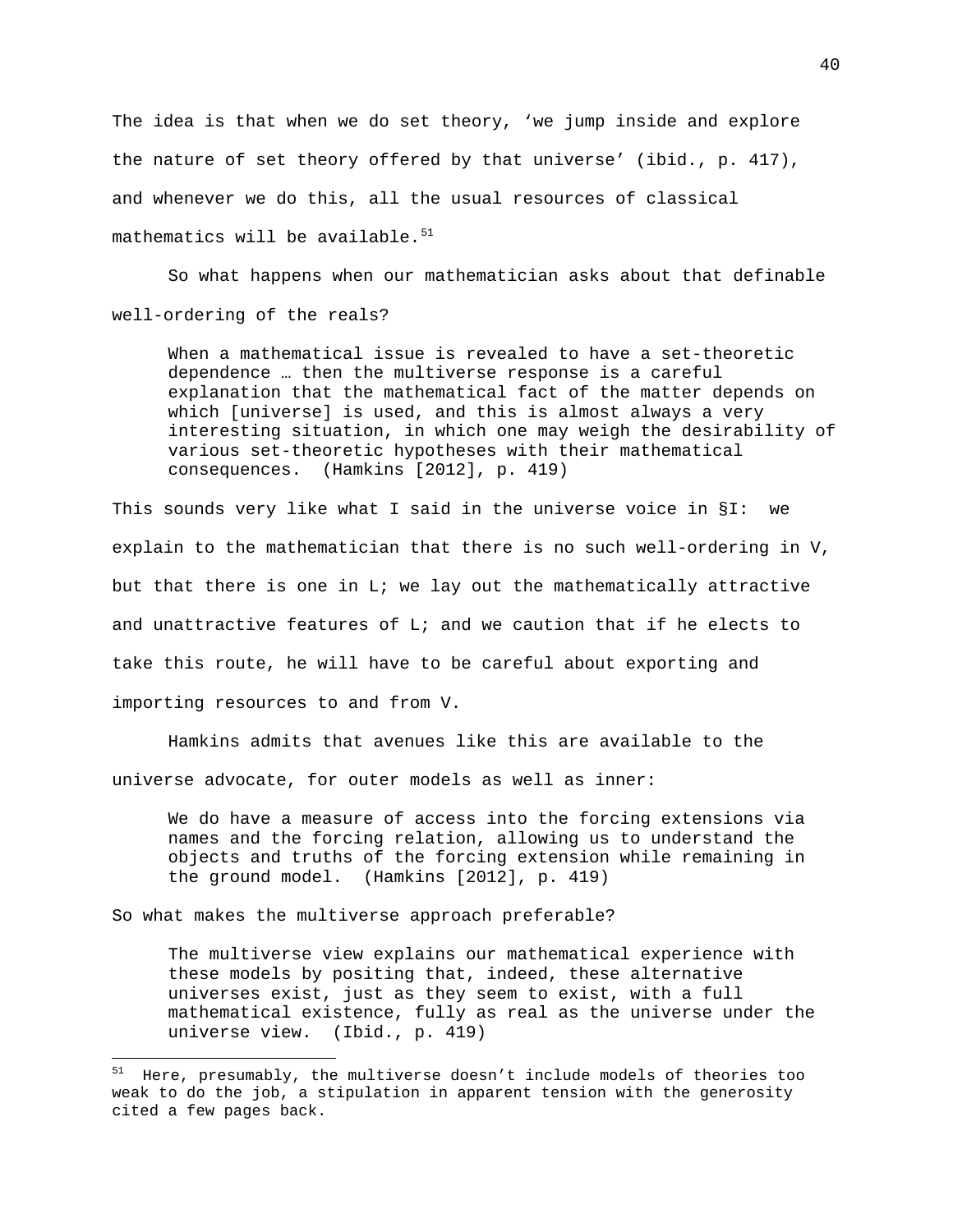The idea is that when we do set theory, 'we jump inside and explore the nature of set theory offered by that universe' (ibid., p. 417), and whenever we do this, all the usual resources of classical mathematics will be available.[51]

So what happens when our mathematician asks about that definable well-ordering of the reals?

> When a mathematical issue is revealed to have a set-theoretic dependence … then the multiverse response is a careful explanation that the mathematical fact of the matter depends on which [universe] is used, and this is almost always a very interesting situation, in which one may weigh the desirability of various set-theoretic hypotheses with their mathematical consequences. (Hamkins [2012], p. 419)

This sounds very like what I said in the universe voice in §I: we explain to the mathematician that there is no such well-ordering in V, but that there is one in L; we lay out the mathematically attractive and unattractive features of L; and we caution that if he elects to take this route, he will have to be careful about exporting and importing resources to and from V.

Hamkins admits that avenues like this are available to the universe advocate, for outer models as well as inner:

> We do have a measure of access into the forcing extensions via names and the forcing relation, allowing us to understand the objects and truths of the forcing extension while remaining in the ground model. (Hamkins [2012], p. 419)

So what makes the multiverse approach preferable?

> The multiverse view explains our mathematical experience with these models by positing that, indeed, these alternative universes exist, just as they seem to exist, with a full mathematical existence, fully as real as the universe under the universe view. (Ibid., p. 419)

---

[51] Here, presumably, the multiverse doesn't include models of theories too weak to do the job, a stipulation in apparent tension with the generosity cited a few pages back.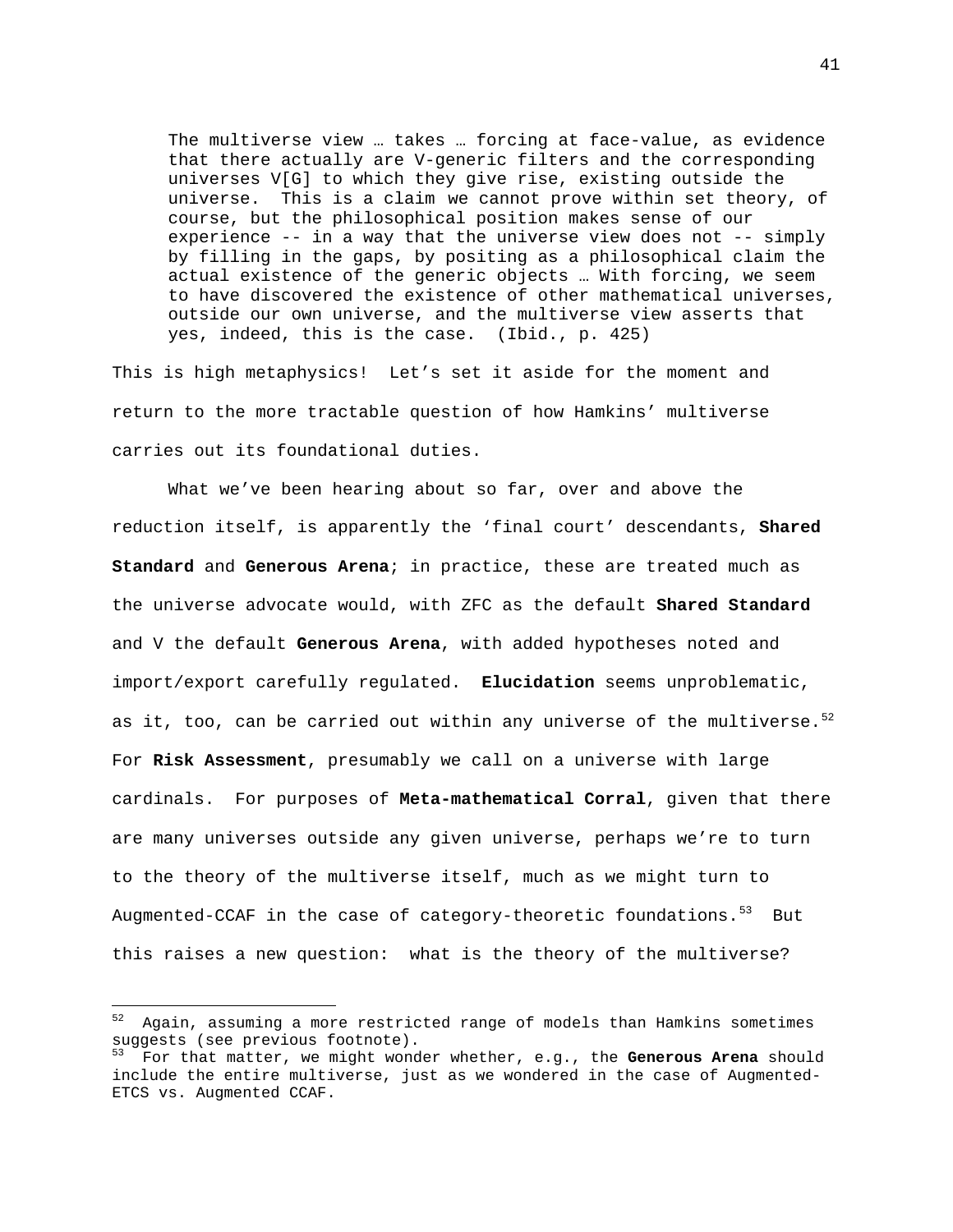> The multiverse view … takes … forcing at face-value, as evidence that there actually are V-generic filters and the corresponding universes V[G] to which they give rise, existing outside the universe. This is a claim we cannot prove within set theory, of course, but the philosophical position makes sense of our experience -- in a way that the universe view does not -- simply by filling in the gaps, by positing as a philosophical claim the actual existence of the generic objects … With forcing, we seem to have discovered the existence of other mathematical universes, outside our own universe, and the multiverse view asserts that yes, indeed, this is the case. (Ibid., p. 425)

This is high metaphysics! Let's set it aside for the moment and return to the more tractable question of how Hamkins' multiverse carries out its foundational duties.

What we've been hearing about so far, over and above the reduction itself, is apparently the 'final court' descendants, **Shared Standard** and **Generous Arena**; in practice, these are treated much as the universe advocate would, with ZFC as the default **Shared Standard** and V the default **Generous Arena**, with added hypotheses noted and import/export carefully regulated. **Elucidation** seems unproblematic, as it, too, can be carried out within any universe of the multiverse.[52] For **Risk Assessment**, presumably we call on a universe with large cardinals. For purposes of **Meta-mathematical Corral**, given that there are many universes outside any given universe, perhaps we're to turn to the theory of the multiverse itself, much as we might turn to Augmented-CCAF in the case of category-theoretic foundations.[53] But this raises a new question: what is the theory of the multiverse?

---

[52] Again, assuming a more restricted range of models than Hamkins sometimes suggests (see previous footnote).

[53] For that matter, we might wonder whether, e.g., the **Generous Arena** should include the entire multiverse, just as we wondered in the case of Augmented-ETCS vs. Augmented CCAF.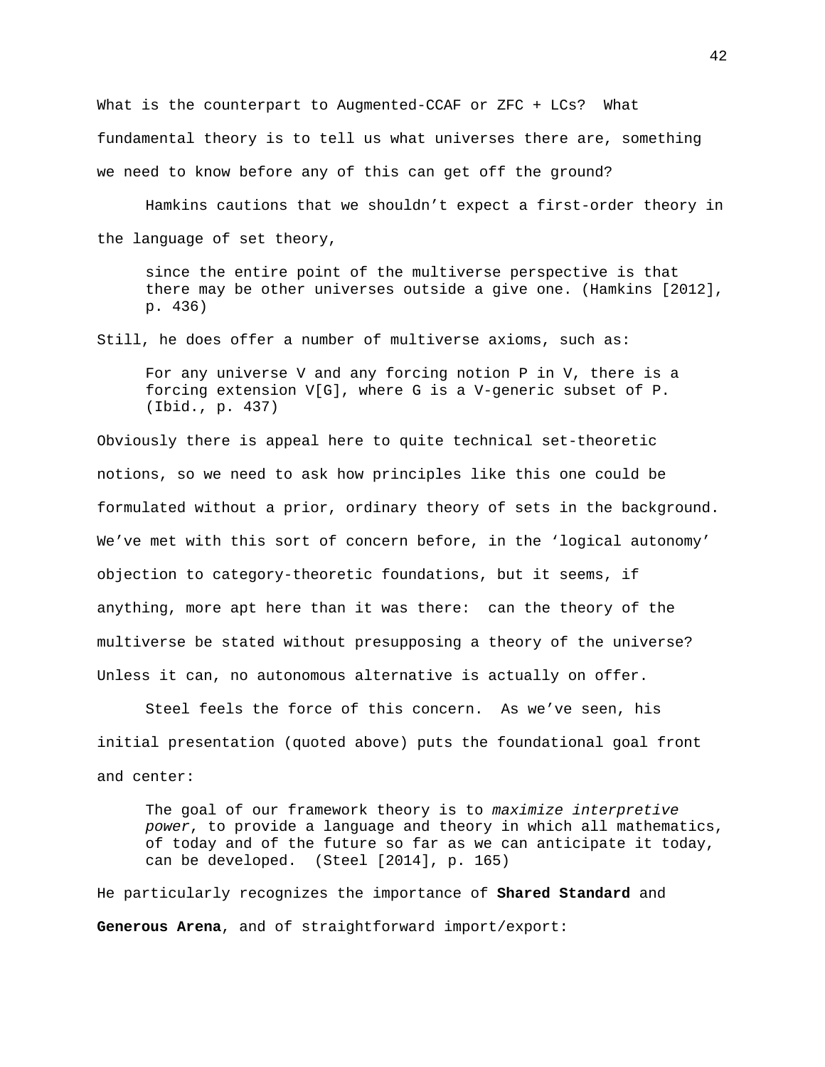What is the counterpart to Augmented-CCAF or ZFC + LCs? What fundamental theory is to tell us what universes there are, something we need to know before any of this can get off the ground?

Hamkins cautions that we shouldn't expect a first-order theory in the language of set theory,

> since the entire point of the multiverse perspective is that there may be other universes outside a give one. (Hamkins [2012], p. 436)

Still, he does offer a number of multiverse axioms, such as:

> For any universe V and any forcing notion P in V, there is a forcing extension V[G], where G is a V-generic subset of P. (Ibid., p. 437)

Obviously there is appeal here to quite technical set-theoretic notions, so we need to ask how principles like this one could be formulated without a prior, ordinary theory of sets in the background. We've met with this sort of concern before, in the 'logical autonomy' objection to category-theoretic foundations, but it seems, if anything, more apt here than it was there: can the theory of the multiverse be stated without presupposing a theory of the universe? Unless it can, no autonomous alternative is actually on offer.

Steel feels the force of this concern. As we've seen, his initial presentation (quoted above) puts the foundational goal front and center:

> The goal of our framework theory is to *maximize interpretive power*, to provide a language and theory in which all mathematics, of today and of the future so far as we can anticipate it today, can be developed. (Steel [2014], p. 165)

He particularly recognizes the importance of **Shared Standard** and **Generous Arena**, and of straightforward import/export: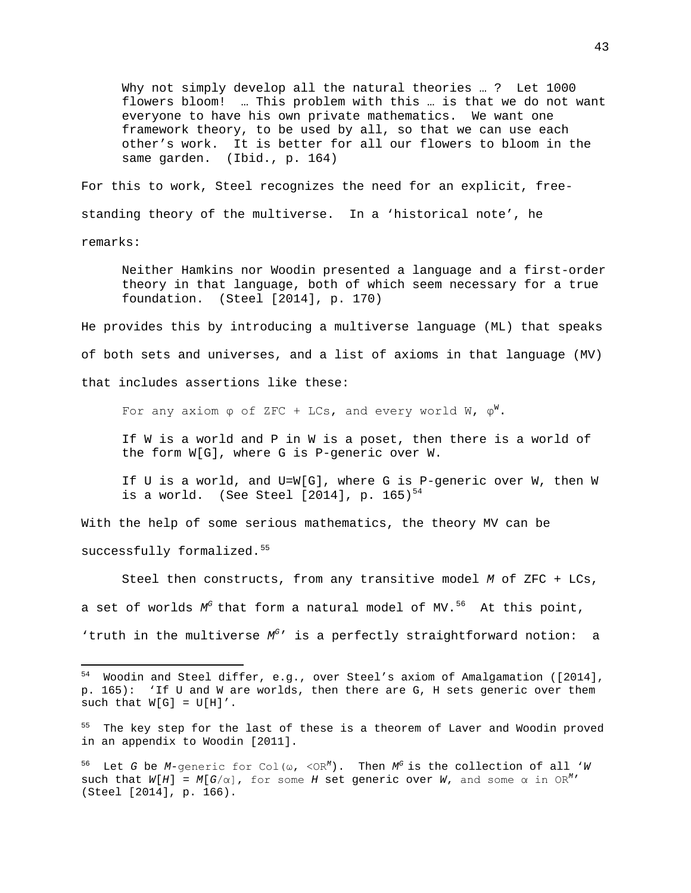> Why not simply develop all the natural theories … ? Let 1000 flowers bloom! … This problem with this … is that we do not want everyone to have his own private mathematics. We want one framework theory, to be used by all, so that we can use each other's work. It is better for all our flowers to bloom in the same garden. (Ibid., p. 164)

For this to work, Steel recognizes the need for an explicit, free-standing theory of the multiverse. In a 'historical note', he remarks:

> Neither Hamkins nor Woodin presented a language and a first-order theory in that language, both of which seem necessary for a true foundation. (Steel [2014], p. 170)

He provides this by introducing a multiverse language (ML) that speaks of both sets and universes, and a list of axioms in that language (MV) that includes assertions like these:

> For any axiom $\varphi$ of ZFC + LCs, and every world W, $\varphi^W$.
>
> If W is a world and P in W is a poset, then there is a world of the form W[G], where G is P-generic over W.
>
> If U is a world, and U=W[G], where G is P-generic over W, then W is a world. (See Steel [2014], p. 165)[54]

With the help of some serious mathematics, the theory MV can be successfully formalized.[55]

Steel then constructs, from any transitive model *M* of ZFC + LCs, a set of worlds $M^G$ that form a natural model of MV.[56] At this point, 'truth in the multiverse $M^G$' is a perfectly straightforward notion: a

---

[54] Woodin and Steel differ, e.g., over Steel's axiom of Amalgamation ([2014], p. 165): 'If U and W are worlds, then there are G, H sets generic over them such that W[G] = U[H]'.

[55] The key step for the last of these is a theorem of Laver and Woodin proved in an appendix to Woodin [2011].

[56] Let *G* be *M*-generic for $Col(\omega, <OR^M)$. Then $M^G$ is the collection of all '*W* such that $W[H] = M[G/\alpha]$, for some *H* set generic over *W*, and some $\alpha$ in $OR^M$' (Steel [2014], p. 166).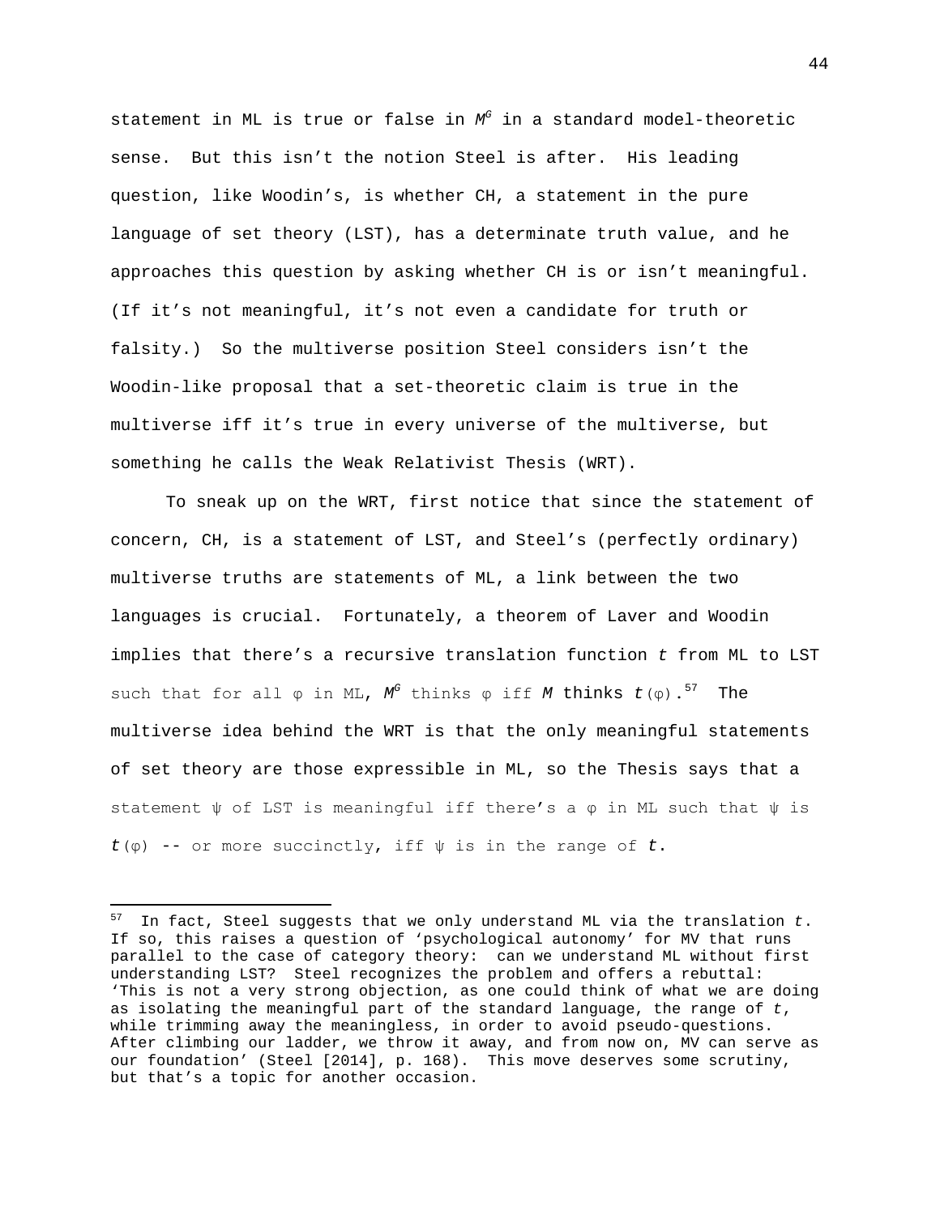statement in ML is true or false in $M^G$ in a standard model-theoretic sense. But this isn't the notion Steel is after. His leading question, like Woodin's, is whether CH, a statement in the pure language of set theory (LST), has a determinate truth value, and he approaches this question by asking whether CH is or isn't meaningful. (If it's not meaningful, it's not even a candidate for truth or falsity.) So the multiverse position Steel considers isn't the Woodin-like proposal that a set-theoretic claim is true in the multiverse iff it's true in every universe of the multiverse, but something he calls the Weak Relativist Thesis (WRT).

To sneak up on the WRT, first notice that since the statement of concern, CH, is a statement of LST, and Steel's (perfectly ordinary) multiverse truths are statements of ML, a link between the two languages is crucial. Fortunately, a theorem of Laver and Woodin implies that there's a recursive translation function $t$ from ML to LST such that for all $\varphi$ in ML, $M^G$ thinks $\varphi$ iff $M$ thinks $t(\varphi)$.[57] The multiverse idea behind the WRT is that the only meaningful statements of set theory are those expressible in ML, so the Thesis says that a statement $\psi$ of LST is meaningful iff there's a $\varphi$ in ML such that $\psi$ is $t(\varphi)$ -- or more succinctly, iff $\psi$ is in the range of $t$.

---

[57] In fact, Steel suggests that we only understand ML via the translation $t$. If so, this raises a question of 'psychological autonomy' for MV that runs parallel to the case of category theory: can we understand ML without first understanding LST? Steel recognizes the problem and offers a rebuttal: 'This is not a very strong objection, as one could think of what we are doing as isolating the meaningful part of the standard language, the range of $t$, while trimming away the meaningless, in order to avoid pseudo-questions. After climbing our ladder, we throw it away, and from now on, MV can serve as our foundation' (Steel [2014], p. 168). This move deserves some scrutiny, but that's a topic for another occasion.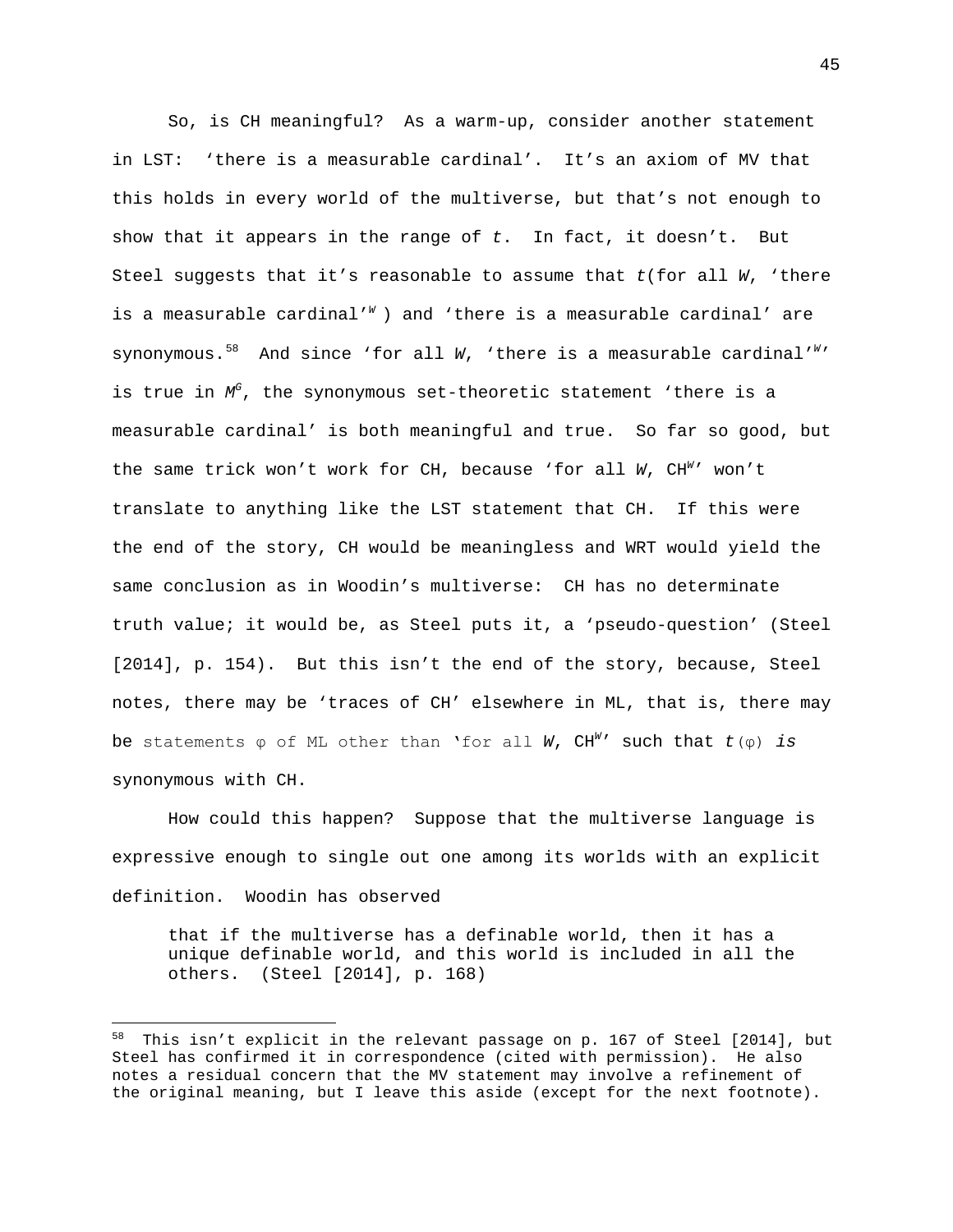So, is CH meaningful? As a warm-up, consider another statement in LST: 'there is a measurable cardinal'. It's an axiom of MV that this holds in every world of the multiverse, but that's not enough to show that it appears in the range of *t*. In fact, it doesn't. But Steel suggests that it's reasonable to assume that *t*(for all *W*, 'there is a measurable cardinal'$^{W}$ ) and 'there is a measurable cardinal' are synonymous.[58] And since 'for all *W*, 'there is a measurable cardinal'$^{W}$' is true in $M^{G}$, the synonymous set-theoretic statement 'there is a measurable cardinal' is both meaningful and true. So far so good, but the same trick won't work for CH, because 'for all *W*, CH$^{W}$' won't translate to anything like the LST statement that CH. If this were the end of the story, CH would be meaningless and WRT would yield the same conclusion as in Woodin's multiverse: CH has no determinate truth value; it would be, as Steel puts it, a 'pseudo-question' (Steel [2014], p. 154). But this isn't the end of the story, because, Steel notes, there may be 'traces of CH' elsewhere in ML, that is, there may be statements φ of ML other than 'for all *W*, CH$^{W}$' such that *t*(φ) *is* synonymous with CH.

How could this happen? Suppose that the multiverse language is expressive enough to single out one among its worlds with an explicit definition. Woodin has observed

> that if the multiverse has a definable world, then it has a unique definable world, and this world is included in all the others. (Steel [2014], p. 168)

---

[58] This isn't explicit in the relevant passage on p. 167 of Steel [2014], but Steel has confirmed it in correspondence (cited with permission). He also notes a residual concern that the MV statement may involve a refinement of the original meaning, but I leave this aside (except for the next footnote).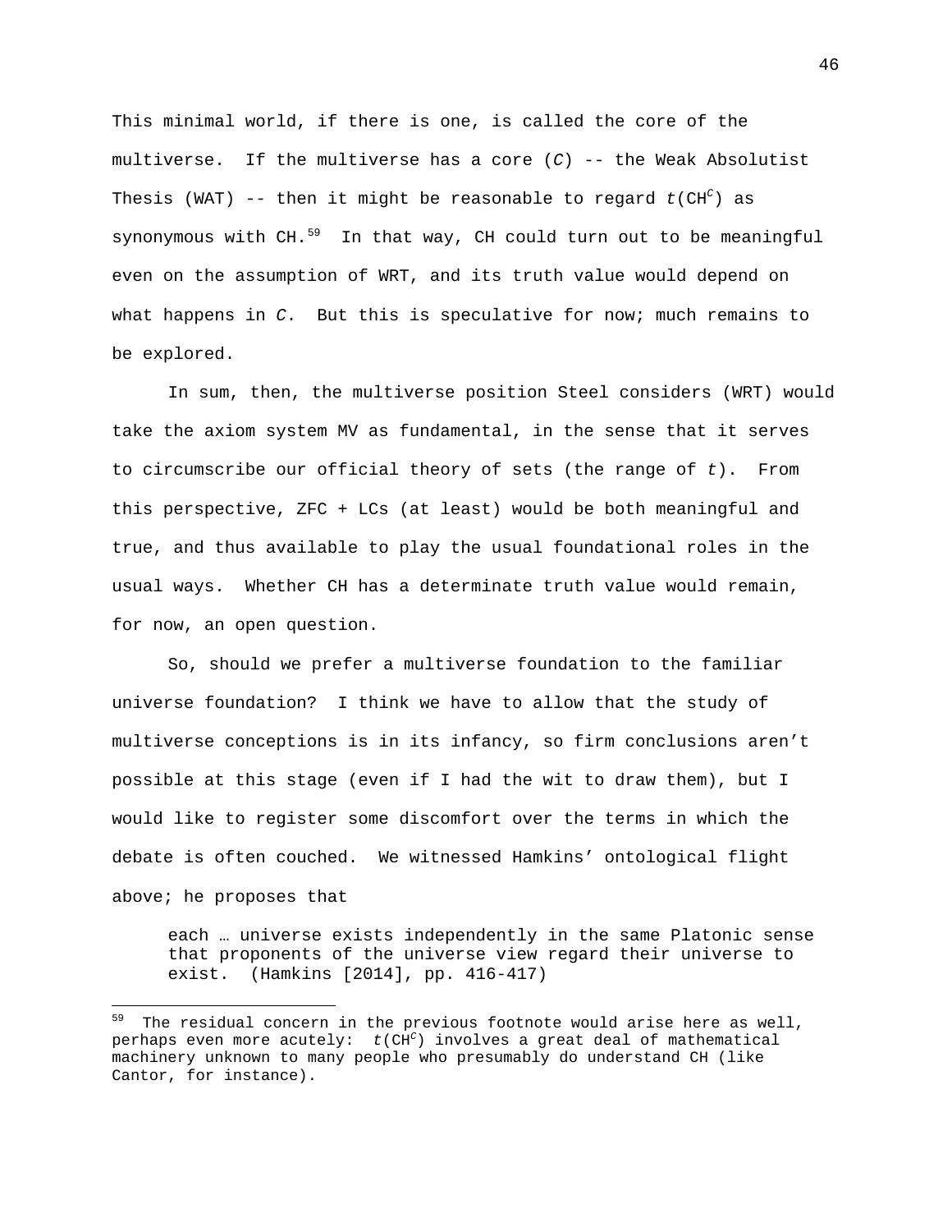This minimal world, if there is one, is called the core of the multiverse. If the multiverse has a core (*C*) -- the Weak Absolutist Thesis (WAT) -- then it might be reasonable to regard $t(\mathrm{CH}^C)$ as synonymous with CH.[59] In that way, CH could turn out to be meaningful even on the assumption of WRT, and its truth value would depend on what happens in *C*. But this is speculative for now; much remains to be explored.

In sum, then, the multiverse position Steel considers (WRT) would take the axiom system MV as fundamental, in the sense that it serves to circumscribe our official theory of sets (the range of *t*). From this perspective, ZFC + LCs (at least) would be both meaningful and true, and thus available to play the usual foundational roles in the usual ways. Whether CH has a determinate truth value would remain, for now, an open question.

So, should we prefer a multiverse foundation to the familiar universe foundation? I think we have to allow that the study of multiverse conceptions is in its infancy, so firm conclusions aren't possible at this stage (even if I had the wit to draw them), but I would like to register some discomfort over the terms in which the debate is often couched. We witnessed Hamkins' ontological flight above; he proposes that

> each … universe exists independently in the same Platonic sense that proponents of the universe view regard their universe to exist. (Hamkins [2014], pp. 416-417)

---

[59] The residual concern in the previous footnote would arise here as well, perhaps even more acutely: $t(\mathrm{CH}^C)$ involves a great deal of mathematical machinery unknown to many people who presumably do understand CH (like Cantor, for instance).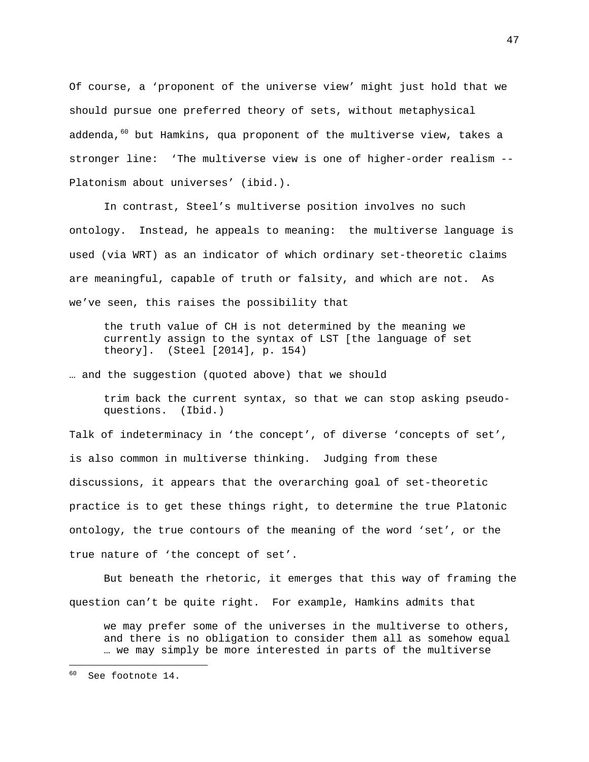Of course, a ‘proponent of the universe view’ might just hold that we should pursue one preferred theory of sets, without metaphysical addenda,[60] but Hamkins, qua proponent of the multiverse view, takes a stronger line: ‘The multiverse view is one of higher-order realism -- Platonism about universes’ (ibid.).

In contrast, Steel’s multiverse position involves no such ontology. Instead, he appeals to meaning: the multiverse language is used (via WRT) as an indicator of which ordinary set-theoretic claims are meaningful, capable of truth or falsity, and which are not. As we’ve seen, this raises the possibility that

> the truth value of CH is not determined by the meaning we currently assign to the syntax of LST [the language of set theory]. (Steel [2014], p. 154)

… and the suggestion (quoted above) that we should

> trim back the current syntax, so that we can stop asking pseudo-questions. (Ibid.)

Talk of indeterminacy in ‘the concept’, of diverse ‘concepts of set’, is also common in multiverse thinking. Judging from these discussions, it appears that the overarching goal of set-theoretic practice is to get these things right, to determine the true Platonic ontology, the true contours of the meaning of the word ‘set’, or the true nature of ‘the concept of set’.

But beneath the rhetoric, it emerges that this way of framing the question can’t be quite right. For example, Hamkins admits that

> we may prefer some of the universes in the multiverse to others, and there is no obligation to consider them all as somehow equal … we may simply be more interested in parts of the multiverse

[60] See footnote 14.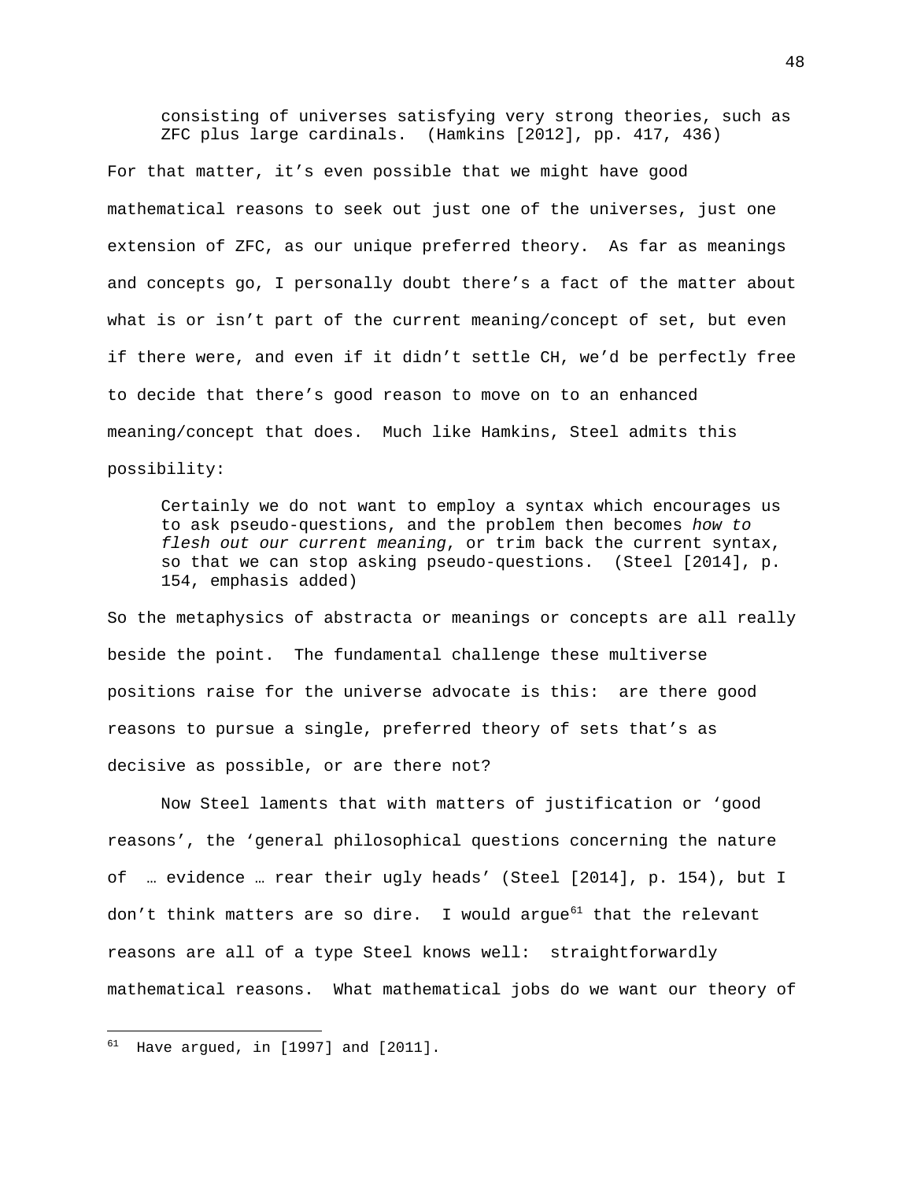> consisting of universes satisfying very strong theories, such as ZFC plus large cardinals. (Hamkins [2012], pp. 417, 436)

For that matter, it's even possible that we might have good mathematical reasons to seek out just one of the universes, just one extension of ZFC, as our unique preferred theory. As far as meanings and concepts go, I personally doubt there's a fact of the matter about what is or isn't part of the current meaning/concept of set, but even if there were, and even if it didn't settle CH, we'd be perfectly free to decide that there's good reason to move on to an enhanced meaning/concept that does. Much like Hamkins, Steel admits this possibility:

> Certainly we do not want to employ a syntax which encourages us to ask pseudo-questions, and the problem then becomes *how to flesh out our current meaning*, or trim back the current syntax, so that we can stop asking pseudo-questions. (Steel [2014], p. 154, emphasis added)

So the metaphysics of abstracta or meanings or concepts are all really beside the point. The fundamental challenge these multiverse positions raise for the universe advocate is this: are there good reasons to pursue a single, preferred theory of sets that's as decisive as possible, or are there not?

Now Steel laments that with matters of justification or 'good reasons', the 'general philosophical questions concerning the nature of … evidence … rear their ugly heads' (Steel [2014], p. 154), but I don't think matters are so dire. I would argue[61] that the relevant reasons are all of a type Steel knows well: straightforwardly mathematical reasons. What mathematical jobs do we want our theory of

[61] Have argued, in [1997] and [2011].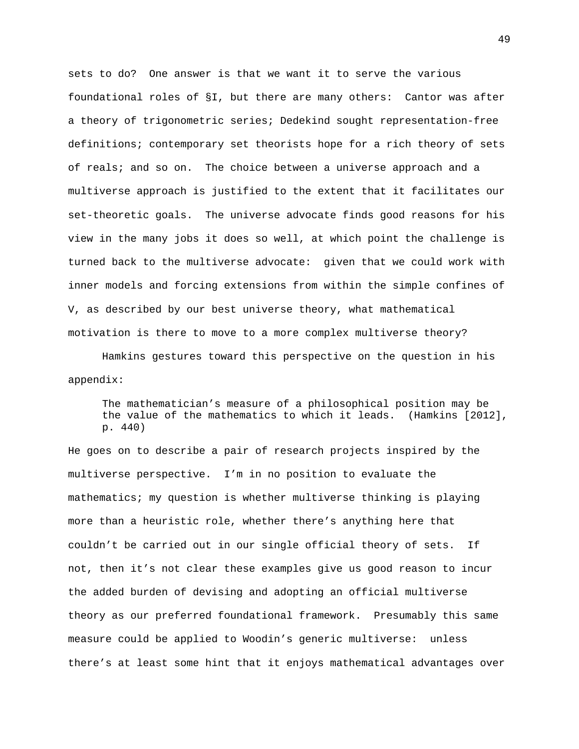sets to do? One answer is that we want it to serve the various foundational roles of §I, but there are many others: Cantor was after a theory of trigonometric series; Dedekind sought representation-free definitions; contemporary set theorists hope for a rich theory of sets of reals; and so on. The choice between a universe approach and a multiverse approach is justified to the extent that it facilitates our set-theoretic goals. The universe advocate finds good reasons for his view in the many jobs it does so well, at which point the challenge is turned back to the multiverse advocate: given that we could work with inner models and forcing extensions from within the simple confines of V, as described by our best universe theory, what mathematical motivation is there to move to a more complex multiverse theory?

Hamkins gestures toward this perspective on the question in his appendix:

> The mathematician's measure of a philosophical position may be the value of the mathematics to which it leads. (Hamkins [2012], p. 440)

He goes on to describe a pair of research projects inspired by the multiverse perspective. I'm in no position to evaluate the mathematics; my question is whether multiverse thinking is playing more than a heuristic role, whether there's anything here that couldn't be carried out in our single official theory of sets. If not, then it's not clear these examples give us good reason to incur the added burden of devising and adopting an official multiverse theory as our preferred foundational framework. Presumably this same measure could be applied to Woodin's generic multiverse: unless there's at least some hint that it enjoys mathematical advantages over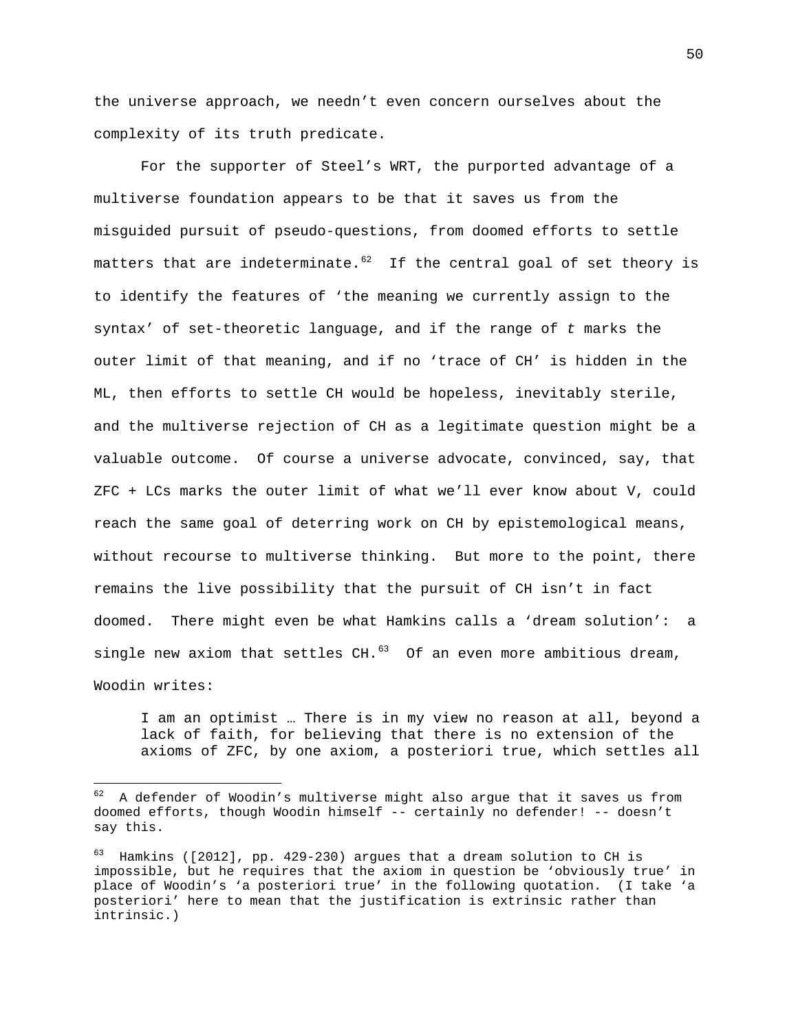the universe approach, we needn't even concern ourselves about the complexity of its truth predicate.

For the supporter of Steel's WRT, the purported advantage of a multiverse foundation appears to be that it saves us from the misguided pursuit of pseudo-questions, from doomed efforts to settle matters that are indeterminate.[62] If the central goal of set theory is to identify the features of 'the meaning we currently assign to the syntax' of set-theoretic language, and if the range of *t* marks the outer limit of that meaning, and if no 'trace of CH' is hidden in the ML, then efforts to settle CH would be hopeless, inevitably sterile, and the multiverse rejection of CH as a legitimate question might be a valuable outcome. Of course a universe advocate, convinced, say, that ZFC + LCs marks the outer limit of what we'll ever know about V, could reach the same goal of deterring work on CH by epistemological means, without recourse to multiverse thinking. But more to the point, there remains the live possibility that the pursuit of CH isn't in fact doomed. There might even be what Hamkins calls a 'dream solution': a single new axiom that settles CH.[63] Of an even more ambitious dream, Woodin writes:

> I am an optimist … There is in my view no reason at all, beyond a lack of faith, for believing that there is no extension of the axioms of ZFC, by one axiom, a posteriori true, which settles all

---

[62] A defender of Woodin's multiverse might also argue that it saves us from doomed efforts, though Woodin himself -- certainly no defender! -- doesn't say this.

[63] Hamkins ([2012], pp. 429-230) argues that a dream solution to CH is impossible, but he requires that the axiom in question be 'obviously true' in place of Woodin's 'a posteriori true' in the following quotation. (I take 'a posteriori' here to mean that the justification is extrinsic rather than intrinsic.)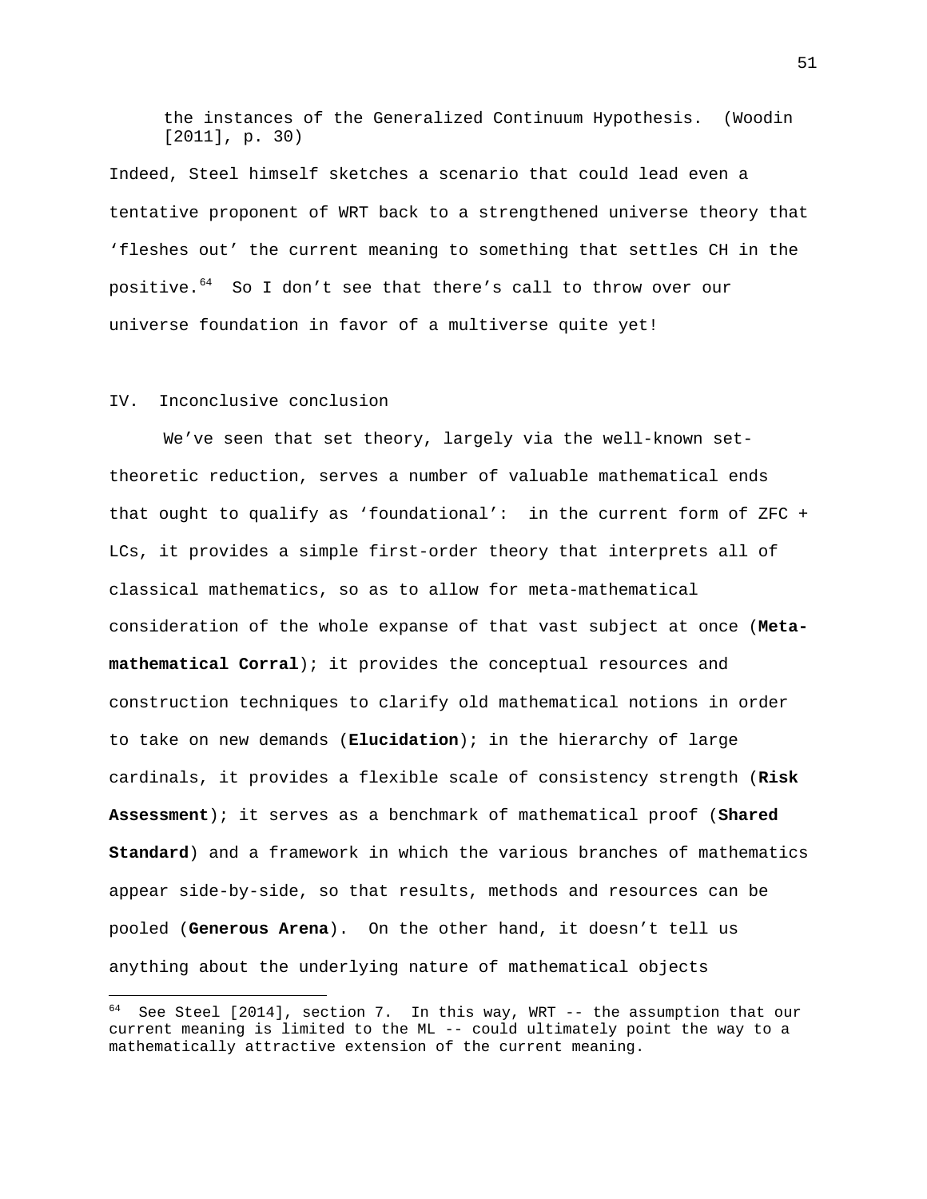> the instances of the Generalized Continuum Hypothesis. (Woodin [2011], p. 30)

Indeed, Steel himself sketches a scenario that could lead even a tentative proponent of WRT back to a strengthened universe theory that 'fleshes out' the current meaning to something that settles CH in the positive.[64] So I don't see that there's call to throw over our universe foundation in favor of a multiverse quite yet!

## IV. Inconclusive conclusion

We've seen that set theory, largely via the well-known set-theoretic reduction, serves a number of valuable mathematical ends that ought to qualify as 'foundational': in the current form of ZFC + LCs, it provides a simple first-order theory that interprets all of classical mathematics, so as to allow for meta-mathematical consideration of the whole expanse of that vast subject at once (**Meta-mathematical Corral**); it provides the conceptual resources and construction techniques to clarify old mathematical notions in order to take on new demands (**Elucidation**); in the hierarchy of large cardinals, it provides a flexible scale of consistency strength (**Risk Assessment**); it serves as a benchmark of mathematical proof (**Shared Standard**) and a framework in which the various branches of mathematics appear side-by-side, so that results, methods and resources can be pooled (**Generous Arena**). On the other hand, it doesn't tell us anything about the underlying nature of mathematical objects

---

[64] See Steel [2014], section 7. In this way, WRT -- the assumption that our current meaning is limited to the ML -- could ultimately point the way to a mathematically attractive extension of the current meaning.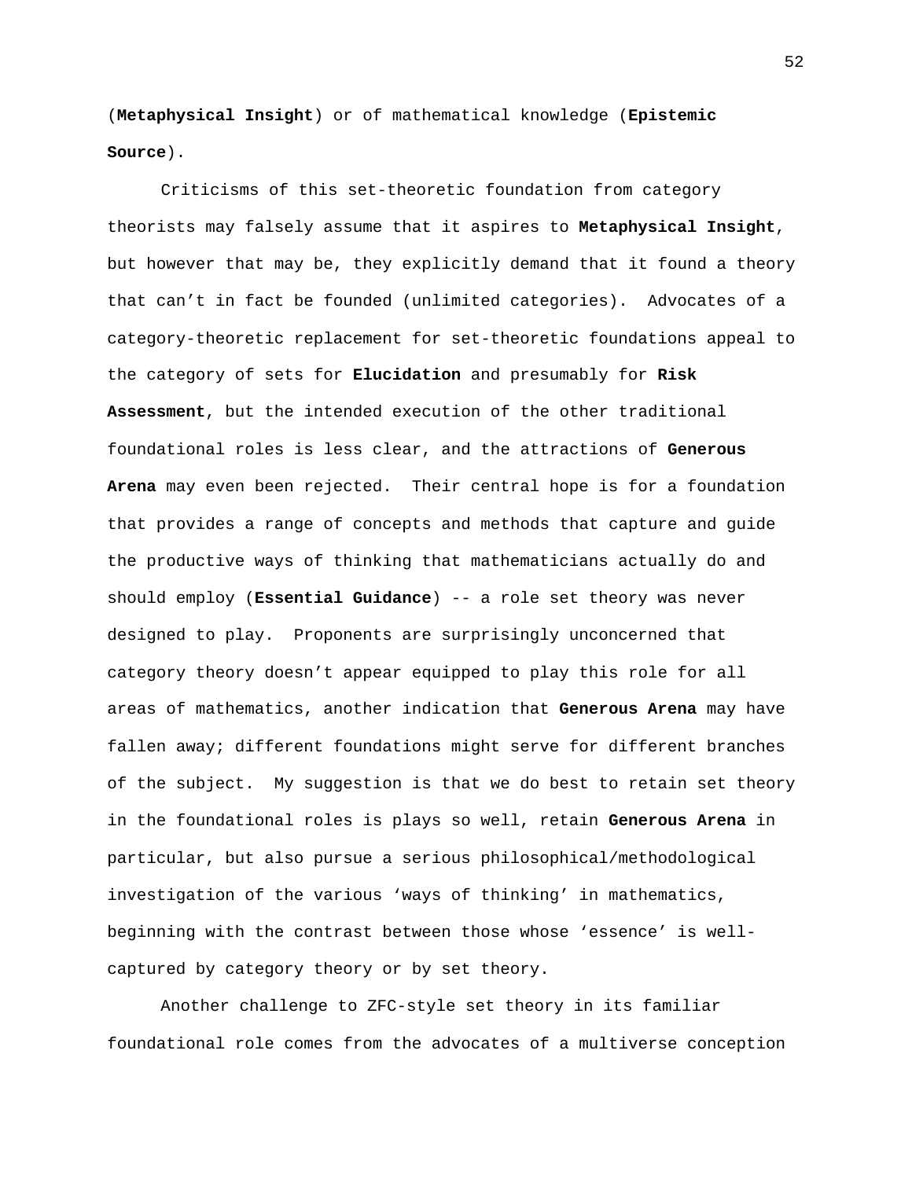(**Metaphysical Insight**) or of mathematical knowledge (**Epistemic Source**).

Criticisms of this set-theoretic foundation from category theorists may falsely assume that it aspires to **Metaphysical Insight**, but however that may be, they explicitly demand that it found a theory that can't in fact be founded (unlimited categories). Advocates of a category-theoretic replacement for set-theoretic foundations appeal to the category of sets for **Elucidation** and presumably for **Risk Assessment**, but the intended execution of the other traditional foundational roles is less clear, and the attractions of **Generous Arena** may even been rejected. Their central hope is for a foundation that provides a range of concepts and methods that capture and guide the productive ways of thinking that mathematicians actually do and should employ (**Essential Guidance**) -- a role set theory was never designed to play. Proponents are surprisingly unconcerned that category theory doesn't appear equipped to play this role for all areas of mathematics, another indication that **Generous Arena** may have fallen away; different foundations might serve for different branches of the subject. My suggestion is that we do best to retain set theory in the foundational roles is plays so well, retain **Generous Arena** in particular, but also pursue a serious philosophical/methodological investigation of the various 'ways of thinking' in mathematics, beginning with the contrast between those whose 'essence' is well-captured by category theory or by set theory.

Another challenge to ZFC-style set theory in its familiar foundational role comes from the advocates of a multiverse conception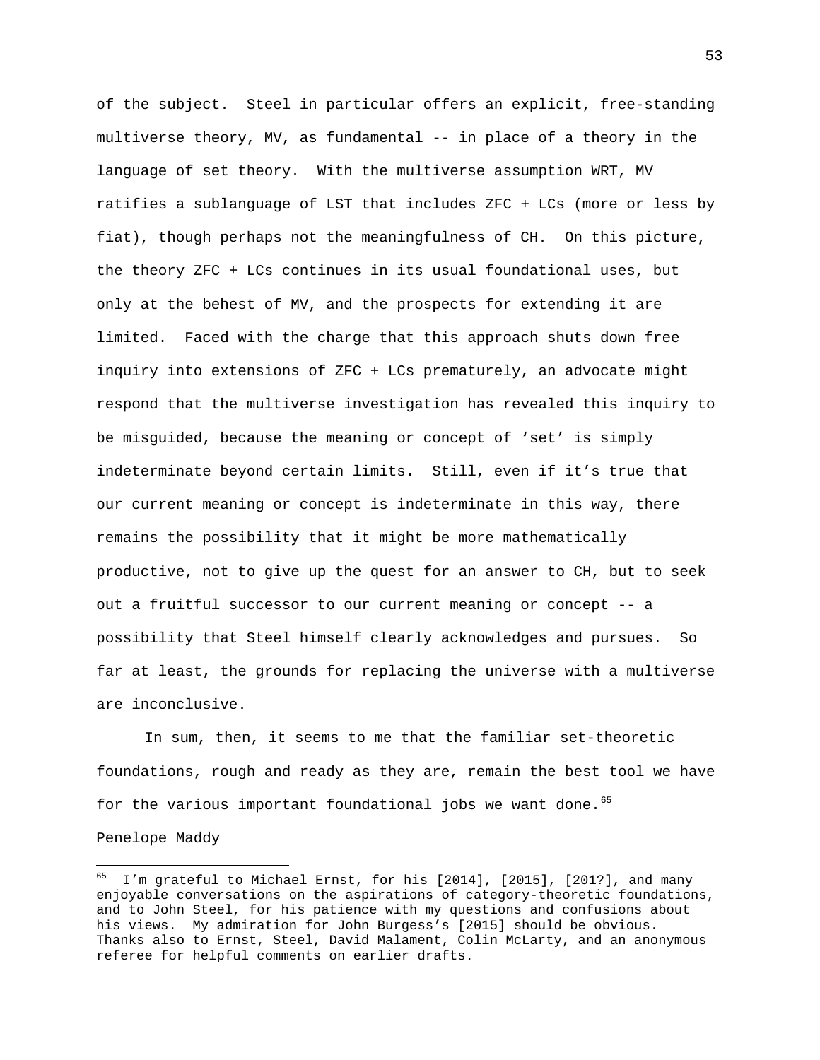of the subject. Steel in particular offers an explicit, free-standing multiverse theory, MV, as fundamental -- in place of a theory in the language of set theory. With the multiverse assumption WRT, MV ratifies a sublanguage of LST that includes ZFC + LCs (more or less by fiat), though perhaps not the meaningfulness of CH. On this picture, the theory ZFC + LCs continues in its usual foundational uses, but only at the behest of MV, and the prospects for extending it are limited. Faced with the charge that this approach shuts down free inquiry into extensions of ZFC + LCs prematurely, an advocate might respond that the multiverse investigation has revealed this inquiry to be misguided, because the meaning or concept of 'set' is simply indeterminate beyond certain limits. Still, even if it's true that our current meaning or concept is indeterminate in this way, there remains the possibility that it might be more mathematically productive, not to give up the quest for an answer to CH, but to seek out a fruitful successor to our current meaning or concept -- a possibility that Steel himself clearly acknowledges and pursues. So far at least, the grounds for replacing the universe with a multiverse are inconclusive.

In sum, then, it seems to me that the familiar set-theoretic foundations, rough and ready as they are, remain the best tool we have for the various important foundational jobs we want done.[65]

Penelope Maddy

---

[65] I'm grateful to Michael Ernst, for his [2014], [2015], [201?], and many enjoyable conversations on the aspirations of category-theoretic foundations, and to John Steel, for his patience with my questions and confusions about his views. My admiration for John Burgess's [2015] should be obvious. Thanks also to Ernst, Steel, David Malament, Colin McLarty, and an anonymous referee for helpful comments on earlier drafts.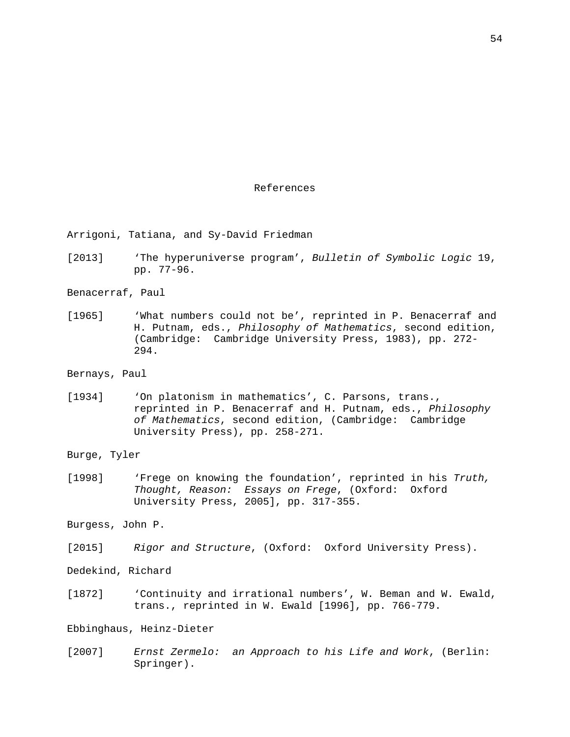# References

Arrigoni, Tatiana, and Sy-David Friedman

[2013] 'The hyperuniverse program', *Bulletin of Symbolic Logic* 19, pp. 77-96.

Benacerraf, Paul

[1965] 'What numbers could not be', reprinted in P. Benacerraf and H. Putnam, eds., *Philosophy of Mathematics*, second edition, (Cambridge: Cambridge University Press, 1983), pp. 272-294.

Bernays, Paul

[1934] 'On platonism in mathematics', C. Parsons, trans., reprinted in P. Benacerraf and H. Putnam, eds., *Philosophy of Mathematics*, second edition, (Cambridge: Cambridge University Press), pp. 258-271.

Burge, Tyler

[1998] 'Frege on knowing the foundation', reprinted in his *Truth, Thought, Reason: Essays on Frege*, (Oxford: Oxford University Press, 2005], pp. 317-355.

Burgess, John P.

[2015] *Rigor and Structure*, (Oxford: Oxford University Press).

Dedekind, Richard

[1872] 'Continuity and irrational numbers', W. Beman and W. Ewald, trans., reprinted in W. Ewald [1996], pp. 766-779.

Ebbinghaus, Heinz-Dieter

[2007] *Ernst Zermelo: an Approach to his Life and Work*, (Berlin: Springer).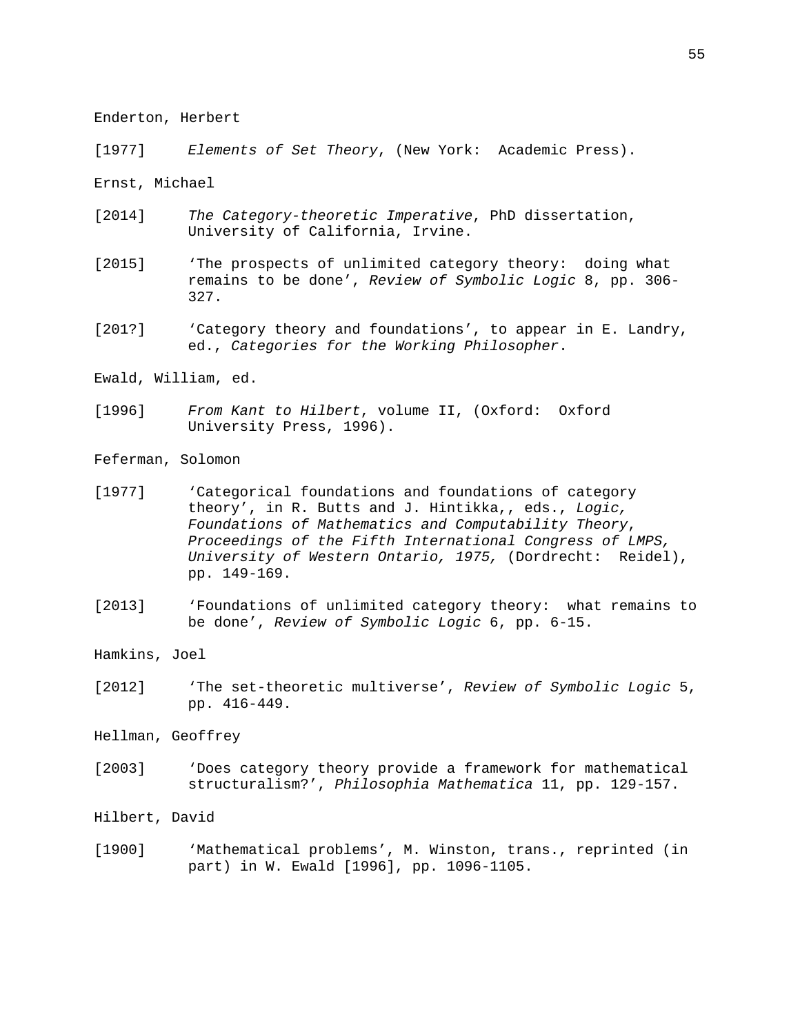Enderton, Herbert

[1977] *Elements of Set Theory*, (New York: Academic Press).

Ernst, Michael

[2014] *The Category-theoretic Imperative*, PhD dissertation, University of California, Irvine.

[2015] 'The prospects of unlimited category theory: doing what remains to be done', *Review of Symbolic Logic* 8, pp. 306-327.

[201?] 'Category theory and foundations', to appear in E. Landry, ed., *Categories for the Working Philosopher*.

Ewald, William, ed.

[1996] *From Kant to Hilbert*, volume II, (Oxford: Oxford University Press, 1996).

Feferman, Solomon

[1977] 'Categorical foundations and foundations of category theory', in R. Butts and J. Hintikka,, eds., *Logic, Foundations of Mathematics and Computability Theory, Proceedings of the Fifth International Congress of LMPS, University of Western Ontario, 1975,* (Dordrecht: Reidel), pp. 149-169.

[2013] 'Foundations of unlimited category theory: what remains to be done', *Review of Symbolic Logic* 6, pp. 6-15.

Hamkins, Joel

[2012] 'The set-theoretic multiverse', *Review of Symbolic Logic* 5, pp. 416-449.

Hellman, Geoffrey

[2003] 'Does category theory provide a framework for mathematical structuralism?', *Philosophia Mathematica* 11, pp. 129-157.

Hilbert, David

[1900] 'Mathematical problems', M. Winston, trans., reprinted (in part) in W. Ewald [1996], pp. 1096-1105.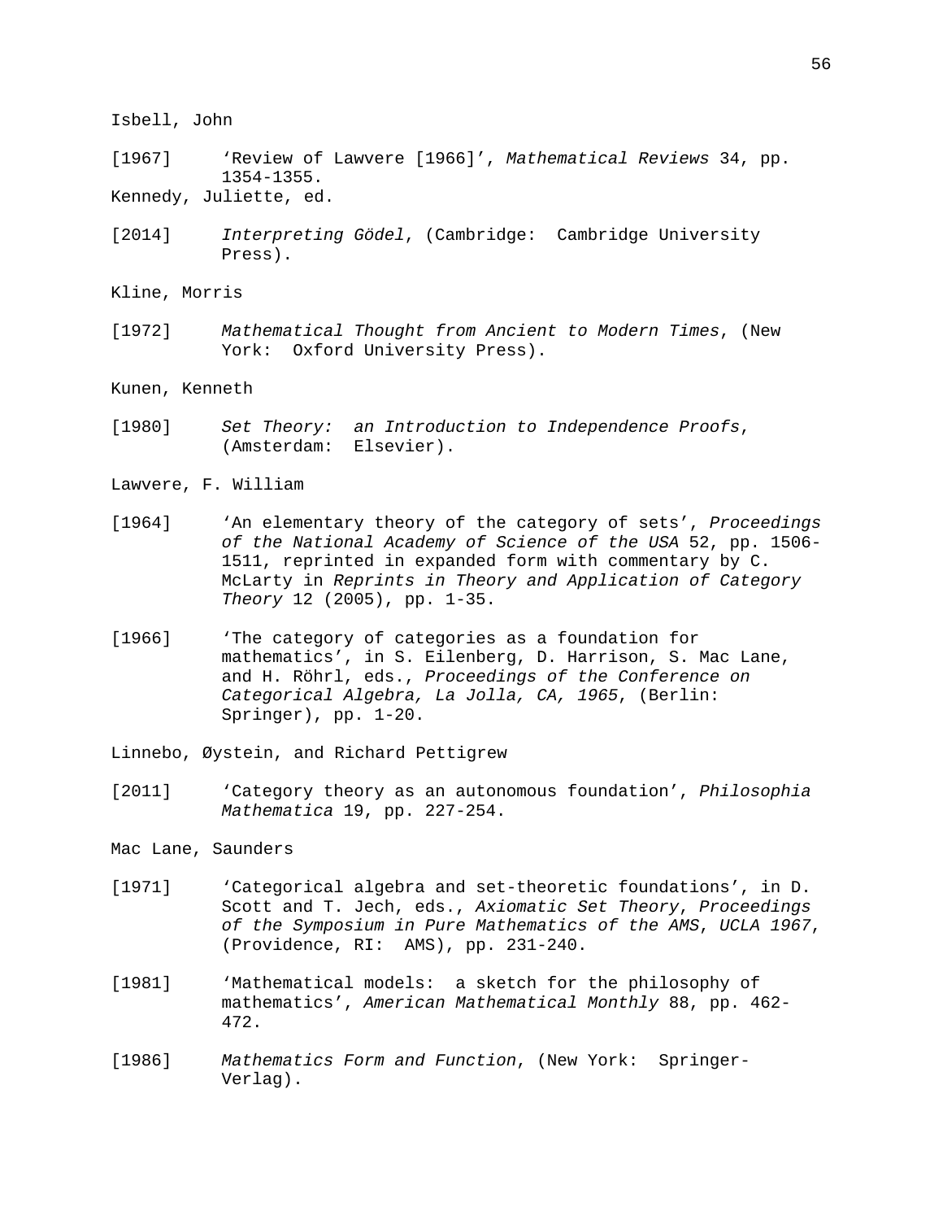Isbell, John

[1967] 'Review of Lawvere [1966]', *Mathematical Reviews* 34, pp. 1354-1355.

Kennedy, Juliette, ed.

[2014] *Interpreting Gödel*, (Cambridge: Cambridge University Press).

Kline, Morris

[1972] *Mathematical Thought from Ancient to Modern Times*, (New York: Oxford University Press).

Kunen, Kenneth

[1980] *Set Theory: an Introduction to Independence Proofs*, (Amsterdam: Elsevier).

Lawvere, F. William

[1964] 'An elementary theory of the category of sets', *Proceedings of the National Academy of Science of the USA* 52, pp. 1506-1511, reprinted in expanded form with commentary by C. McLarty in *Reprints in Theory and Application of Category Theory* 12 (2005), pp. 1-35.

[1966] 'The category of categories as a foundation for mathematics', in S. Eilenberg, D. Harrison, S. Mac Lane, and H. Röhrl, eds., *Proceedings of the Conference on Categorical Algebra, La Jolla, CA, 1965*, (Berlin: Springer), pp. 1-20.

Linnebo, Øystein, and Richard Pettigrew

[2011] 'Category theory as an autonomous foundation', *Philosophia Mathematica* 19, pp. 227-254.

Mac Lane, Saunders

[1971] 'Categorical algebra and set-theoretic foundations', in D. Scott and T. Jech, eds., *Axiomatic Set Theory*, *Proceedings of the Symposium in Pure Mathematics of the AMS*, *UCLA 1967*, (Providence, RI: AMS), pp. 231-240.

[1981] 'Mathematical models: a sketch for the philosophy of mathematics', *American Mathematical Monthly* 88, pp. 462-472.

[1986] *Mathematics Form and Function*, (New York: Springer-Verlag).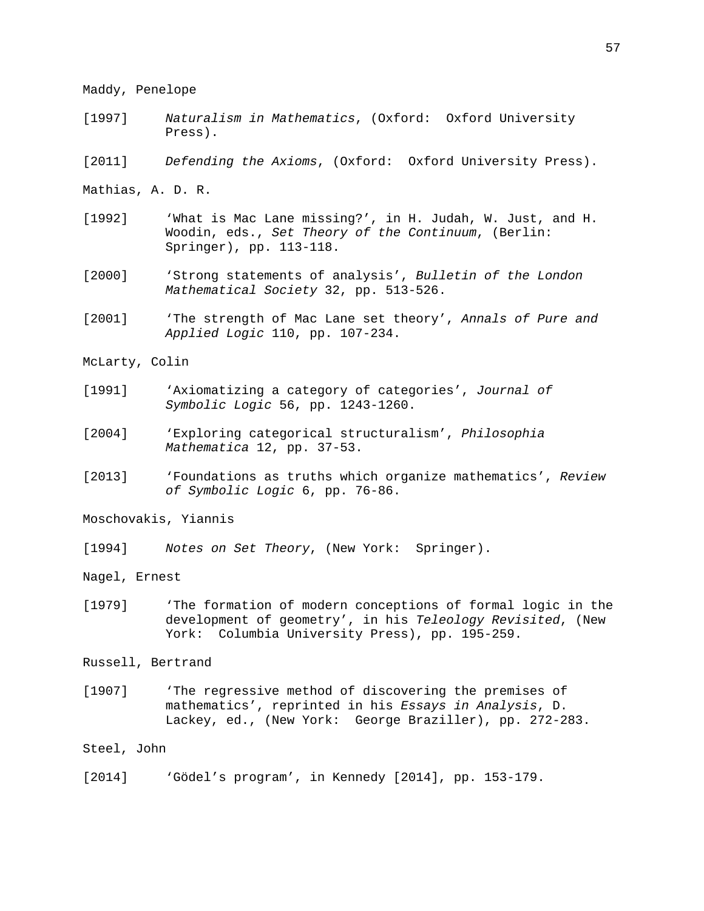Maddy, Penelope

[1997] *Naturalism in Mathematics*, (Oxford: Oxford University Press).

[2011] *Defending the Axioms*, (Oxford: Oxford University Press).

Mathias, A. D. R.

[1992] 'What is Mac Lane missing?', in H. Judah, W. Just, and H. Woodin, eds., *Set Theory of the Continuum*, (Berlin: Springer), pp. 113-118.

[2000] 'Strong statements of analysis', *Bulletin of the London Mathematical Society* 32, pp. 513-526.

[2001] 'The strength of Mac Lane set theory', *Annals of Pure and Applied Logic* 110, pp. 107-234.

McLarty, Colin

[1991] 'Axiomatizing a category of categories', *Journal of Symbolic Logic* 56, pp. 1243-1260.

[2004] 'Exploring categorical structuralism', *Philosophia Mathematica* 12, pp. 37-53.

[2013] 'Foundations as truths which organize mathematics', *Review of Symbolic Logic* 6, pp. 76-86.

Moschovakis, Yiannis

[1994] *Notes on Set Theory*, (New York: Springer).

Nagel, Ernest

[1979] 'The formation of modern conceptions of formal logic in the development of geometry', in his *Teleology Revisited*, (New York: Columbia University Press), pp. 195-259.

Russell, Bertrand

[1907] 'The regressive method of discovering the premises of mathematics', reprinted in his *Essays in Analysis*, D. Lackey, ed., (New York: George Braziller), pp. 272-283.

Steel, John

[2014] 'Gödel's program', in Kennedy [2014], pp. 153-179.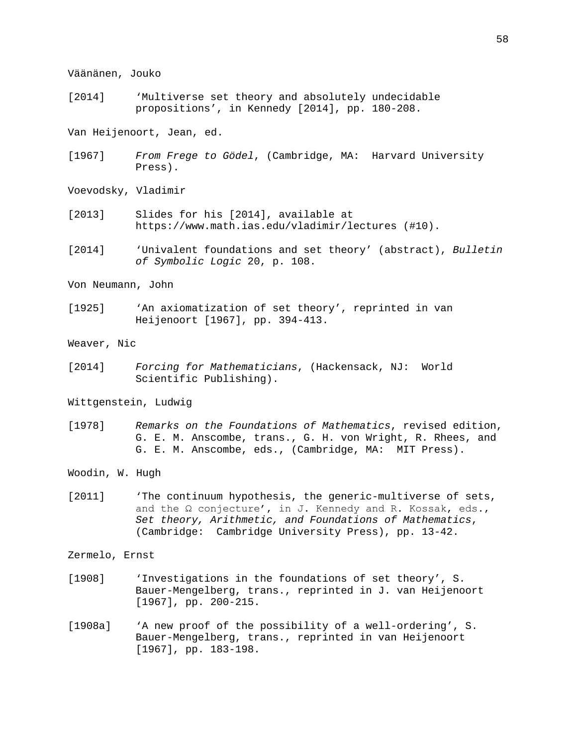Väänänen, Jouko

[2014] 'Multiverse set theory and absolutely undecidable propositions', in Kennedy [2014], pp. 180-208.

Van Heijenoort, Jean, ed.

[1967] *From Frege to Gödel*, (Cambridge, MA: Harvard University Press).

Voevodsky, Vladimir

[2013] Slides for his [2014], available at https://www.math.ias.edu/vladimir/lectures (#10).

[2014] 'Univalent foundations and set theory' (abstract), *Bulletin of Symbolic Logic* 20, p. 108.

Von Neumann, John

[1925] 'An axiomatization of set theory', reprinted in van Heijenoort [1967], pp. 394-413.

Weaver, Nic

[2014] *Forcing for Mathematicians*, (Hackensack, NJ: World Scientific Publishing).

Wittgenstein, Ludwig

[1978] *Remarks on the Foundations of Mathematics*, revised edition, G. E. M. Anscombe, trans., G. H. von Wright, R. Rhees, and G. E. M. Anscombe, eds., (Cambridge, MA: MIT Press).

Woodin, W. Hugh

[2011] 'The continuum hypothesis, the generic-multiverse of sets, and the Ω conjecture', in J. Kennedy and R. Kossak, eds., *Set theory, Arithmetic, and Foundations of Mathematics*, (Cambridge: Cambridge University Press), pp. 13-42.

Zermelo, Ernst

[1908] 'Investigations in the foundations of set theory', S. Bauer-Mengelberg, trans., reprinted in J. van Heijenoort [1967], pp. 200-215.

[1908a] 'A new proof of the possibility of a well-ordering', S. Bauer-Mengelberg, trans., reprinted in van Heijenoort [1967], pp. 183-198.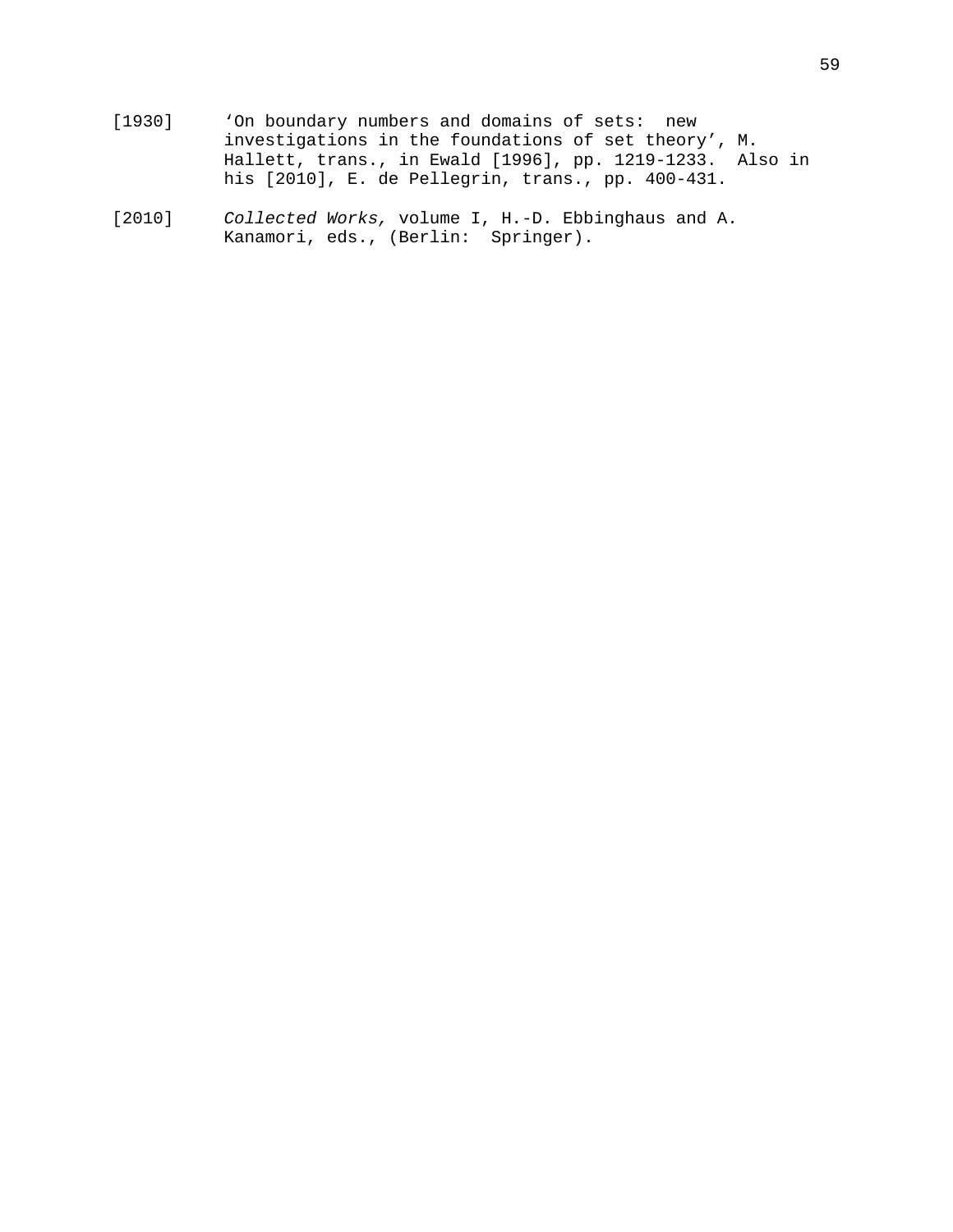[1930] ‘On boundary numbers and domains of sets: new investigations in the foundations of set theory’, M. Hallett, trans., in Ewald [1996], pp. 1219-1233. Also in his [2010], E. de Pellegrin, trans., pp. 400-431.

[2010] *Collected Works,* volume I, H.-D. Ebbinghaus and A. Kanamori, eds., (Berlin: Springer).